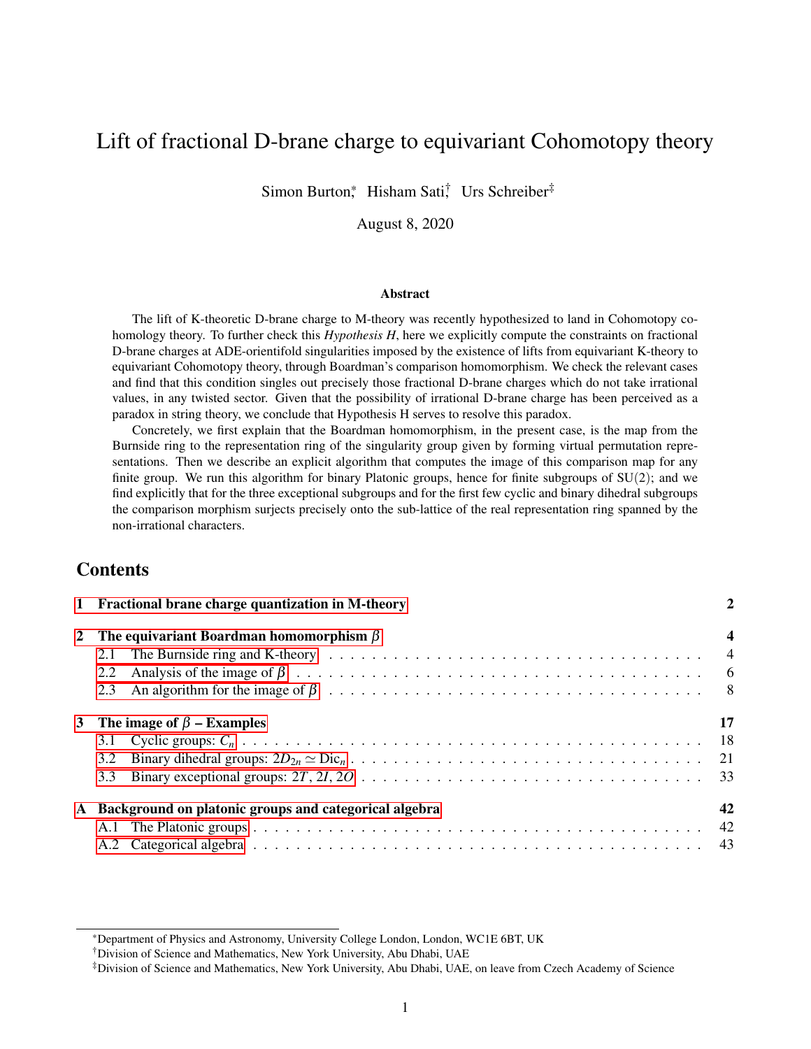# Lift of fractional D-brane charge to equivariant Cohomotopy theory

Simon Burton[*], Hisham Sati[†], Urs Schreiber[‡]

August 8, 2020

### Abstract

The lift of K-theoretic D-brane charge to M-theory was recently hypothesized to land in Cohomotopy cohomology theory. To further check this *Hypothesis H*, here we explicitly compute the constraints on fractional D-brane charges at ADE-orientifold singularities imposed by the existence of lifts from equivariant K-theory to equivariant Cohomotopy theory, through Boardman's comparison homomorphism. We check the relevant cases and find that this condition singles out precisely those fractional D-brane charges which do not take irrational values, in any twisted sector. Given that the possibility of irrational D-brane charge has been perceived as a paradox in string theory, we conclude that Hypothesis H serves to resolve this paradox.

Concretely, we first explain that the Boardman homomorphism, in the present case, is the map from the Burnside ring to the representation ring of the singularity group given by forming virtual permutation representations. Then we describe an explicit algorithm that computes the image of this comparison map for any finite group. We run this algorithm for binary Platonic groups, hence for finite subgroups of SU(2); and we find explicitly that for the three exceptional subgroups and for the first few cyclic and binary dihedral subgroups the comparison morphism surjects precisely onto the sub-lattice of the real representation ring spanned by the non-irrational characters.

## Contents

**1 Fractional brane charge quantization in M-theory** — **2**

**2 The equivariant Boardman homomorphism $\beta$** — **4**
- 2.1 The Burnside ring and K-theory — 4
- 2.2 Analysis of the image of $\beta$ — 6
- 2.3 An algorithm for the image of $\beta$ — 8

**3 The image of $\beta$ – Examples** — **17**
- 3.1 Cyclic groups: $C_n$ — 18
- 3.2 Binary dihedral groups: $2D_{2n} \simeq \mathrm{Dic}_n$ — 21
- 3.3 Binary exceptional groups: $2T$, $2I$, $2O$ — 33

**A Background on platonic groups and categorical algebra** — **42**
- A.1 The Platonic groups — 42
- A.2 Categorical algebra — 43

---

[*] Department of Physics and Astronomy, University College London, London, WC1E 6BT, UK
[†] Division of Science and Mathematics, New York University, Abu Dhabi, UAE
[‡] Division of Science and Mathematics, New York University, Abu Dhabi, UAE, on leave from Czech Academy of Science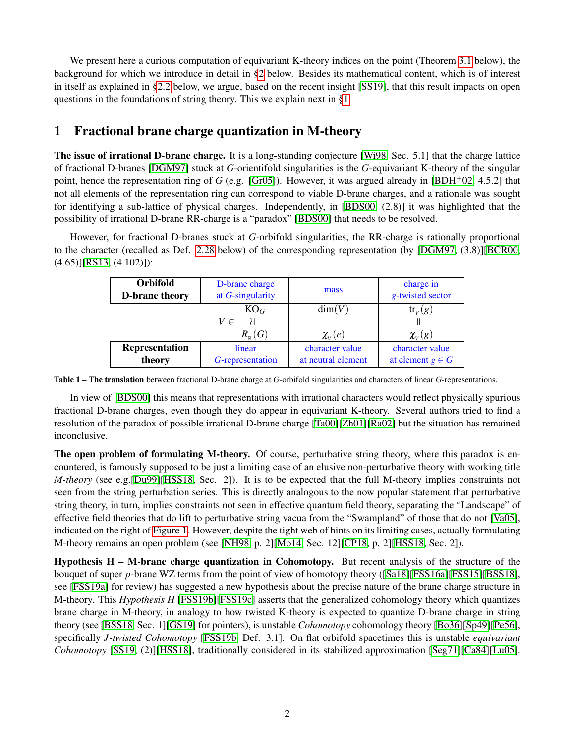We present here a curious computation of equivariant K-theory indices on the point (Theorem 3.1 below), the background for which we introduce in detail in §2 below. Besides its mathematical content, which is of interest in itself as explained in §2.2 below, we argue, based on the recent insight [SS19], that this result impacts on open questions in the foundations of string theory. This we explain next in §1:

## 1 Fractional brane charge quantization in M-theory

**The issue of irrational D-brane charge.** It is a long-standing conjecture [Wi98, Sec. 5.1] that the charge lattice of fractional D-branes [DGM97] stuck at $G$-orientifold singularities is the $G$-equivariant K-theory of the singular point, hence the representation ring of $G$ (e.g. [Gr05]). However, it was argued already in [BDH+02, 4.5.2] that not all elements of the representation ring can correspond to viable D-brane charges, and a rationale was sought for identifying a sub-lattice of physical charges. Independently, in [BDS00, (2.8)] it was highlighted that the possibility of irrational D-brane RR-charge is a "paradox" [BDS00] that needs to be resolved.

However, for fractional D-branes stuck at $G$-orbifold singularities, the RR-charge is rationally proportional to the character (recalled as Def. 2.28 below) of the corresponding representation (by [DGM97, (3.8)][BCR00, (4.65)][RS13, (4.102)]):

| | D-brane charge at $G$-singularity | mass | charge in $g$-twisted sector |
|---|---|---|---|
| **Orbifold D-brane theory** | $V \in \mathrm{KO}_G \simeq R_{\mathbb{R}}(G)$ | $\dim(V) = \chi_V(e)$ | $\mathrm{tr}_V(g) = \chi_V(g)$ |
| **Representation theory** | linear $G$-representation | character value at neutral element | character value at element $g \in G$ |

**Table 1 – The translation** between fractional D-brane charge at $G$-orbifold singularities and characters of linear $G$-representations.

In view of [BDS00] this means that representations with irrational characters would reflect physically spurious fractional D-brane charges, even though they do appear in equivariant K-theory. Several authors tried to find a resolution of the paradox of possible irrational D-brane charge [Ta00][Zh01][Ra02] but the situation has remained inconclusive.

**The open problem of formulating M-theory.** Of course, perturbative string theory, where this paradox is encountered, is famously supposed to be just a limiting case of an elusive non-perturbative theory with working title *M-theory* (see e.g.[Du99][HSS18, Sec. 2]). It is to be expected that the full M-theory implies constraints not seen from the string perturbation series. This is directly analogous to the now popular statement that perturbative string theory, in turn, implies constraints not seen in effective quantum field theory, separating the "Landscape" of effective field theories that do lift to perturbative string vacua from the "Swampland" of those that do not [Va05], indicated on the right of Figure 1. However, despite the tight web of hints on its limiting cases, actually formulating M-theory remains an open problem (see [NH98, p. 2][Mo14, Sec. 12][CP18, p. 2][HSS18, Sec. 2]).

**Hypothesis H – M-brane charge quantization in Cohomotopy.** But recent analysis of the structure of the bouquet of super $p$-brane WZ terms from the point of view of homotopy theory ([Sa18][FSS16a][FSS15][BSS18], see [FSS19a] for review) has suggested a new hypothesis about the precise nature of the brane charge structure in M-theory. This *Hypothesis H* [FSS19b][FSS19c] asserts that the generalized cohomology theory which quantizes brane charge in M-theory, in analogy to how twisted K-theory is expected to quantize D-brane charge in string theory (see [BSS18, Sec. 1][GS19] for pointers), is unstable *Cohomotopy* cohomology theory [Bo36][Sp49][Pe56], specifically *J-twisted Cohomotopy* [FSS19b, Def. 3.1]. On flat orbifold spacetimes this is unstable *equivariant Cohomotopy* [SS19, (2)][HSS18], traditionally considered in its stabilized approximation [Seg71][Ca84][Lu05].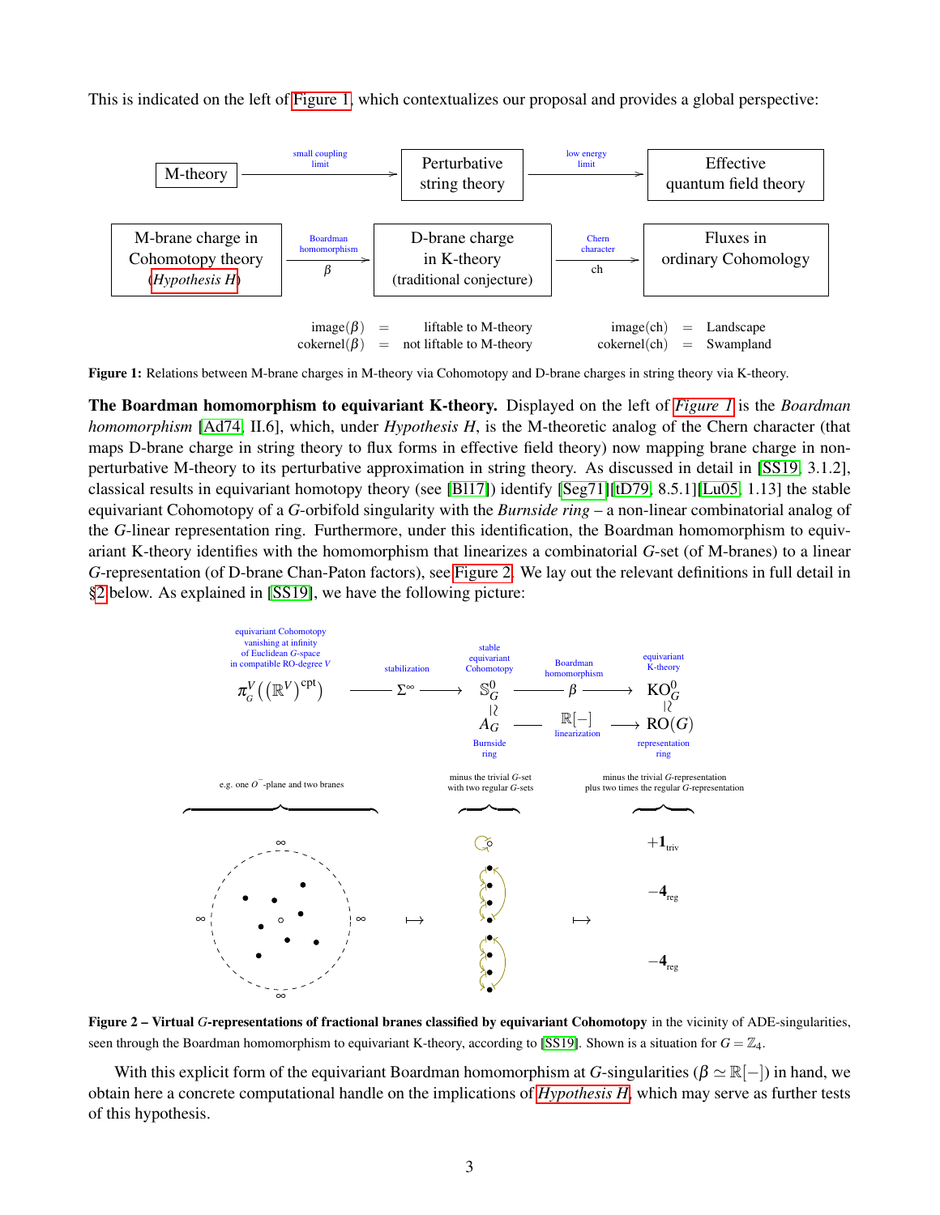This is indicated on the left of Figure 1, which contextualizes our proposal and provides a global perspective:

| M-theory | $\xrightarrow{\text{small coupling limit}}$ | Perturbative string theory | $\xrightarrow{\text{low energy limit}}$ | Effective quantum field theory |
|---|---|---|---|---|
| M-brane charge in Cohomotopy theory (*Hypothesis H*) | $\xrightarrow[\beta]{\text{Boardman homomorphism}}$ | D-brane charge in K-theory (traditional conjecture) | $\xrightarrow[\text{ch}]{\text{Chern character}}$ | Fluxes in ordinary Cohomology |

image$(\beta)$ = liftable to M-theory  image(ch) = Landscape
cokernel$(\beta)$ = not liftable to M-theory  cokernel(ch) = Swampland

**Figure 1:** Relations between M-brane charges in M-theory via Cohomotopy and D-brane charges in string theory via K-theory.

**The Boardman homomorphism to equivariant K-theory.** Displayed on the left of *Figure 1* is the *Boardman homomorphism* [Ad74, II.6], which, under *Hypothesis H*, is the M-theoretic analog of the Chern character (that maps D-brane charge in string theory to flux forms in effective field theory) now mapping brane charge in non-perturbative M-theory to its perturbative approximation in string theory. As discussed in detail in [SS19, 3.1.2], classical results in equivariant homotopy theory (see [Bl17]) identify [Seg71][tD79, 8.5.1][Lu05, 1.13] the stable equivariant Cohomotopy of a $G$-orbifold singularity with the *Burnside ring* – a non-linear combinatorial analog of the $G$-linear representation ring. Furthermore, under this identification, the Boardman homomorphism to equivariant K-theory identifies with the homomorphism that linearizes a combinatorial $G$-set (of M-branes) to a linear $G$-representation (of D-brane Chan-Paton factors), see Figure 2. We lay out the relevant definitions in full detail in §2 below. As explained in [SS19], we have the following picture:

$$\underset{\substack{\text{equivariant Cohomotopy}\\ \text{vanishing at infinity}\\ \text{of Euclidean } G\text{-space}\\ \text{in compatible RO-degree } V}}{\pi_G^V\big((\mathbb{R}^V)^{\mathrm{cpt}}\big)} \xrightarrow[\text{stabilization}]{\Sigma^\infty} \underset{\substack{\text{stable}\\ \text{equivariant}\\ \text{Cohomotopy}}}{\mathbb{S}^0_G} \xrightarrow[\text{Boardman homomorphism}]{\beta} \underset{\substack{\text{equivariant}\\ \text{K-theory}}}{\mathrm{KO}^0_G}$$

$$\underset{\substack{\text{Burnside}\\ \text{ring}}}{A_G} \xrightarrow[\text{linearization}]{\mathbb{R}[-]} \underset{\substack{\text{representation}\\ \text{ring}}}{\mathrm{RO}(G)}$$

(with $\mathbb{S}^0_G \simeq A_G$ and $\mathrm{KO}^0_G \simeq \mathrm{RO}(G)$)

e.g. one $O^-$-plane and two branes $\mapsto$ minus the trivial $G$-set with two regular $G$-sets $\mapsto$ minus the trivial $G$-representation plus two times the regular $G$-representation

$+\mathbf{1}_{\mathrm{triv}}$, $-\mathbf{4}_{\mathrm{reg}}$, $-\mathbf{4}_{\mathrm{reg}}$

**Figure 2 – Virtual $G$-representations of fractional branes classified by equivariant Cohomotopy** in the vicinity of ADE-singularities, seen through the Boardman homomorphism to equivariant K-theory, according to [SS19]. Shown is a situation for $G = \mathbb{Z}_4$.

With this explicit form of the equivariant Boardman homomorphism at $G$-singularities ($\beta \simeq \mathbb{R}[-]$) in hand, we obtain here a concrete computational handle on the implications of *Hypothesis H*, which may serve as further tests of this hypothesis.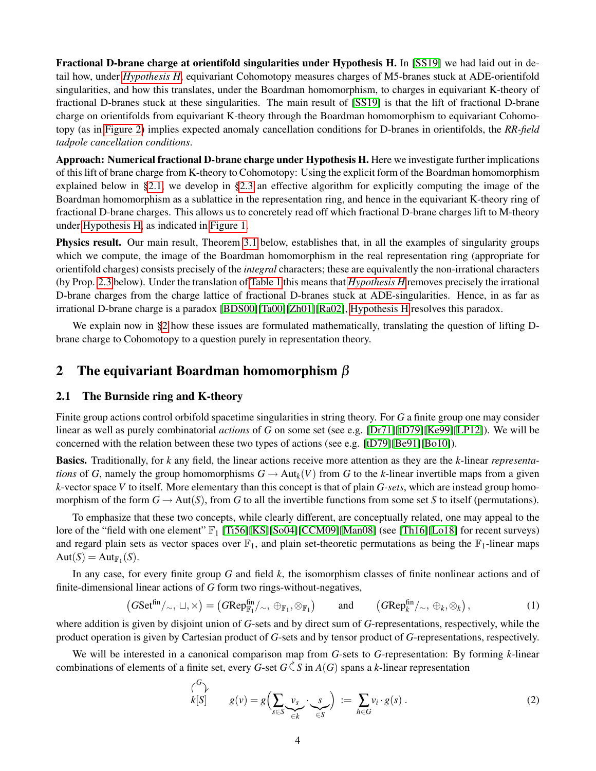**Fractional D-brane charge at orientifold singularities under Hypothesis H.** In [SS19] we had laid out in detail how, under *Hypothesis H*, equivariant Cohomotopy measures charges of M5-branes stuck at ADE-orientifold singularities, and how this translates, under the Boardman homomorphism, to charges in equivariant K-theory of fractional D-branes stuck at these singularities. The main result of [SS19] is that the lift of fractional D-brane charge on orientifolds from equivariant K-theory through the Boardman homomorphism to equivariant Cohomotopy (as in Figure 2) implies expected anomaly cancellation conditions for D-branes in orientifolds, the *RR-field tadpole cancellation conditions*.

**Approach: Numerical fractional D-brane charge under Hypothesis H.** Here we investigate further implications of this lift of brane charge from K-theory to Cohomotopy: Using the explicit form of the Boardman homomorphism explained below in §2.1, we develop in §2.3 an effective algorithm for explicitly computing the image of the Boardman homomorphism as a sublattice in the representation ring, and hence in the equivariant K-theory ring of fractional D-brane charges. This allows us to concretely read off which fractional D-brane charges lift to M-theory under Hypothesis H, as indicated in Figure 1.

**Physics result.** Our main result, Theorem 3.1 below, establishes that, in all the examples of singularity groups which we compute, the image of the Boardman homomorphism in the real representation ring (appropriate for orientifold charges) consists precisely of the *integral* characters; these are equivalently the non-irrational characters (by Prop. 2.3 below). Under the translation of Table 1 this means that *Hypothesis H* removes precisely the irrational D-brane charges from the charge lattice of fractional D-branes stuck at ADE-singularities. Hence, in as far as irrational D-brane charge is a paradox [BDS00][Ta00][Zh01][Ra02], Hypothesis H resolves this paradox.

We explain now in §2 how these issues are formulated mathematically, translating the question of lifting D-brane charge to Cohomotopy to a question purely in representation theory.

## 2 The equivariant Boardman homomorphism $\beta$

### 2.1 The Burnside ring and K-theory

Finite group actions control orbifold spacetime singularities in string theory. For $G$ a finite group one may consider linear as well as purely combinatorial *actions* of $G$ on some set (see e.g. [Dr71][tD79][Ke99][LP12]). We will be concerned with the relation between these two types of actions (see e.g. [tD79][Be91][Bo10]).

**Basics.** Traditionally, for $k$ any field, the linear actions receive more attention as they are the $k$-linear *representations* of $G$, namely the group homomorphisms $G \to \mathrm{Aut}_k(V)$ from $G$ to the $k$-linear invertible maps from a given $k$-vector space $V$ to itself. More elementary than this concept is that of plain *G-sets*, which are instead group homomorphism of the form $G \to \mathrm{Aut}(S)$, from $G$ to all the invertible functions from some set $S$ to itself (permutations).

To emphasize that these two concepts, while clearly different, are conceptually related, one may appeal to the lore of the "field with one element" $\mathbb{F}_1$ [Ti56][KS][So04][CCM09][Man08] (see [Th16][Lo18] for recent surveys) and regard plain sets as vector spaces over $\mathbb{F}_1$, and plain set-theoretic permutations as being the $\mathbb{F}_1$-linear maps $\mathrm{Aut}(S) = \mathrm{Aut}_{\mathbb{F}_1}(S)$.

In any case, for every finite group $G$ and field $k$, the isomorphism classes of finite nonlinear actions and of finite-dimensional linear actions of $G$ form two rings-without-negatives,

$$\big(G\mathrm{Set}^{\mathrm{fin}}/_\sim, \sqcup, \times\big) = \big(G\mathrm{Rep}^{\mathrm{fin}}_{\mathbb{F}_1}/_\sim, \oplus_{\mathbb{F}_1}, \otimes_{\mathbb{F}_1}\big) \qquad \text{and} \qquad \big(G\mathrm{Rep}^{\mathrm{fin}}_{k}/_\sim, \oplus_k, \otimes_k\big), \tag{1}$$

where addition is given by disjoint union of $G$-sets and by direct sum of $G$-representations, respectively, while the product operation is given by Cartesian product of $G$-sets and by tensor product of $G$-representations, respectively.

We will be interested in a canonical comparison map from $G$-sets to $G$-representation: By forming $k$-linear combinations of elements of a finite set, every $G$-set $G \curvearrowright S$ in $A(G)$ spans a $k$-linear representation

$$\overset{G}{\curvearrowright} k[S] \qquad g(v) = g\Big(\sum_{s\in S} \underbrace{v_s}_{\in k} \cdot \underbrace{s}_{\in S}\Big) := \sum_{h\in G} v_i \cdot g(s)\,. \tag{2}$$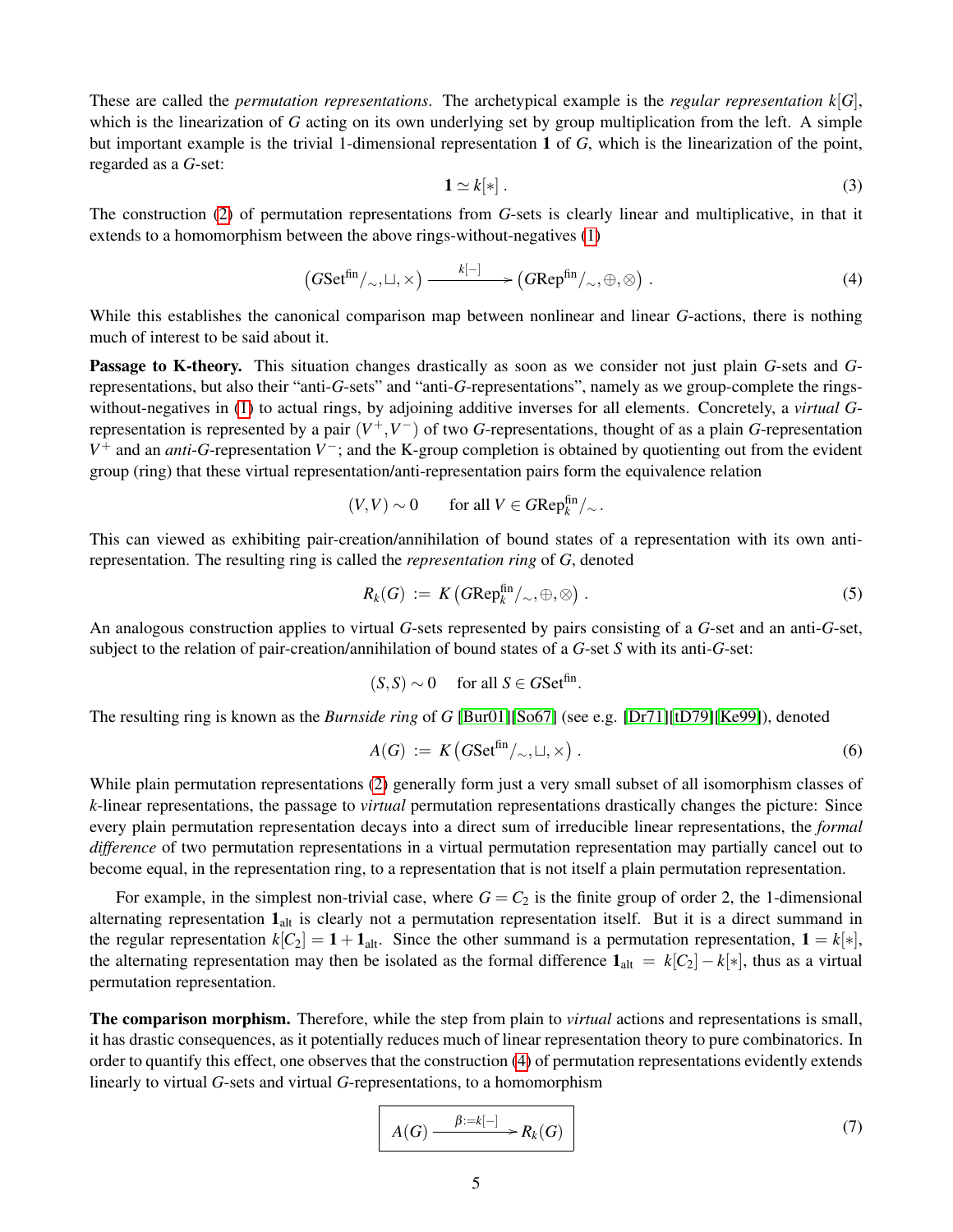These are called the *permutation representations*. The archetypical example is the *regular representation* $k[G]$, which is the linearization of $G$ acting on its own underlying set by group multiplication from the left. A simple but important example is the trivial 1-dimensional representation $\mathbf{1}$ of $G$, which is the linearization of the point, regarded as a $G$-set:

$$\mathbf{1} \simeq k[*] \,. \tag{3}$$

The construction (2) of permutation representations from $G$-sets is clearly linear and multiplicative, in that it extends to a homomorphism between the above rings-without-negatives (1)

$$\left(G\mathrm{Set}^{\mathrm{fin}}/_\sim, \sqcup, \times\right) \xrightarrow{\;\; k[-] \;\;} \left(G\mathrm{Rep}^{\mathrm{fin}}/_\sim, \oplus, \otimes\right) \,. \tag{4}$$

While this establishes the canonical comparison map between nonlinear and linear $G$-actions, there is nothing much of interest to be said about it.

**Passage to K-theory.** This situation changes drastically as soon as we consider not just plain $G$-sets and $G$-representations, but also their "anti-$G$-sets" and "anti-$G$-representations", namely as we group-complete the rings-without-negatives in (1) to actual rings, by adjoining additive inverses for all elements. Concretely, a *virtual* $G$-representation is represented by a pair $(V^+, V^-)$ of two $G$-representations, thought of as a plain $G$-representation $V^+$ and an *anti-$G$*-representation $V^-$; and the K-group completion is obtained by quotienting out from the evident group (ring) that these virtual representation/anti-representation pairs form the equivalence relation

$$(V,V) \sim 0 \qquad \text{for all } V \in G\mathrm{Rep}_k^{\mathrm{fin}}/_\sim \,.$$

This can viewed as exhibiting pair-creation/annihilation of bound states of a representation with its own anti-representation. The resulting ring is called the *representation ring* of $G$, denoted

$$R_k(G) \;:=\; K\left(G\mathrm{Rep}_k^{\mathrm{fin}}/_\sim, \oplus, \otimes\right) \,. \tag{5}$$

An analogous construction applies to virtual $G$-sets represented by pairs consisting of a $G$-set and an anti-$G$-set, subject to the relation of pair-creation/annihilation of bound states of a $G$-set $S$ with its anti-$G$-set:

$$(S,S) \sim 0 \quad \text{ for all } S \in G\mathrm{Set}^{\mathrm{fin}}.$$

The resulting ring is known as the *Burnside ring* of $G$ [Bur01][So67] (see e.g. [Dr71][tD79][Ke99]), denoted

$$A(G) \;:=\; K\left(G\mathrm{Set}^{\mathrm{fin}}/_\sim, \sqcup, \times\right) \,. \tag{6}$$

While plain permutation representations (2) generally form just a very small subset of all isomorphism classes of $k$-linear representations, the passage to *virtual* permutation representations drastically changes the picture: Since every plain permutation representation decays into a direct sum of irreducible linear representations, the *formal difference* of two permutation representations in a virtual permutation representation may partially cancel out to become equal, in the representation ring, to a representation that is not itself a plain permutation representation.

For example, in the simplest non-trivial case, where $G = C_2$ is the finite group of order 2, the 1-dimensional alternating representation $\mathbf{1}_{\mathrm{alt}}$ is clearly not a permutation representation itself. But it is a direct summand in the regular representation $k[C_2] = \mathbf{1} + \mathbf{1}_{\mathrm{alt}}$. Since the other summand is a permutation representation, $\mathbf{1} = k[*]$, the alternating representation may then be isolated as the formal difference $\mathbf{1}_{\mathrm{alt}} \;=\; k[C_2] - k[*]$, thus as a virtual permutation representation.

**The comparison morphism.** Therefore, while the step from plain to *virtual* actions and representations is small, it has drastic consequences, as it potentially reduces much of linear representation theory to pure combinatorics. In order to quantify this effect, one observes that the construction (4) of permutation representations evidently extends linearly to virtual $G$-sets and virtual $G$-representations, to a homomorphism

$$\boxed{A(G) \xrightarrow{\;\; \beta := k[-] \;\;} R_k(G)} \tag{7}$$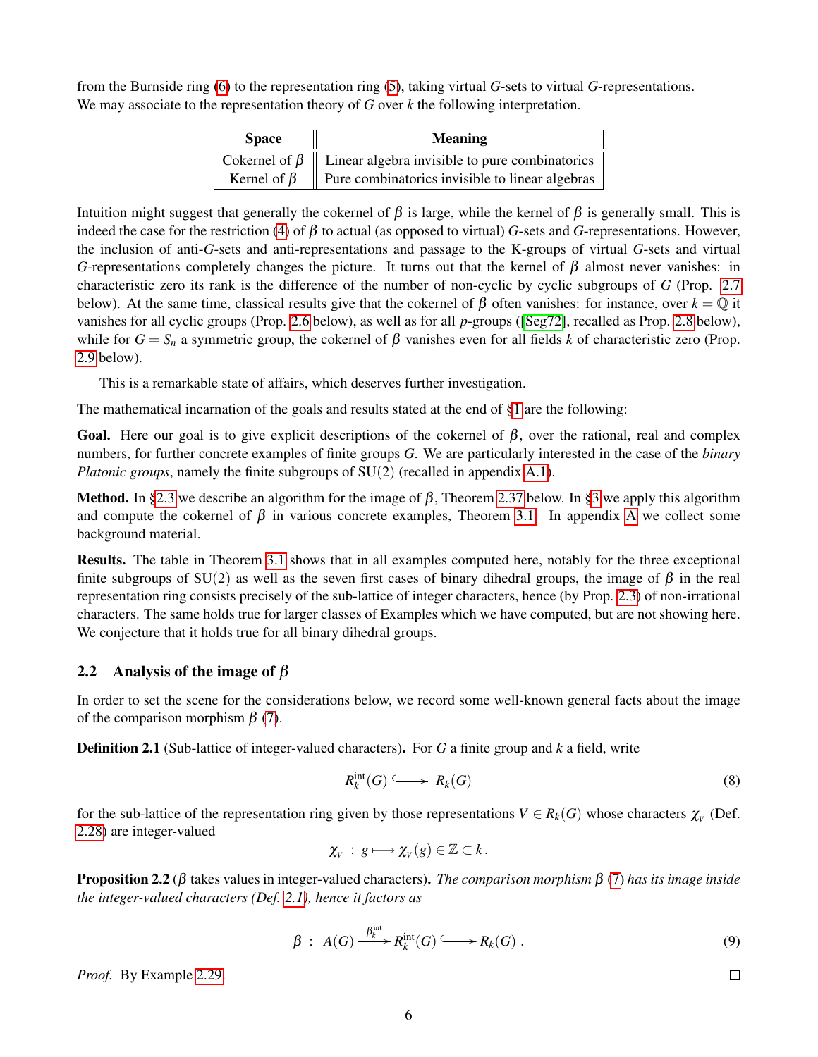from the Burnside ring (6) to the representation ring (5), taking virtual $G$-sets to virtual $G$-representations. We may associate to the representation theory of $G$ over $k$ the following interpretation.

| Space | Meaning |
|---|---|
| Cokernel of $\beta$ | Linear algebra invisible to pure combinatorics |
| Kernel of $\beta$ | Pure combinatorics invisible to linear algebras |

Intuition might suggest that generally the cokernel of $\beta$ is large, while the kernel of $\beta$ is generally small. This is indeed the case for the restriction (4) of $\beta$ to actual (as opposed to virtual) $G$-sets and $G$-representations. However, the inclusion of anti-$G$-sets and anti-representations and passage to the K-groups of virtual $G$-sets and virtual $G$-representations completely changes the picture. It turns out that the kernel of $\beta$ almost never vanishes: in characteristic zero its rank is the difference of the number of non-cyclic by cyclic subgroups of $G$ (Prop. 2.7 below). At the same time, classical results give that the cokernel of $\beta$ often vanishes: for instance, over $k = \mathbb{Q}$ it vanishes for all cyclic groups (Prop. 2.6 below), as well as for all $p$-groups ([Seg72], recalled as Prop. 2.8 below), while for $G = S_n$ a symmetric group, the cokernel of $\beta$ vanishes even for all fields $k$ of characteristic zero (Prop. 2.9 below).

This is a remarkable state of affairs, which deserves further investigation.

The mathematical incarnation of the goals and results stated at the end of §1 are the following:

**Goal.** Here our goal is to give explicit descriptions of the cokernel of $\beta$, over the rational, real and complex numbers, for further concrete examples of finite groups $G$. We are particularly interested in the case of the *binary Platonic groups*, namely the finite subgroups of $\mathrm{SU}(2)$ (recalled in appendix A.1).

**Method.** In §2.3 we describe an algorithm for the image of $\beta$, Theorem 2.37 below. In §3 we apply this algorithm and compute the cokernel of $\beta$ in various concrete examples, Theorem 3.1. In appendix A we collect some background material.

**Results.** The table in Theorem 3.1 shows that in all examples computed here, notably for the three exceptional finite subgroups of $\mathrm{SU}(2)$ as well as the seven first cases of binary dihedral groups, the image of $\beta$ in the real representation ring consists precisely of the sub-lattice of integer characters, hence (by Prop. 2.3) of non-irrational characters. The same holds true for larger classes of Examples which we have computed, but are not showing here. We conjecture that it holds true for all binary dihedral groups.

## 2.2 Analysis of the image of $\beta$

In order to set the scene for the considerations below, we record some well-known general facts about the image of the comparison morphism $\beta$ (7).

**Definition 2.1** (Sub-lattice of integer-valued characters)**.** For $G$ a finite group and $k$ a field, write

$$R_k^{\mathrm{int}}(G) \hookrightarrow R_k(G) \tag{8}$$

for the sub-lattice of the representation ring given by those representations $V \in R_k(G)$ whose characters $\chi_V$ (Def. 2.28) are integer-valued

$$\chi_V \;:\; g \longmapsto \chi_V(g) \in \mathbb{Z} \subset k\,.$$

**Proposition 2.2** ($\beta$ takes values in integer-valued characters)**.** *The comparison morphism $\beta$ (7) has its image inside the integer-valued characters (Def. 2.1), hence it factors as*

$$\beta \;:\; A(G) \xrightarrow{\beta_k^{\mathrm{int}}} R_k^{\mathrm{int}}(G) \hookrightarrow R_k(G)\,. \tag{9}$$

*Proof.* By Example 2.29. ∎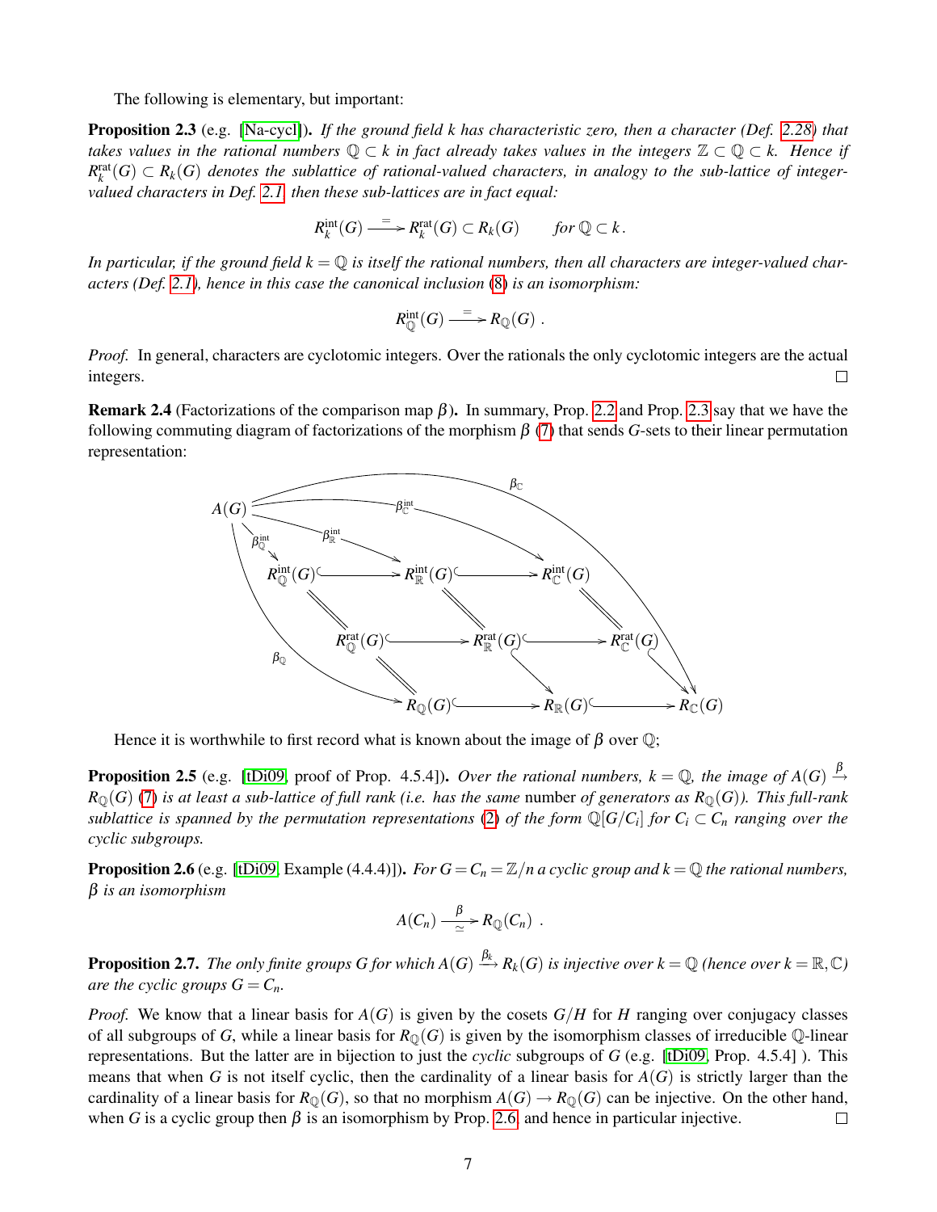The following is elementary, but important:

**Proposition 2.3** (e.g. [Na-cycl]). *If the ground field $k$ has characteristic zero, then a character (Def. 2.28) that takes values in the rational numbers $\mathbb{Q} \subset k$ in fact already takes values in the integers $\mathbb{Z} \subset \mathbb{Q} \subset k$. Hence if $R_k^{\mathrm{rat}}(G) \subset R_k(G)$ denotes the sublattice of rational-valued characters, in analogy to the sub-lattice of integer-valued characters in Def. 2.1, then these sub-lattices are in fact equal:*

$$R_k^{\mathrm{int}}(G) \xrightarrow{=} R_k^{\mathrm{rat}}(G) \subset R_k(G) \qquad \text{for } \mathbb{Q} \subset k\,.$$

*In particular, if the ground field $k = \mathbb{Q}$ is itself the rational numbers, then all characters are integer-valued characters (Def. 2.1), hence in this case the canonical inclusion (8) is an isomorphism:*

$$R_{\mathbb{Q}}^{\mathrm{int}}(G) \xrightarrow{=} R_{\mathbb{Q}}(G)\;.$$

*Proof.* In general, characters are cyclotomic integers. Over the rationals the only cyclotomic integers are the actual integers. □

**Remark 2.4** (Factorizations of the comparison map $\beta$). In summary, Prop. 2.2 and Prop. 2.3 say that we have the following commuting diagram of factorizations of the morphism $\beta$ (7) that sends $G$-sets to their linear permutation representation:

$$
\begin{array}{ccccc}
 & & A(G) & & \\
 & \swarrow^{\beta_{\mathbb{Q}}^{\mathrm{int}}} & \downarrow^{\beta_{\mathbb{R}}^{\mathrm{int}}} & \searrow^{\beta_{\mathbb{C}}^{\mathrm{int}}} & \\
R_{\mathbb{Q}}^{\mathrm{int}}(G) & \hookrightarrow & R_{\mathbb{R}}^{\mathrm{int}}(G) & \hookrightarrow & R_{\mathbb{C}}^{\mathrm{int}}(G) \\
\| & & \| & & \| \\
R_{\mathbb{Q}}^{\mathrm{rat}}(G) & \hookrightarrow & R_{\mathbb{R}}^{\mathrm{rat}}(G) & \hookrightarrow & R_{\mathbb{C}}^{\mathrm{rat}}(G) \\
\| & & \downarrow & & \downarrow \\
R_{\mathbb{Q}}(G) & \hookrightarrow & R_{\mathbb{R}}(G) & \hookrightarrow & R_{\mathbb{C}}(G)
\end{array}
$$

with $\beta_{\mathbb{Q}}: A(G) \to R_{\mathbb{Q}}(G)$ and $\beta_{\mathbb{C}}: A(G) \to R_{\mathbb{C}}(G)$.

Hence it is worthwhile to first record what is known about the image of $\beta$ over $\mathbb{Q}$;

**Proposition 2.5** (e.g. [tDi09, proof of Prop. 4.5.4]). *Over the rational numbers, $k = \mathbb{Q}$, the image of $A(G) \xrightarrow{\beta} R_{\mathbb{Q}}(G)$ (7) is at least a sub-lattice of full rank (i.e. has the same* number *of generators as $R_{\mathbb{Q}}(G)$). This full-rank sublattice is spanned by the permutation representations (2) of the form $\mathbb{Q}[G/C_i]$ for $C_i \subset C_n$ ranging over the cyclic subgroups.*

**Proposition 2.6** (e.g. [tDi09, Example (4.4.4)]). *For $G = C_n = \mathbb{Z}/n$ a cyclic group and $k = \mathbb{Q}$ the rational numbers, $\beta$ is an isomorphism*

$$A(C_n) \xrightarrow[\simeq]{\beta} R_{\mathbb{Q}}(C_n)\;.$$

**Proposition 2.7.** *The only finite groups $G$ for which $A(G) \xrightarrow{\beta_k} R_k(G)$ is injective over $k = \mathbb{Q}$ (hence over $k = \mathbb{R}, \mathbb{C}$) are the cyclic groups $G = C_n$.*

*Proof.* We know that a linear basis for $A(G)$ is given by the cosets $G/H$ for $H$ ranging over conjugacy classes of all subgroups of $G$, while a linear basis for $R_{\mathbb{Q}}(G)$ is given by the isomorphism classes of irreducible $\mathbb{Q}$-linear representations. But the latter are in bijection to just the *cyclic* subgroups of $G$ (e.g. [tDi09, Prop. 4.5.4] ). This means that when $G$ is not itself cyclic, then the cardinality of a linear basis for $A(G)$ is strictly larger than the cardinality of a linear basis for $R_{\mathbb{Q}}(G)$, so that no morphism $A(G) \to R_{\mathbb{Q}}(G)$ can be injective. On the other hand, when $G$ is a cyclic group then $\beta$ is an isomorphism by Prop. 2.6, and hence in particular injective. □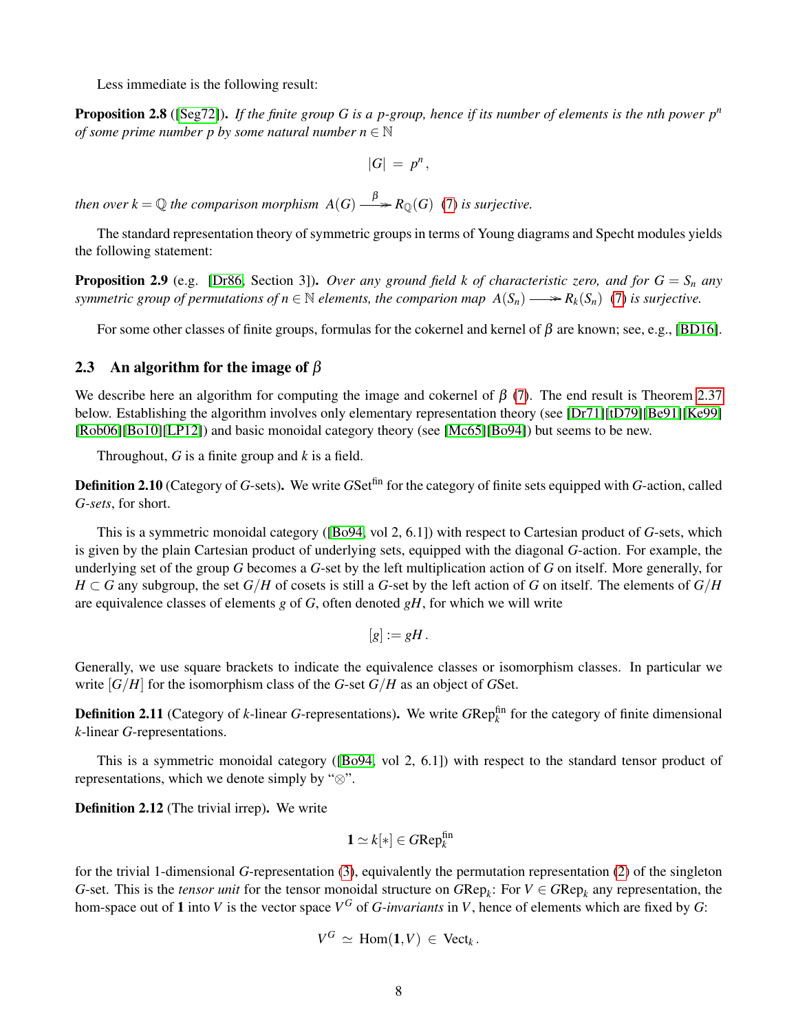Less immediate is the following result:

**Proposition 2.8** ([Seg72]). *If the finite group $G$ is a $p$-group, hence if its number of elements is the $n$th power $p^n$ of some prime number $p$ by some natural number $n \in \mathbb{N}$*

$$|G| \;=\; p^n\,,$$

*then over $k = \mathbb{Q}$ the comparison morphism $A(G) \xrightarrow{\;\beta\;} R_{\mathbb{Q}}(G)$ (7) is surjective.*

The standard representation theory of symmetric groups in terms of Young diagrams and Specht modules yields the following statement:

**Proposition 2.9** (e.g. [Dr86, Section 3]). *Over any ground field $k$ of characteristic zero, and for $G = S_n$ any symmetric group of permutations of $n \in \mathbb{N}$ elements, the comparion map $A(S_n) \longrightarrow R_k(S_n)$ (7) is surjective.*

For some other classes of finite groups, formulas for the cokernel and kernel of $\beta$ are known; see, e.g., [BD16].

## 2.3 An algorithm for the image of $\beta$

We describe here an algorithm for computing the image and cokernel of $\beta$ (7). The end result is Theorem 2.37 below. Establishing the algorithm involves only elementary representation theory (see [Dr71][tD79][Be91][Ke99][Rob06][Bo10][LP12]) and basic monoidal category theory (see [Mc65][Bo94]) but seems to be new.

Throughout, $G$ is a finite group and $k$ is a field.

**Definition 2.10** (Category of $G$-sets). We write $G\mathrm{Set}^{\mathrm{fin}}$ for the category of finite sets equipped with $G$-action, called *$G$-sets*, for short.

This is a symmetric monoidal category ([Bo94, vol 2, 6.1]) with respect to Cartesian product of $G$-sets, which is given by the plain Cartesian product of underlying sets, equipped with the diagonal $G$-action. For example, the underlying set of the group $G$ becomes a $G$-set by the left multiplication action of $G$ on itself. More generally, for $H \subset G$ any subgroup, the set $G/H$ of cosets is still a $G$-set by the left action of $G$ on itself. The elements of $G/H$ are equivalence classes of elements $g$ of $G$, often denoted $gH$, for which we will write

$$[g] := gH\,.$$

Generally, we use square brackets to indicate the equivalence classes or isomorphism classes. In particular we write $[G/H]$ for the isomorphism class of the $G$-set $G/H$ as an object of $G\mathrm{Set}$.

**Definition 2.11** (Category of $k$-linear $G$-representations). We write $G\mathrm{Rep}_k^{\mathrm{fin}}$ for the category of finite dimensional $k$-linear $G$-representations.

This is a symmetric monoidal category ([Bo94, vol 2, 6.1]) with respect to the standard tensor product of representations, which we denote simply by "$\otimes$".

**Definition 2.12** (The trivial irrep). We write

$$\mathbf{1} \simeq k[*] \in G\mathrm{Rep}_k^{\mathrm{fin}}$$

for the trivial 1-dimensional $G$-representation (3), equivalently the permutation representation (2) of the singleton $G$-set. This is the *tensor unit* for the tensor monoidal structure on $G\mathrm{Rep}_k$: For $V \in G\mathrm{Rep}_k$ any representation, the hom-space out of $\mathbf{1}$ into $V$ is the vector space $V^G$ of *$G$-invariants* in $V$, hence of elements which are fixed by $G$:

$$V^G \;\simeq\; \mathrm{Hom}(\mathbf{1}, V) \;\in\; \mathrm{Vect}_k\,.$$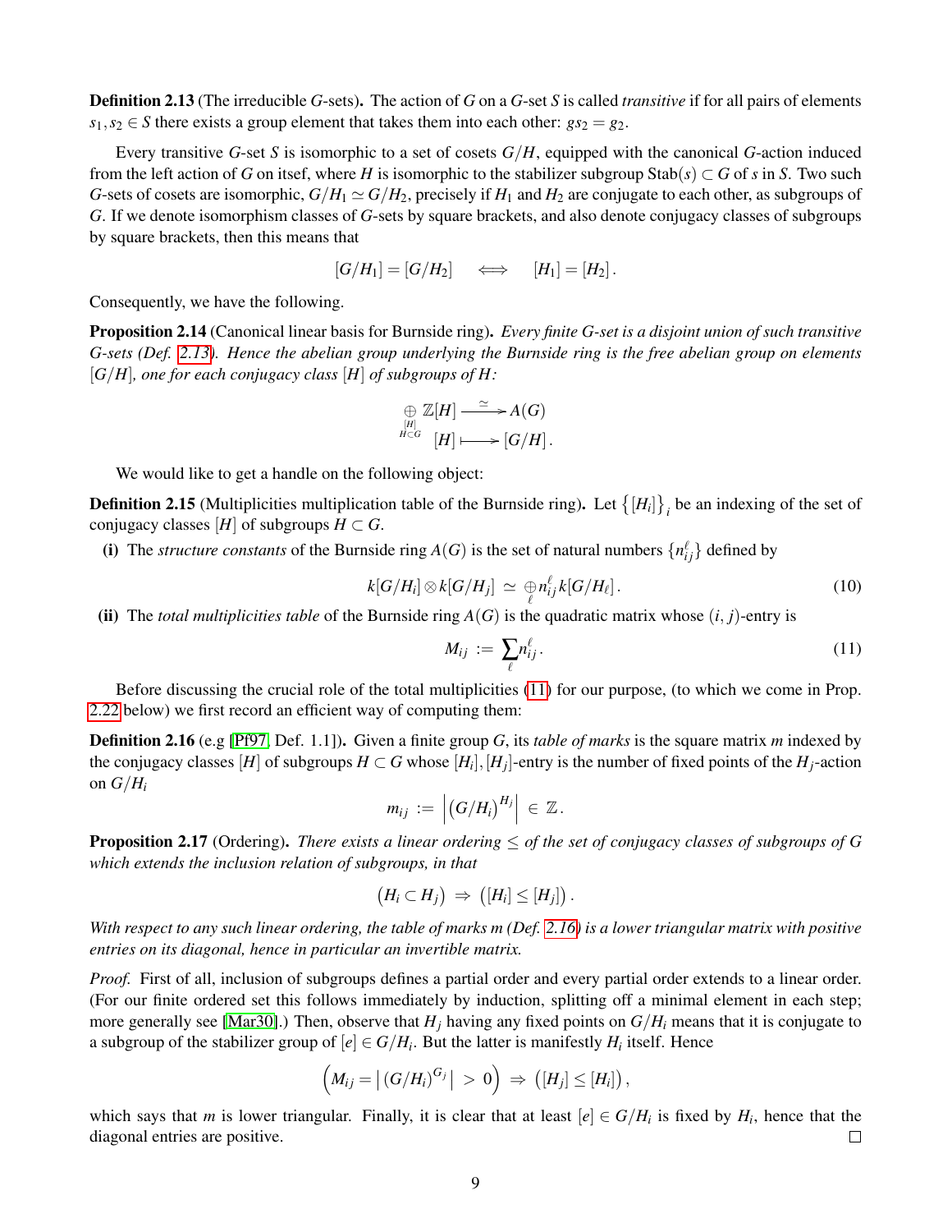**Definition 2.13** (The irreducible $G$-sets)**.** The action of $G$ on a $G$-set $S$ is called *transitive* if for all pairs of elements $s_1, s_2 \in S$ there exists a group element that takes them into each other: $gs_2 = g_2$.

Every transitive $G$-set $S$ is isomorphic to a set of cosets $G/H$, equipped with the canonical $G$-action induced from the left action of $G$ on itself, where $H$ is isomorphic to the stabilizer subgroup $\mathrm{Stab}(s) \subset G$ of $s$ in $S$. Two such $G$-sets of cosets are isomorphic, $G/H_1 \simeq G/H_2$, precisely if $H_1$ and $H_2$ are conjugate to each other, as subgroups of $G$. If we denote isomorphism classes of $G$-sets by square brackets, and also denote conjugacy classes of subgroups by square brackets, then this means that

$$[G/H_1] = [G/H_2] \quad \Longleftrightarrow \quad [H_1] = [H_2] \, .$$

Consequently, we have the following.

**Proposition 2.14** (Canonical linear basis for Burnside ring)**.** *Every finite G-set is a disjoint union of such transitive G-sets (Def. 2.13). Hence the abelian group underlying the Burnside ring is the free abelian group on elements $[G/H]$, one for each conjugacy class $[H]$ of subgroups of $H$:*

$$\begin{array}{ccc} \underset{\substack{[H] \\ H \subset G}}{\oplus} \mathbb{Z}[H] & \xrightarrow{\ \simeq\ } & A(G) \\ [H] & \longmapsto & [G/H] \, . \end{array}$$

We would like to get a handle on the following object:

**Definition 2.15** (Multiplicities multiplication table of the Burnside ring)**.** Let $\big\{[H_i]\big\}_i$ be an indexing of the set of conjugacy classes $[H]$ of subgroups $H \subset G$.

**(i)** The *structure constants* of the Burnside ring $A(G)$ is the set of natural numbers $\{n_{ij}^\ell\}$ defined by

$$k[G/H_i] \otimes k[G/H_j] \ \simeq \ \underset{\ell}{\oplus} n_{ij}^\ell k[G/H_\ell] \, . \tag{10}$$

**(ii)** The *total multiplicities table* of the Burnside ring $A(G)$ is the quadratic matrix whose $(i,j)$-entry is

$$M_{ij} \ := \ \sum_\ell n_{ij}^\ell \, . \tag{11}$$

Before discussing the crucial role of the total multiplicities (11) for our purpose, (to which we come in Prop. 2.22 below) we first record an efficient way of computing them:

**Definition 2.16** (e.g [Pf97, Def. 1.1])**.** Given a finite group $G$, its *table of marks* is the square matrix $m$ indexed by the conjugacy classes $[H]$ of subgroups $H \subset G$ whose $[H_i],[H_j]$-entry is the number of fixed points of the $H_j$-action on $G/H_i$

$$m_{ij} \ := \ \left| \left(G/H_i\right)^{H_j} \right| \ \in \ \mathbb{Z} \, .$$

**Proposition 2.17** (Ordering)**.** *There exists a linear ordering $\leq$ of the set of conjugacy classes of subgroups of $G$ which extends the inclusion relation of subgroups, in that*

$$\big(H_i \subset H_j\big) \ \Rightarrow \ \big([H_i] \leq [H_j]\big) \, .$$

*With respect to any such linear ordering, the table of marks $m$ (Def. 2.16) is a lower triangular matrix with positive entries on its diagonal, hence in particular an invertible matrix.*

*Proof.* First of all, inclusion of subgroups defines a partial order and every partial order extends to a linear order. (For our finite ordered set this follows immediately by induction, splitting off a minimal element in each step; more generally see [Mar30].) Then, observe that $H_j$ having any fixed points on $G/H_i$ means that it is conjugate to a subgroup of the stabilizer group of $[e] \in G/H_i$. But the latter is manifestly $H_i$ itself. Hence

$$\Big( M_{ij} = \big| \left(G/H_i\right)^{G_j} \big| \ > \ 0 \Big) \ \Rightarrow \ \big([H_j] \leq [H_i]\big) \, ,$$

which says that $m$ is lower triangular. Finally, it is clear that at least $[e] \in G/H_i$ is fixed by $H_i$, hence that the diagonal entries are positive. $\square$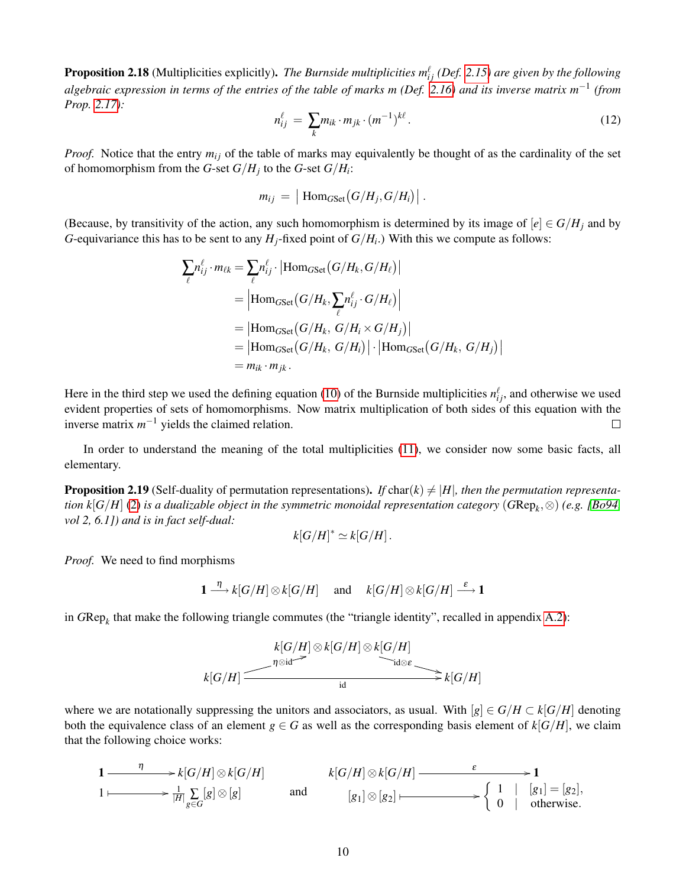**Proposition 2.18** (Multiplicities explicitly). *The Burnside multiplicities $n_{ij}^{\ell}$ (Def. 2.15) are given by the following algebraic expression in terms of the entries of the table of marks $m$ (Def. 2.16) and its inverse matrix $m^{-1}$ (from Prop. 2.17):*

$$n_{ij}^{\ell} \;=\; \sum_k m_{ik} \cdot m_{jk} \cdot (m^{-1})^{k\ell}\,. \tag{12}$$

*Proof.* Notice that the entry $m_{ij}$ of the table of marks may equivalently be thought of as the cardinality of the set of homomorphism from the $G$-set $G/H_j$ to the $G$-set $G/H_i$:

$$m_{ij} \;=\; \big|\, \mathrm{Hom}_{G\mathrm{Set}}\big(G/H_j, G/H_i\big)\big|\,.$$

(Because, by transitivity of the action, any such homomorphism is determined by its image of $[e] \in G/H_j$ and by $G$-equivariance this has to be sent to any $H_j$-fixed point of $G/H_i$.) With this we compute as follows:

$$\begin{aligned}
\sum_\ell n_{ij}^{\ell} \cdot m_{\ell k} &= \sum_\ell n_{ij}^{\ell} \cdot \big|\mathrm{Hom}_{G\mathrm{Set}}\big(G/H_k, G/H_\ell\big)\big| \\
&= \Big|\mathrm{Hom}_{G\mathrm{Set}}\Big(G/H_k, \sum_\ell n_{ij}^{\ell} \cdot G/H_\ell\Big)\Big| \\
&= \big|\mathrm{Hom}_{G\mathrm{Set}}\big(G/H_k,\; G/H_i \times G/H_j\big)\big| \\
&= \big|\mathrm{Hom}_{G\mathrm{Set}}\big(G/H_k,\; G/H_i\big)\big| \cdot \big|\mathrm{Hom}_{G\mathrm{Set}}\big(G/H_k,\; G/H_j\big)\big| \\
&= m_{ik} \cdot m_{jk}\,.
\end{aligned}$$

Here in the third step we used the defining equation (10) of the Burnside multiplicities $n_{ij}^{\ell}$, and otherwise we used evident properties of sets of homomorphisms. Now matrix multiplication of both sides of this equation with the inverse matrix $m^{-1}$ yields the claimed relation. □

In order to understand the meaning of the total multiplicities (11), we consider now some basic facts, all elementary.

**Proposition 2.19** (Self-duality of permutation representations). *If $\mathrm{char}(k) \neq |H|$, then the permutation representation $k[G/H]$ (2) is a dualizable object in the symmetric monoidal representation category $(G\mathrm{Rep}_k, \otimes)$ (e.g. [Bo94, vol 2, 6.1]) and is in fact self-dual:*

$$k[G/H]^* \simeq k[G/H]\,.$$

*Proof.* We need to find morphisms

$$\mathbf{1} \xrightarrow{\;\eta\;} k[G/H] \otimes k[G/H] \qquad \text{and} \qquad k[G/H] \otimes k[G/H] \xrightarrow{\;\varepsilon\;} \mathbf{1}$$

in $G\mathrm{Rep}_k$ that make the following triangle commutes (the "triangle identity", recalled in appendix A.2):

$$\begin{array}{ccccc}
 & & k[G/H] \otimes k[G/H] \otimes k[G/H] & & \\
 & {\scriptstyle \eta\otimes \mathrm{id}} \nearrow & & \searrow {\scriptstyle \mathrm{id}\otimes\varepsilon} & \\
k[G/H] & & \xrightarrow{\qquad\quad \mathrm{id} \qquad\quad} & & k[G/H]
\end{array}$$

where we are notationally suppressing the unitors and associators, as usual. With $[g] \in G/H \subset k[G/H]$ denoting both the equivalence class of an element $g \in G$ as well as the corresponding basis element of $k[G/H]$, we claim that the following choice works:

$$\begin{array}{ccc}
\mathbf{1} & \xrightarrow{\quad \eta \quad} & k[G/H] \otimes k[G/H] \\
1 & \longmapsto & \frac{1}{|H|} \sum\limits_{g \in G} [g] \otimes [g]
\end{array}
\qquad \text{and} \qquad
\begin{array}{ccc}
k[G/H] \otimes k[G/H] & \xrightarrow{\quad \varepsilon \quad} & \mathbf{1} \\
[g_1] \otimes [g_2] & \longmapsto & \left\{ \begin{array}{ll} 1 & | \;\; [g_1] = [g_2], \\ 0 & | \;\; \text{otherwise.} \end{array} \right.
\end{array}$$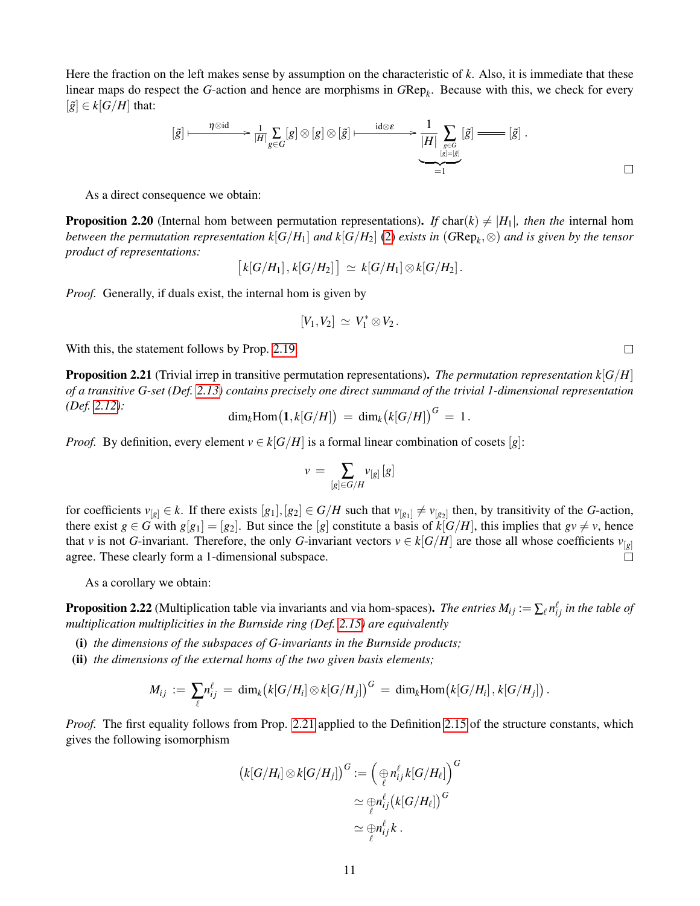Here the fraction on the left makes sense by assumption on the characteristic of $k$. Also, it is immediate that these linear maps do respect the $G$-action and hence are morphisms in $G\mathrm{Rep}_k$. Because with this, we check for every $[\tilde g] \in k[G/H]$ that:

$$
[\tilde g] \xmapsto{\;\eta\otimes \mathrm{id}\;} \tfrac{1}{|H|}\sum_{g\in G}[g]\otimes[g]\otimes[\tilde g] \xmapsto{\;\mathrm{id}\otimes\varepsilon\;} \underbrace{\frac{1}{|H|}\sum_{\substack{g\in G\\ [g]=[\tilde g]}}}_{=1}[\tilde g] = [\tilde g]\,.
$$

∎

As a direct consequence we obtain:

**Proposition 2.20** (Internal hom between permutation representations)**.** *If* $\mathrm{char}(k) \neq |H_1|$*, then the* internal hom *between the permutation representation* $k[G/H_1]$ *and* $k[G/H_2]$ *(2) exists in* $(G\mathrm{Rep}_k, \otimes)$ *and is given by the tensor product of representations:*

$$
\big[k[G/H_1]\,,k[G/H_2]\big] \;\simeq\; k[G/H_1]\otimes k[G/H_2]\,.
$$

*Proof.* Generally, if duals exist, the internal hom is given by

$$
[V_1, V_2] \;\simeq\; V_1^*\otimes V_2\,.
$$

With this, the statement follows by Prop. 2.19. ∎

**Proposition 2.21** (Trivial irrep in transitive permutation representations)**.** *The permutation representation* $k[G/H]$ *of a transitive G-set (Def. 2.13) contains precisely one direct summand of the trivial 1-dimensional representation (Def. 2.12):*

$$
\dim_k \mathrm{Hom}\big(\mathbf{1}, k[G/H]\big) \;=\; \dim_k\big(k[G/H]\big)^G \;=\; 1\,.
$$

*Proof.* By definition, every element $v \in k[G/H]$ is a formal linear combination of cosets $[g]$:

$$
v \;=\; \sum_{[g]\in G/H} v_{[g]}\,[g]
$$

for coefficients $v_{[g]} \in k$. If there exists $[g_1],[g_2] \in G/H$ such that $v_{[g_1]} \neq v_{[g_2]}$ then, by transitivity of the $G$-action, there exist $g \in G$ with $g[g_1] = [g_2]$. But since the $[g]$ constitute a basis of $k[G/H]$, this implies that $gv \neq v$, hence that $v$ is not $G$-invariant. Therefore, the only $G$-invariant vectors $v \in k[G/H]$ are those all whose coefficients $v_{[g]}$ agree. These clearly form a 1-dimensional subspace. ∎

As a corollary we obtain:

**Proposition 2.22** (Multiplication table via invariants and via hom-spaces)**.** *The entries* $M_{ij} := \sum_\ell n_{ij}^\ell$ *in the table of multiplication multiplicities in the Burnside ring (Def. 2.15) are equivalently*

- **(i)** *the dimensions of the subspaces of G-invariants in the Burnside products;*
- **(ii)** *the dimensions of the external homs of the two given basis elements;*

$$
M_{ij} \;:=\; \sum_\ell n_{ij}^\ell \;=\; \dim_k\big(k[G/H_i]\otimes k[G/H_j]\big)^G \;=\; \dim_k \mathrm{Hom}\big(k[G/H_i]\,,k[G/H_j]\big)\,.
$$

*Proof.* The first equality follows from Prop. 2.21 applied to the Definition 2.15 of the structure constants, which gives the following isomorphism

$$
\begin{aligned}
\big(k[G/H_i]\otimes k[G/H_j]\big)^G &:= \Big(\bigoplus_\ell n_{ij}^\ell\, k[G/H_\ell]\Big)^G \\
&\simeq \bigoplus_\ell n_{ij}^\ell \big(k[G/H_\ell]\big)^G \\
&\simeq \bigoplus_\ell n_{ij}^\ell\, k\,.
\end{aligned}
$$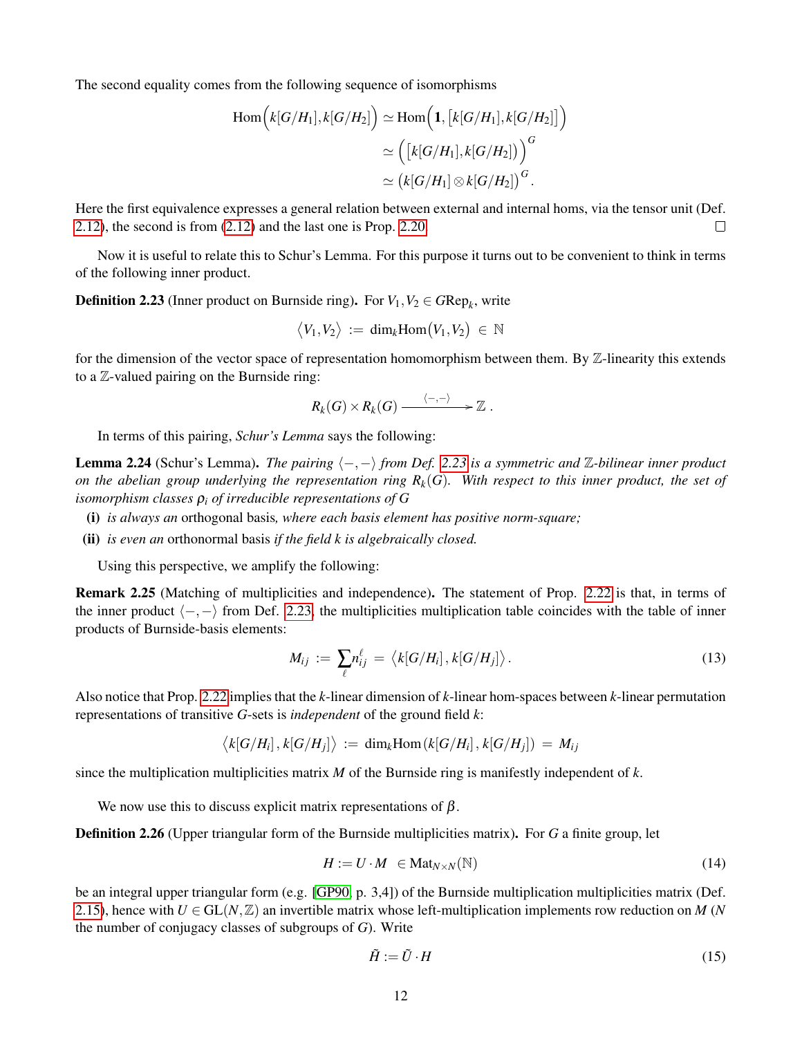The second equality comes from the following sequence of isomorphisms

$$\begin{aligned}
\mathrm{Hom}\Big(k[G/H_1], k[G/H_2]\Big) &\simeq \mathrm{Hom}\Big(\mathbf{1}, \big[k[G/H_1], k[G/H_2]\big]\Big) \\
&\simeq \Big(\big[k[G/H_1], k[G/H_2]\big)\Big)^G \\
&\simeq \big(k[G/H_1] \otimes k[G/H_2]\big)^G .
\end{aligned}$$

Here the first equivalence expresses a general relation between external and internal homs, via the tensor unit (Def. 2.12), the second is from (2.12) and the last one is Prop. 2.20. □

Now it is useful to relate this to Schur's Lemma. For this purpose it turns out to be convenient to think in terms of the following inner product.

**Definition 2.23** (Inner product on Burnside ring)**.** For $V_1, V_2 \in G\mathrm{Rep}_k$, write

$$\big\langle V_1, V_2 \big\rangle \;:=\; \dim_k \mathrm{Hom}\big(V_1, V_2\big) \;\in\; \mathbb{N}$$

for the dimension of the vector space of representation homomorphism between them. By $\mathbb{Z}$-linearity this extends to a $\mathbb{Z}$-valued pairing on the Burnside ring:

$$R_k(G) \times R_k(G) \xrightarrow{\;\langle -,- \rangle\;} \mathbb{Z} \,.$$

In terms of this pairing, *Schur's Lemma* says the following:

**Lemma 2.24** (Schur's Lemma)**.** *The pairing $\langle -,- \rangle$ from Def. 2.23 is a symmetric and $\mathbb{Z}$-bilinear inner product on the abelian group underlying the representation ring $R_k(G)$. With respect to this inner product, the set of isomorphism classes $\rho_i$ of irreducible representations of $G$*

- **(i)** *is always an* orthogonal basis*, where each basis element has positive norm-square;*
- **(ii)** *is even an* orthonormal basis *if the field $k$ is algebraically closed.*

Using this perspective, we amplify the following:

**Remark 2.25** (Matching of multiplicities and independence)**.** The statement of Prop. 2.22 is that, in terms of the inner product $\langle -,- \rangle$ from Def. 2.23, the multiplicities multiplication table coincides with the table of inner products of Burnside-basis elements:

$$M_{ij} \;:=\; \sum_{\ell} n^{\ell}_{ij} \;=\; \big\langle k[G/H_i]\,, k[G/H_j] \big\rangle \,. \tag{13}$$

Also notice that Prop. 2.22 implies that the $k$-linear dimension of $k$-linear hom-spaces between $k$-linear permutation representations of transitive $G$-sets is *independent* of the ground field $k$:

$$\big\langle k[G/H_i]\,, k[G/H_j] \big\rangle \;:=\; \dim_k \mathrm{Hom}\left(k[G/H_i]\,, k[G/H_j]\right) \;=\; M_{ij}$$

since the multiplication multiplicities matrix $M$ of the Burnside ring is manifestly independent of $k$.

We now use this to discuss explicit matrix representations of $\beta$.

**Definition 2.26** (Upper triangular form of the Burnside multiplicities matrix)**.** For $G$ a finite group, let

$$H := U \cdot M \;\; \in \mathrm{Mat}_{N \times N}(\mathbb{N}) \tag{14}$$

be an integral upper triangular form (e.g. [GP90, p. 3,4]) of the Burnside multiplication multiplicities matrix (Def. 2.15), hence with $U \in \mathrm{GL}(N, \mathbb{Z})$ an invertible matrix whose left-multiplication implements row reduction on $M$ ($N$ the number of conjugacy classes of subgroups of $G$). Write

$$\tilde{H} := \tilde{U} \cdot H \tag{15}$$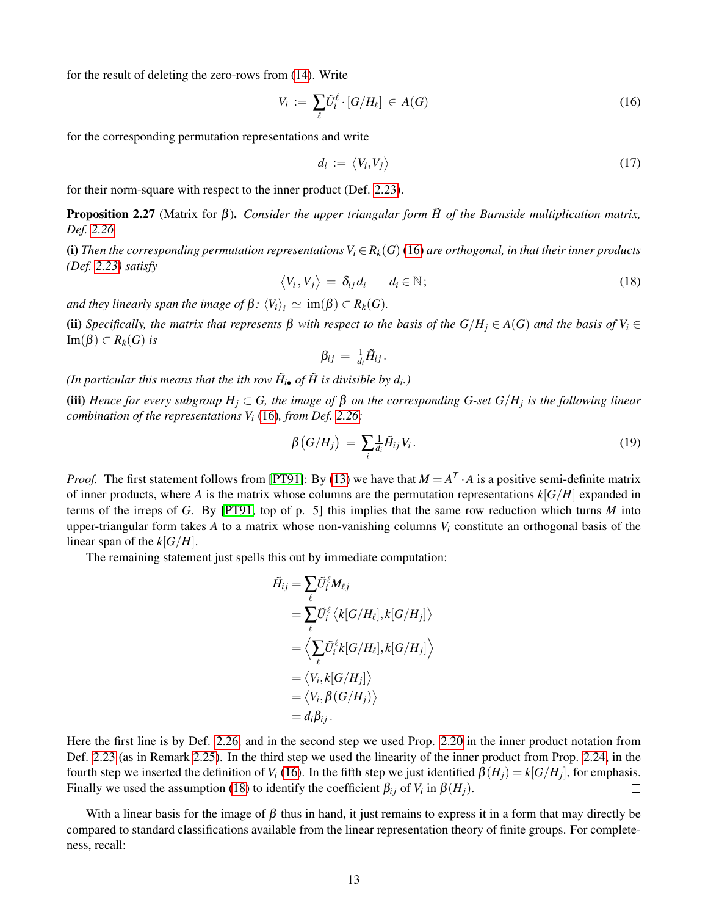for the result of deleting the zero-rows from (14). Write

$$V_i \;:=\; \sum_\ell \tilde{U}_i^\ell \cdot [G/H_\ell] \;\in\; A(G) \tag{16}$$

for the corresponding permutation representations and write

$$d_i \;:=\; \langle V_i, V_j \rangle \tag{17}$$

for their norm-square with respect to the inner product (Def. 2.23).

**Proposition 2.27** (Matrix for $\beta$). *Consider the upper triangular form $\tilde{H}$ of the Burnside multiplication matrix, Def. 2.26.*

**(i)** *Then the corresponding permutation representations $V_i \in R_k(G)$ (16) are orthogonal, in that their inner products (Def. 2.23) satisfy*

$$\langle V_i\,, V_j \rangle \;=\; \delta_{ij} d_i \qquad d_i \in \mathbb{N}\,; \tag{18}$$

*and they linearly span the image of $\beta$: $\langle V_i \rangle_i \simeq \operatorname{im}(\beta) \subset R_k(G)$.*

**(ii)** *Specifically, the matrix that represents $\beta$ with respect to the basis of the $G/H_j \in A(G)$ and the basis of $V_i \in \operatorname{Im}(\beta) \subset R_k(G)$ is*

$$\beta_{ij} \;=\; \tfrac{1}{d_i} \tilde{H}_{ij}\,.$$

*(In particular this means that the ith row $\tilde{H}_{i\bullet}$ of $\tilde{H}$ is divisible by $d_i$.)*

**(iii)** *Hence for every subgroup $H_j \subset G$, the image of $\beta$ on the corresponding $G$-set $G/H_j$ is the following linear combination of the representations $V_i$ (16), from Def. 2.26:*

$$\beta\big(G/H_j\big) \;=\; \sum_i \tfrac{1}{d_i} \tilde{H}_{ij} V_i\,. \tag{19}$$

*Proof.* The first statement follows from [PT91]: By (13) we have that $M = A^T \cdot A$ is a positive semi-definite matrix of inner products, where $A$ is the matrix whose columns are the permutation representations $k[G/H]$ expanded in terms of the irreps of $G$. By [PT91, top of p. 5] this implies that the same row reduction which turns $M$ into upper-triangular form takes $A$ to a matrix whose non-vanishing columns $V_i$ constitute an orthogonal basis of the linear span of the $k[G/H]$.

The remaining statement just spells this out by immediate computation:

$$\begin{aligned}
\tilde{H}_{ij} &= \sum_\ell \tilde{U}_i^\ell M_{\ell j} \\
&= \sum_\ell \tilde{U}_i^\ell \left\langle k[G/H_\ell], k[G/H_j] \right\rangle \\
&= \Big\langle \sum_\ell \tilde{U}_i^\ell k[G/H_\ell], k[G/H_j] \Big\rangle \\
&= \left\langle V_i, k[G/H_j] \right\rangle \\
&= \left\langle V_i, \beta(G/H_j) \right\rangle \\
&= d_i \beta_{ij}\,.
\end{aligned}$$

Here the first line is by Def. 2.26, and in the second step we used Prop. 2.20 in the inner product notation from Def. 2.23 (as in Remark 2.25). In the third step we used the linearity of the inner product from Prop. 2.24, in the fourth step we inserted the definition of $V_i$ (16). In the fifth step we just identified $\beta(H_j) = k[G/H_j]$, for emphasis. Finally we used the assumption (18) to identify the coefficient $\beta_{ij}$ of $V_i$ in $\beta(H_j)$. ∎

With a linear basis for the image of $\beta$ thus in hand, it just remains to express it in a form that may directly be compared to standard classifications available from the linear representation theory of finite groups. For completeness, recall: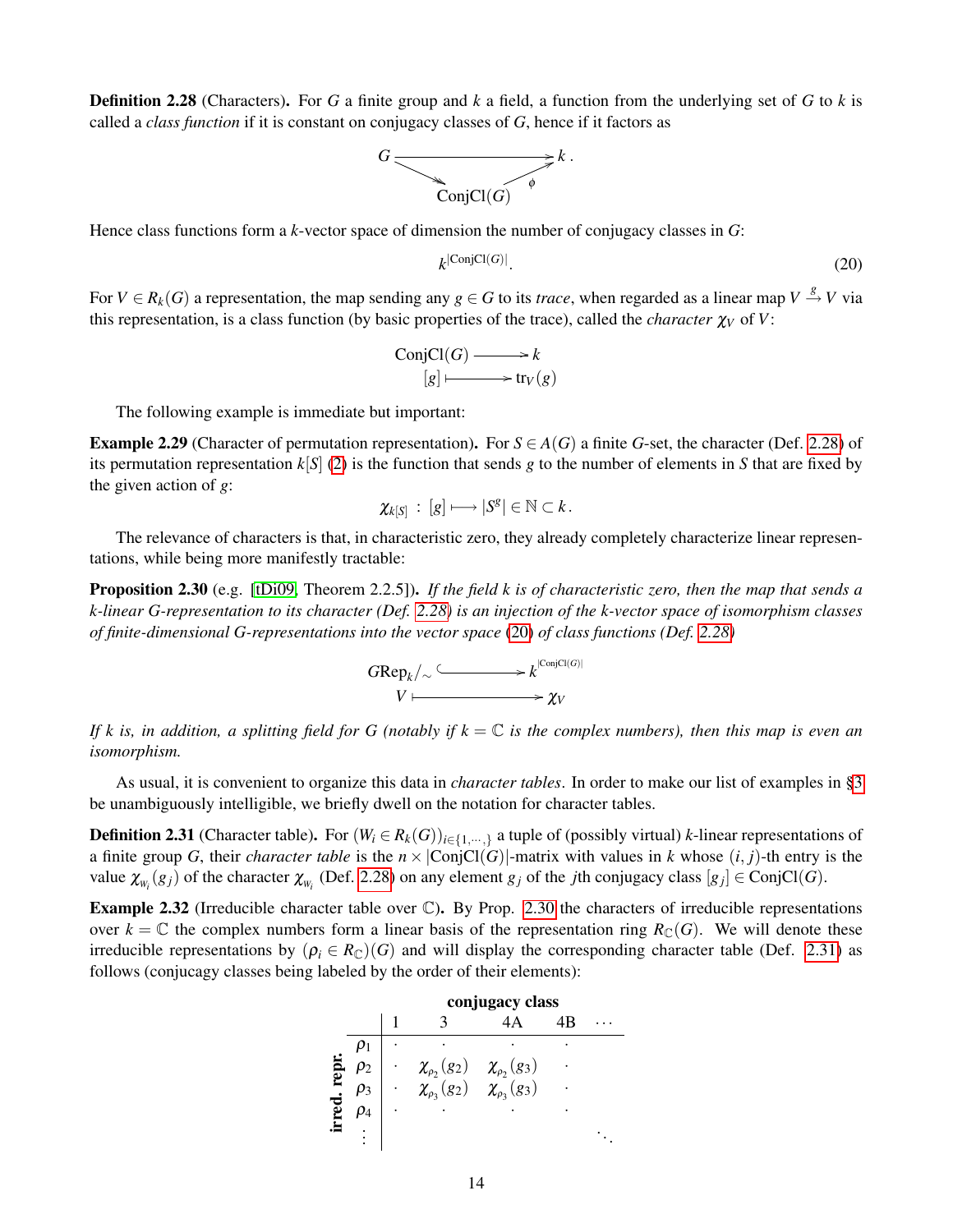**Definition 2.28** (Characters)**.** For $G$ a finite group and $k$ a field, a function from the underlying set of $G$ to $k$ is called a *class function* if it is constant on conjugacy classes of $G$, hence if it factors as

$$
\begin{array}{ccc}
G & \longrightarrow & k\,. \\
& \searrow \quad \nearrow_{\phi} & \\
& \mathrm{ConjCl}(G) &
\end{array}
$$

Hence class functions form a $k$-vector space of dimension the number of conjugacy classes in $G$:

$$
k^{|\mathrm{ConjCl}(G)|}. \tag{20}
$$

For $V \in R_k(G)$ a representation, the map sending any $g \in G$ to its *trace*, when regarded as a linear map $V \xrightarrow{g} V$ via this representation, is a class function (by basic properties of the trace), called the *character* $\chi_V$ of $V$:

$$
\begin{array}{ccc}
\mathrm{ConjCl}(G) & \longrightarrow & k \\
{[g]} & \longmapsto & \mathrm{tr}_V(g)
\end{array}
$$

The following example is immediate but important:

**Example 2.29** (Character of permutation representation)**.** For $S \in A(G)$ a finite $G$-set, the character (Def. 2.28) of its permutation representation $k[S]$ (2) is the function that sends $g$ to the number of elements in $S$ that are fixed by the given action of $g$:

$$
\chi_{k[S]} \;:\; [g] \longmapsto |S^g| \in \mathbb{N} \subset k\,.
$$

The relevance of characters is that, in characteristic zero, they already completely characterize linear representations, while being more manifestly tractable:

**Proposition 2.30** (e.g. [tDi09, Theorem 2.2.5])**.** *If the field $k$ is of characteristic zero, then the map that sends a $k$-linear $G$-representation to its character (Def. 2.28) is an injection of the $k$-vector space of isomorphism classes of finite-dimensional $G$-representations into the vector space (20) of class functions (Def. 2.28)*

$$
\begin{array}{ccc}
G\mathrm{Rep}_k/_\sim & \hookrightarrow & k^{|\mathrm{ConjCl}(G)|} \\
V & \longmapsto & \chi_V
\end{array}
$$

*If $k$ is, in addition, a splitting field for $G$ (notably if $k = \mathbb{C}$ is the complex numbers), then this map is even an isomorphism.*

As usual, it is convenient to organize this data in *character tables*. In order to make our list of examples in §3 be unambiguously intelligible, we briefly dwell on the notation for character tables.

**Definition 2.31** (Character table)**.** For $(W_i \in R_k(G))_{i\in\{1,\cdots,\}}$ a tuple of (possibly virtual) $k$-linear representations of a finite group $G$, their *character table* is the $n \times |\mathrm{ConjCl}(G)|$-matrix with values in $k$ whose $(i,j)$-th entry is the value $\chi_{W_i}(g_j)$ of the character $\chi_{W_i}$ (Def. 2.28) on any element $g_j$ of the $j$th conjugacy class $[g_j] \in \mathrm{ConjCl}(G)$.

**Example 2.32** (Irreducible character table over $\mathbb{C}$)**.** By Prop. 2.30 the characters of irreducible representations over $k = \mathbb{C}$ the complex numbers form a linear basis of the representation ring $R_{\mathbb{C}}(G)$. We will denote these irreducible representations by $(\rho_i \in R_{\mathbb{C}})(G)$ and will display the corresponding character table (Def. 2.31) as follows (conjucagy classes being labeled by the order of their elements):

| **irred. repr.** \ **conjugacy class** | 1 | 3 | 4A | 4B | $\cdots$ |
|---|---|---|---|---|---|
| $\rho_1$ | · | · | · | · | |
| $\rho_2$ | · | $\chi_{\rho_2}(g_2)$ | $\chi_{\rho_2}(g_3)$ | · | |
| $\rho_3$ | · | $\chi_{\rho_3}(g_2)$ | $\chi_{\rho_3}(g_3)$ | · | |
| $\rho_4$ | · | · | · | · | |
| $\vdots$ | | | | | $\ddots$ |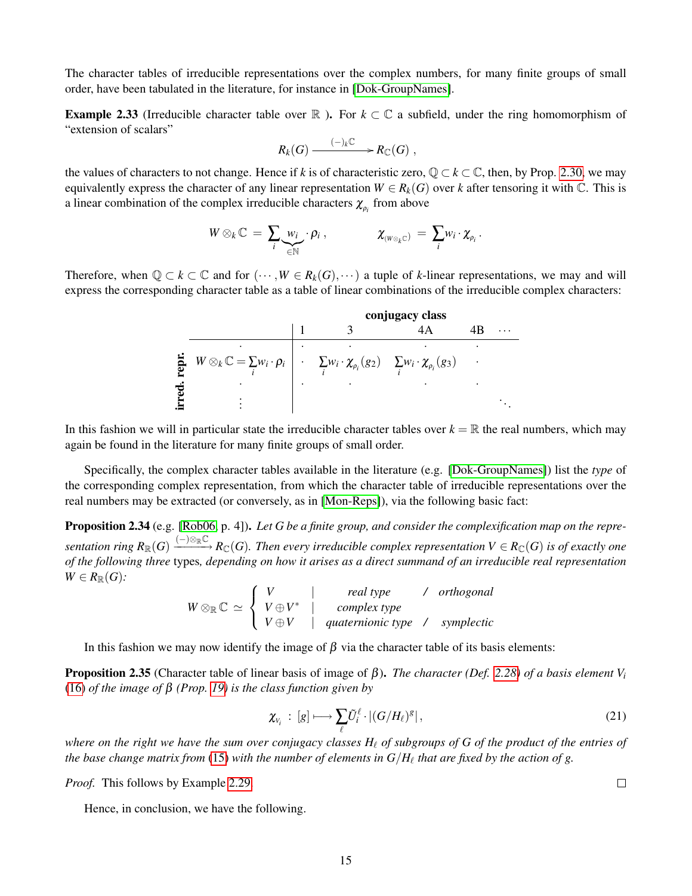The character tables of irreducible representations over the complex numbers, for many finite groups of small order, have been tabulated in the literature, for instance in [Dok-GroupNames].

**Example 2.33** (Irreducible character table over $\mathbb{R}$ ). For $k \subset \mathbb{C}$ a subfield, under the ring homomorphism of "extension of scalars"

$$R_k(G) \xrightarrow{(-)_k\mathbb{C}} R_{\mathbb{C}}(G) ,$$

the values of characters to not change. Hence if $k$ is of characteristic zero, $\mathbb{Q} \subset k \subset \mathbb{C}$, then, by Prop. 2.30, we may equivalently express the character of any linear representation $W \in R_k(G)$ over $k$ after tensoring it with $\mathbb{C}$. This is a linear combination of the complex irreducible characters $\chi_{\rho_i}$ from above

$$W \otimes_k \mathbb{C} \;=\; \sum_i \underbrace{w_i}_{\in \mathbb{N}} \cdot \rho_i \,, \qquad\qquad \chi_{(W \otimes_k \mathbb{C})} \;=\; \sum_i w_i \cdot \chi_{\rho_i} \,.$$

Therefore, when $\mathbb{Q} \subset k \subset \mathbb{C}$ and for $(\cdots, W \in R_k(G), \cdots)$ a tuple of $k$-linear representations, we may and will express the corresponding character table as a table of linear combinations of the irreducible complex characters:

| **irred. repr.** | **conjugacy class** 1 | 3 | 4A | 4B | $\cdots$ |
|---|---|---|---|---|---|
| $\cdot$ | $\cdot$ | $\cdot$ | $\cdot$ | $\cdot$ | |
| $W \otimes_k \mathbb{C} = \sum_i w_i \cdot \rho_i$ | $\cdot$ | $\sum_i w_i \cdot \chi_{\rho_i}(g_2)$ | $\sum_i w_i \cdot \chi_{\rho_i}(g_3)$ | $\cdot$ | |
| $\cdot$ | $\cdot$ | $\cdot$ | $\cdot$ | $\cdot$ | |
| $\vdots$ | | | | | $\ddots$ |

In this fashion we will in particular state the irreducible character tables over $k = \mathbb{R}$ the real numbers, which may again be found in the literature for many finite groups of small order.

Specifically, the complex character tables available in the literature (e.g. [Dok-GroupNames]) list the *type* of the corresponding complex representation, from which the character table of irreducible representations over the real numbers may be extracted (or conversely, as in [Mon-Reps]), via the following basic fact:

**Proposition 2.34** (e.g. [Rob06, p. 4]). *Let $G$ be a finite group, and consider the complexification map on the representation ring $R_{\mathbb{R}}(G) \xrightarrow{(-)\otimes_{\mathbb{R}}\mathbb{C}} R_{\mathbb{C}}(G)$. Then every irreducible complex representation $V \in R_{\mathbb{C}}(G)$ is of exactly one of the following three* types*, depending on how it arises as a direct summand of an irreducible real representation $W \in R_{\mathbb{R}}(G)$:*

$$W \otimes_{\mathbb{R}} \mathbb{C} \;\simeq\; \left\{ \begin{array}{lcl} V & | & \textit{real type} \quad / \quad \textit{orthogonal} \\ V \oplus V^* & | & \textit{complex type} \\ V \oplus V & | & \textit{quaternionic type} \quad / \quad \textit{symplectic} \end{array} \right.$$

In this fashion we may now identify the image of $\beta$ via the character table of its basis elements:

**Proposition 2.35** (Character table of linear basis of image of $\beta$). *The character (Def. 2.28) of a basis element $V_i$ (16) of the image of $\beta$ (Prop. 19) is the class function given by*

$$\chi_{V_i} \;:\; [g] \longmapsto \sum_\ell \tilde{U}_i^\ell \cdot |(G/H_\ell)^g| \,, \tag{21}$$

*where on the right we have the sum over conjugacy classes $H_\ell$ of subgroups of $G$ of the product of the entries of the base change matrix from (15) with the number of elements in $G/H_\ell$ that are fixed by the action of $g$.*

*Proof.* This follows by Example 2.29. ∎

Hence, in conclusion, we have the following.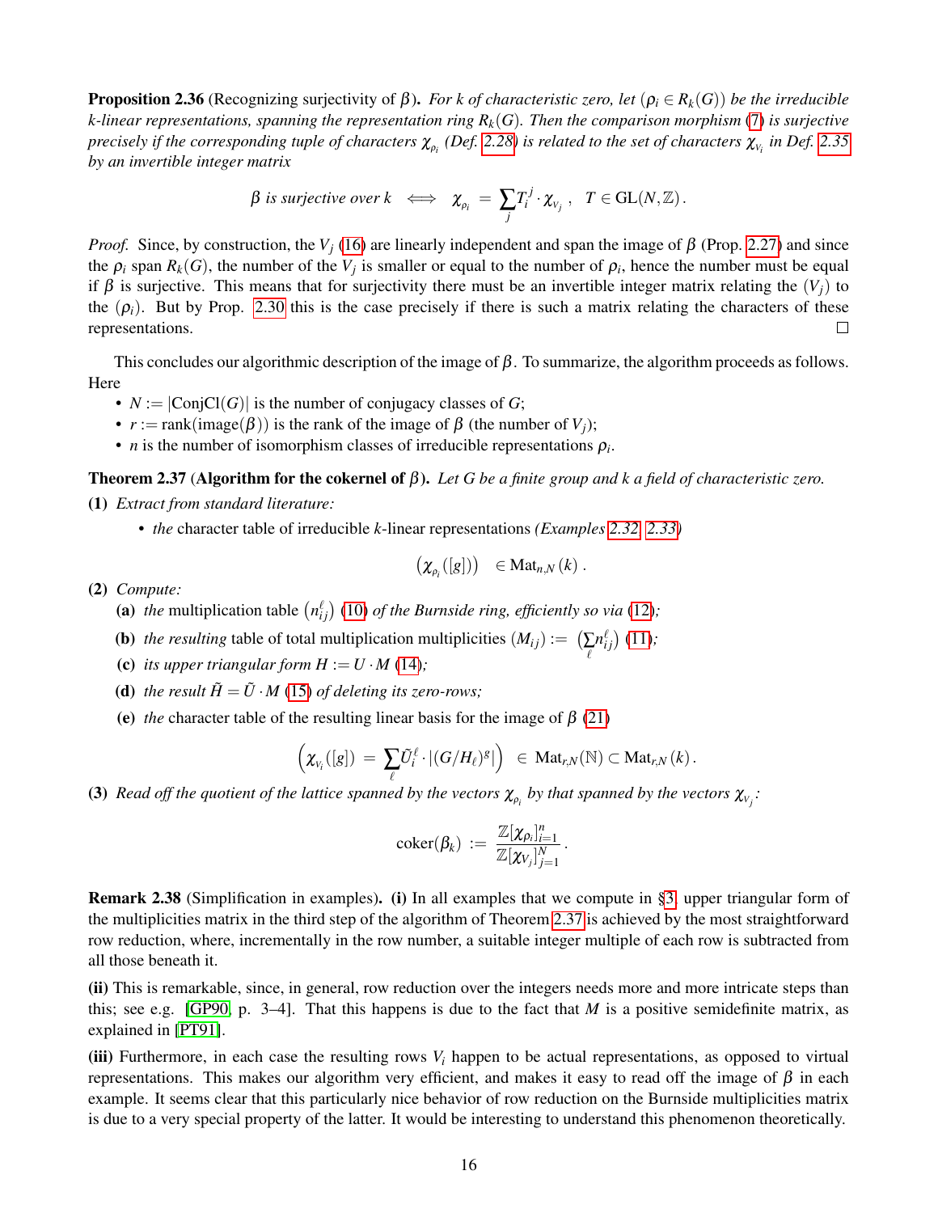**Proposition 2.36** (Recognizing surjectivity of $\beta$)**.** *For k of characteristic zero, let $(\rho_i \in R_k(G))$ be the irreducible k-linear representations, spanning the representation ring $R_k(G)$. Then the comparison morphism (7) is surjective precisely if the corresponding tuple of characters $\chi_{\rho_i}$ (Def. 2.28) is related to the set of characters $\chi_{V_i}$ in Def. 2.35 by an invertible integer matrix*

$$\beta \text{ is surjective over } k \iff \chi_{\rho_i} = \sum_j T_i^{\,j} \cdot \chi_{V_j}\,, \quad T \in \mathrm{GL}(N, \mathbb{Z})\,.$$

*Proof.* Since, by construction, the $V_j$ (16) are linearly independent and span the image of $\beta$ (Prop. 2.27) and since the $\rho_i$ span $R_k(G)$, the number of the $V_j$ is smaller or equal to the number of $\rho_i$, hence the number must be equal if $\beta$ is surjective. This means that for surjectivity there must be an invertible integer matrix relating the $(V_j)$ to the $(\rho_i)$. But by Prop. 2.30 this is the case precisely if there is such a matrix relating the characters of these representations. □

This concludes our algorithmic description of the image of $\beta$. To summarize, the algorithm proceeds as follows. Here

- $N := |\mathrm{ConjCl}(G)|$ is the number of conjugacy classes of $G$;
- $r := \mathrm{rank}(\mathrm{image}(\beta))$ is the rank of the image of $\beta$ (the number of $V_j$);
- $n$ is the number of isomorphism classes of irreducible representations $\rho_i$.

**Theorem 2.37** (**Algorithm for the cokernel of** $\beta$)**.** *Let G be a finite group and k a field of characteristic zero.*

**(1)** *Extract from standard literature:*

- *the* character table of irreducible $k$-linear representations *(Examples 2.32, 2.33)*

$$\big(\chi_{\rho_i}([g])\big) \quad \in \mathrm{Mat}_{n,N}(k)\,.$$

**(2)** *Compute:*

**(a)** *the* multiplication table $\big(n^{\ell}_{ij}\big)$ (10) *of the Burnside ring, efficiently so via* (12)*;*

**(b)** *the resulting* table of total multiplication multiplicities $(M_{ij}) := \big(\sum_{\ell} n^{\ell}_{ij}\big)$ (11)*;*

**(c)** *its upper triangular form* $H := U \cdot M$ (14)*;*

**(d)** *the result* $\tilde{H} = \tilde{U} \cdot M$ (15) *of deleting its zero-rows;*

**(e)** *the* character table of the resulting linear basis for the image of $\beta$ (21)

$$\Big(\chi_{V_i}([g]) \;=\; \sum_{\ell} \tilde{U}_i^{\,\ell} \cdot \big|(G/H_\ell)^g\big|\Big) \;\in\; \mathrm{Mat}_{r,N}(\mathbb{N}) \subset \mathrm{Mat}_{r,N}(k)\,.$$

**(3)** *Read off the quotient of the lattice spanned by the vectors $\chi_{\rho_i}$ by that spanned by the vectors $\chi_{V_j}$:*

$$\mathrm{coker}(\beta_k) \;:=\; \frac{\mathbb{Z}[\chi_{\rho_i}]_{i=1}^{n}}{\mathbb{Z}[\chi_{V_j}]_{j=1}^{N}}\,.$$

**Remark 2.38** (Simplification in examples)**. (i)** In all examples that we compute in §3, upper triangular form of the multiplicities matrix in the third step of the algorithm of Theorem 2.37 is achieved by the most straightforward row reduction, where, incrementally in the row number, a suitable integer multiple of each row is subtracted from all those beneath it.

**(ii)** This is remarkable, since, in general, row reduction over the integers needs more and more intricate steps than this; see e.g. [GP90, p. 3–4]. That this happens is due to the fact that $M$ is a positive semidefinite matrix, as explained in [PT91].

**(iii)** Furthermore, in each case the resulting rows $V_i$ happen to be actual representations, as opposed to virtual representations. This makes our algorithm very efficient, and makes it easy to read off the image of $\beta$ in each example. It seems clear that this particularly nice behavior of row reduction on the Burnside multiplicities matrix is due to a very special property of the latter. It would be interesting to understand this phenomenon theoretically.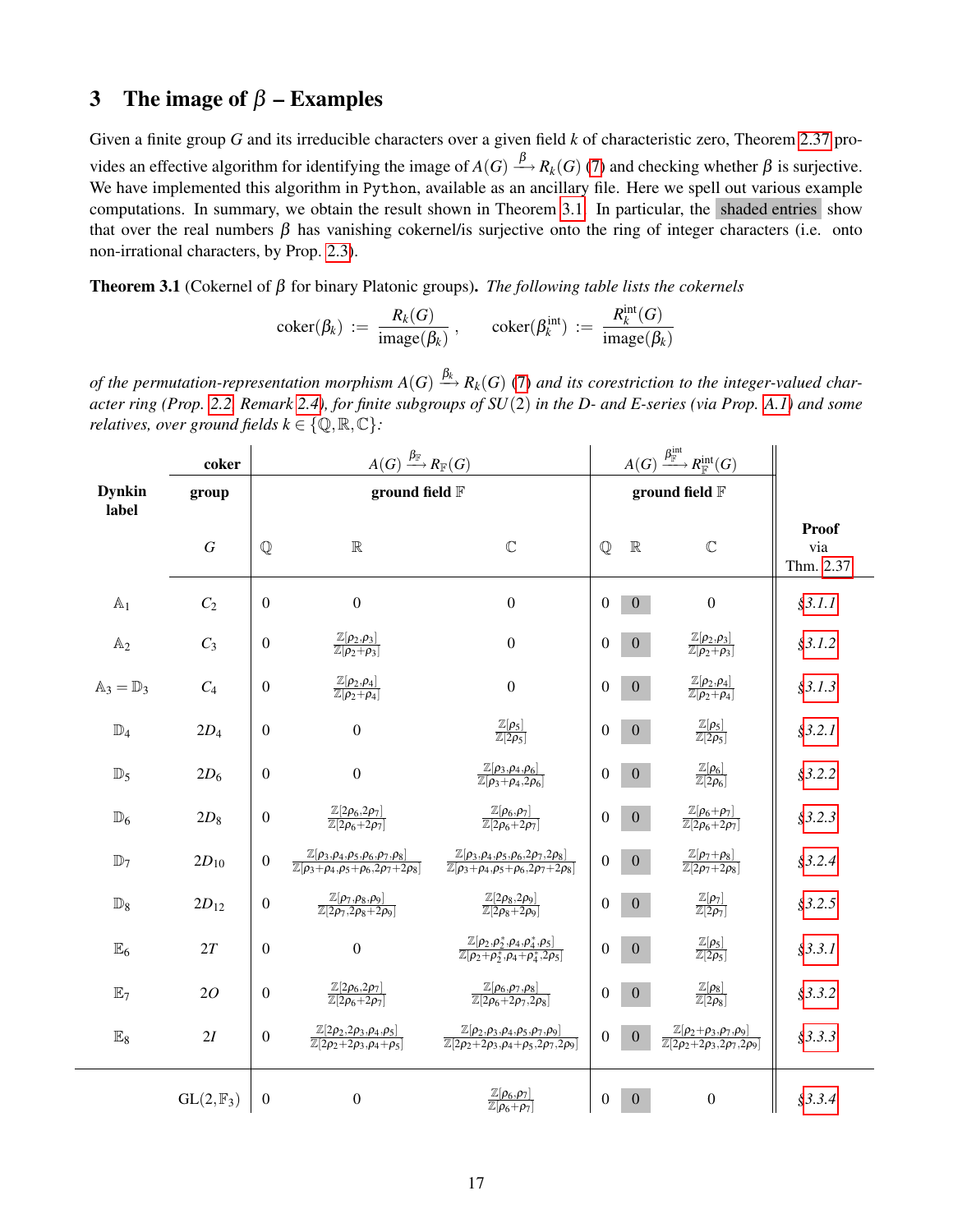## 3 The image of $\beta$ – Examples

Given a finite group $G$ and its irreducible characters over a given field $k$ of characteristic zero, Theorem 2.37 provides an effective algorithm for identifying the image of $A(G) \xrightarrow{\beta} R_k(G)$ (7) and checking whether $\beta$ is surjective. We have implemented this algorithm in Python, available as an ancillary file. Here we spell out various example computations. In summary, we obtain the result shown in Theorem 3.1. In particular, the shaded entries show that over the real numbers $\beta$ has vanishing cokernel/is surjective onto the ring of integer characters (i.e. onto non-irrational characters, by Prop. 2.3).

**Theorem 3.1** (Cokernel of $\beta$ for binary Platonic groups)**.** *The following table lists the cokernels*

$$\mathrm{coker}(\beta_k) := \frac{R_k(G)}{\mathrm{image}(\beta_k)}, \qquad \mathrm{coker}(\beta_k^{\mathrm{int}}) := \frac{R_k^{\mathrm{int}}(G)}{\mathrm{image}(\beta_k)}$$

*of the permutation-representation morphism $A(G) \xrightarrow{\beta_k} R_k(G)$ (7) and its corestriction to the integer-valued character ring (Prop. 2.2, Remark 2.4), for finite subgroups of $SU(2)$ in the D- and E-series (via Prop. A.1) and some relatives, over ground fields $k \in \{\mathbb{Q}, \mathbb{R}, \mathbb{C}\}$:*

| Dynkin label | coker group $G$ | $A(G) \xrightarrow{\beta_{\mathbb{F}}} R_{\mathbb{F}}(G)$, ground field $\mathbb{F}$: $\mathbb{Q}$ | $\mathbb{R}$ | $\mathbb{C}$ | $A(G) \xrightarrow{\beta^{\mathrm{int}}_{\mathbb{F}}} R^{\mathrm{int}}_{\mathbb{F}}(G)$, ground field $\mathbb{F}$: $\mathbb{Q}$ | $\mathbb{R}$ | $\mathbb{C}$ | Proof via Thm. 2.37 |
|---|---|---|---|---|---|---|---|---|
| $\mathbb{A}_1$ | $C_2$ | 0 | 0 | 0 | 0 | 0 | 0 | §3.1.1 |
| $\mathbb{A}_2$ | $C_3$ | 0 | $\frac{\mathbb{Z}[\rho_2,\rho_3]}{\mathbb{Z}[\rho_2+\rho_3]}$ | 0 | 0 | 0 | $\frac{\mathbb{Z}[\rho_2,\rho_3]}{\mathbb{Z}[\rho_2+\rho_3]}$ | §3.1.2 |
| $\mathbb{A}_3 = \mathbb{D}_3$ | $C_4$ | 0 | $\frac{\mathbb{Z}[\rho_2,\rho_4]}{\mathbb{Z}[\rho_2+\rho_4]}$ | 0 | 0 | 0 | $\frac{\mathbb{Z}[\rho_2,\rho_4]}{\mathbb{Z}[\rho_2+\rho_4]}$ | §3.1.3 |
| $\mathbb{D}_4$ | $2D_4$ | 0 | 0 | $\frac{\mathbb{Z}[\rho_5]}{\mathbb{Z}[2\rho_5]}$ | 0 | 0 | $\frac{\mathbb{Z}[\rho_5]}{\mathbb{Z}[2\rho_5]}$ | §3.2.1 |
| $\mathbb{D}_5$ | $2D_6$ | 0 | 0 | $\frac{\mathbb{Z}[\rho_3,\rho_4,\rho_6]}{\mathbb{Z}[\rho_3+\rho_4,2\rho_6]}$ | 0 | 0 | $\frac{\mathbb{Z}[\rho_6]}{\mathbb{Z}[2\rho_6]}$ | §3.2.2 |
| $\mathbb{D}_6$ | $2D_8$ | 0 | $\frac{\mathbb{Z}[2\rho_6,2\rho_7]}{\mathbb{Z}[2\rho_6+2\rho_7]}$ | $\frac{\mathbb{Z}[\rho_6,\rho_7]}{\mathbb{Z}[2\rho_6+2\rho_7]}$ | 0 | 0 | $\frac{\mathbb{Z}[\rho_6+\rho_7]}{\mathbb{Z}[2\rho_6+2\rho_7]}$ | §3.2.3 |
| $\mathbb{D}_7$ | $2D_{10}$ | 0 | $\frac{\mathbb{Z}[\rho_3,\rho_4,\rho_5,\rho_6,\rho_7,\rho_8]}{\mathbb{Z}[\rho_3+\rho_4,\rho_5+\rho_6,2\rho_7+2\rho_8]}$ | $\frac{\mathbb{Z}[\rho_3,\rho_4,\rho_5,\rho_6,2\rho_7,2\rho_8]}{\mathbb{Z}[\rho_3+\rho_4,\rho_5+\rho_6,2\rho_7+2\rho_8]}$ | 0 | 0 | $\frac{\mathbb{Z}[\rho_7+\rho_8]}{\mathbb{Z}[2\rho_7+2\rho_8]}$ | §3.2.4 |
| $\mathbb{D}_8$ | $2D_{12}$ | 0 | $\frac{\mathbb{Z}[\rho_7,\rho_8,\rho_9]}{\mathbb{Z}[2\rho_7,2\rho_8+2\rho_9]}$ | $\frac{\mathbb{Z}[2\rho_8,2\rho_9]}{\mathbb{Z}[2\rho_8+2\rho_9]}$ | 0 | 0 | $\frac{\mathbb{Z}[\rho_7]}{\mathbb{Z}[2\rho_7]}$ | §3.2.5 |
| $\mathbb{E}_6$ | $2T$ | 0 | 0 | $\frac{\mathbb{Z}[\rho_2,\rho_2^*,\rho_4,\rho_4^*,\rho_5]}{\mathbb{Z}[\rho_2+\rho_2^*,\rho_4+\rho_4^*,2\rho_5]}$ | 0 | 0 | $\frac{\mathbb{Z}[\rho_5]}{\mathbb{Z}[2\rho_5]}$ | §3.3.1 |
| $\mathbb{E}_7$ | $2O$ | 0 | $\frac{\mathbb{Z}[2\rho_6,2\rho_7]}{\mathbb{Z}[2\rho_6+2\rho_7]}$ | $\frac{\mathbb{Z}[\rho_6,\rho_7,\rho_8]}{\mathbb{Z}[2\rho_6+2\rho_7,2\rho_8]}$ | 0 | 0 | $\frac{\mathbb{Z}[\rho_8]}{\mathbb{Z}[2\rho_8]}$ | §3.3.2 |
| $\mathbb{E}_8$ | $2I$ | 0 | $\frac{\mathbb{Z}[2\rho_2,2\rho_3,\rho_4,\rho_5]}{\mathbb{Z}[2\rho_2+2\rho_3,\rho_4+\rho_5]}$ | $\frac{\mathbb{Z}[\rho_2,\rho_3,\rho_4,\rho_5,\rho_7,\rho_9]}{\mathbb{Z}[2\rho_2+2\rho_3,\rho_4+\rho_5,2\rho_7,2\rho_9]}$ | 0 | 0 | $\frac{\mathbb{Z}[\rho_2+\rho_3,\rho_7,\rho_9]}{\mathbb{Z}[2\rho_2+2\rho_3,2\rho_7,2\rho_9]}$ | §3.3.3 |
| | $\mathrm{GL}(2,\mathbb{F}_3)$ | 0 | 0 | $\frac{\mathbb{Z}[\rho_6,\rho_7]}{\mathbb{Z}[\rho_6+\rho_7]}$ | 0 | 0 | 0 | §3.3.4 |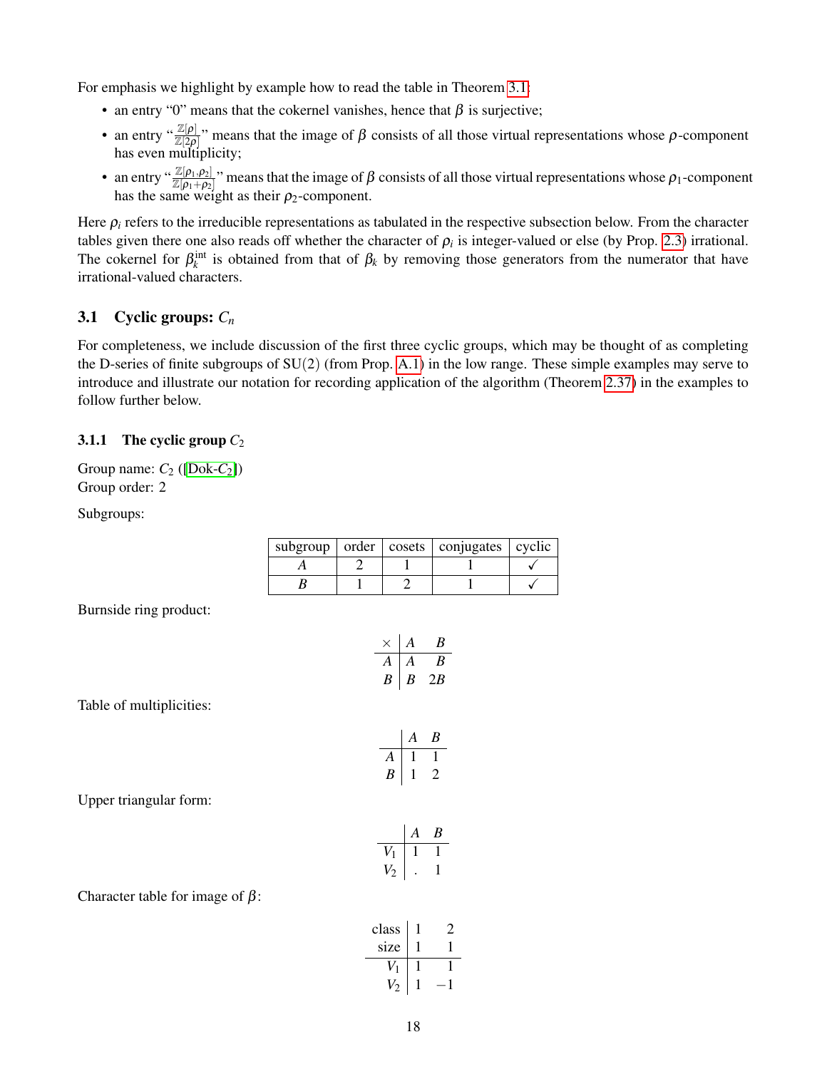For emphasis we highlight by example how to read the table in Theorem 3.1:

- an entry "0" means that the cokernel vanishes, hence that $\beta$ is surjective;
- an entry "$\frac{\mathbb{Z}[\rho]}{\mathbb{Z}[2\rho]}$" means that the image of $\beta$ consists of all those virtual representations whose $\rho$-component has even multiplicity;
- an entry "$\frac{\mathbb{Z}[\rho_1,\rho_2]}{\mathbb{Z}[\rho_1+\rho_2]}$" means that the image of $\beta$ consists of all those virtual representations whose $\rho_1$-component has the same weight as their $\rho_2$-component.

Here $\rho_i$ refers to the irreducible representations as tabulated in the respective subsection below. From the character tables given there one also reads off whether the character of $\rho_i$ is integer-valued or else (by Prop. 2.3) irrational. The cokernel for $\beta_k^{\text{int}}$ is obtained from that of $\beta_k$ by removing those generators from the numerator that have irrational-valued characters.

## 3.1 Cyclic groups: $C_n$

For completeness, we include discussion of the first three cyclic groups, which may be thought of as completing the D-series of finite subgroups of SU(2) (from Prop. A.1) in the low range. These simple examples may serve to introduce and illustrate our notation for recording application of the algorithm (Theorem 2.37) in the examples to follow further below.

### 3.1.1 The cyclic group $C_2$

Group name: $C_2$ ([Dok-$C_2$])
Group order: 2

Subgroups:

| subgroup | order | cosets | conjugates | cyclic |
|---|---|---|---|---|
| $A$ | 2 | 1 | 1 | ✓ |
| $B$ | 1 | 2 | 1 | ✓ |

Burnside ring product:

| $\times$ | $A$ | $B$ |
|---|---|---|
| $A$ | $A$ | $B$ |
| $B$ | $B$ | $2B$ |

Table of multiplicities:

| | $A$ | $B$ |
|---|---|---|
| $A$ | 1 | 1 |
| $B$ | 1 | 2 |

Upper triangular form:

| | $A$ | $B$ |
|---|---|---|
| $V_1$ | 1 | 1 |
| $V_2$ | . | 1 |

Character table for image of $\beta$:

| class | 1 | 2 |
|---|---|---|
| size | 1 | 1 |
| $V_1$ | 1 | 1 |
| $V_2$ | 1 | $-1$ |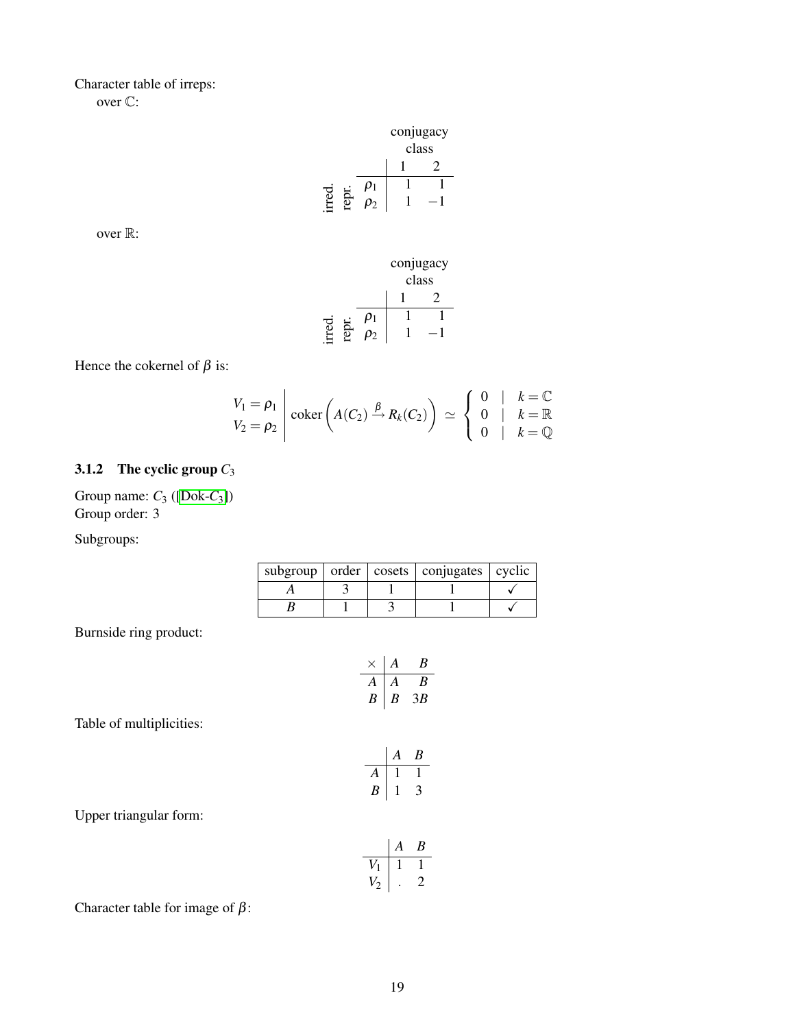Character table of irreps:

over $\mathbb{C}$:

| irred. repr. | conjugacy class 1 | 2 |
|---|---|---|
| $\rho_1$ | 1 | 1 |
| $\rho_2$ | 1 | $-1$ |

over $\mathbb{R}$:

| irred. repr. | conjugacy class 1 | 2 |
|---|---|---|
| $\rho_1$ | 1 | 1 |
| $\rho_2$ | 1 | $-1$ |

Hence the cokernel of $\beta$ is:

$$\begin{array}{l|l} V_1 = \rho_1 & \\ V_2 = \rho_2 & \end{array} \operatorname{coker}\left(A(C_2) \xrightarrow{\beta} R_k(C_2)\right) \simeq \begin{cases} 0 & | \quad k = \mathbb{C} \\ 0 & | \quad k = \mathbb{R} \\ 0 & | \quad k = \mathbb{Q} \end{cases}$$

### 3.1.2 The cyclic group $C_3$

Group name: $C_3$ ([Dok-$C_3$])
Group order: 3

Subgroups:

| subgroup | order | cosets | conjugates | cyclic |
|---|---|---|---|---|
| $A$ | 3 | 1 | 1 | ✓ |
| $B$ | 1 | 3 | 1 | ✓ |

Burnside ring product:

| $\times$ | $A$ | $B$ |
|---|---|---|
| $A$ | $A$ | $B$ |
| $B$ | $B$ | $3B$ |

Table of multiplicities:

| | $A$ | $B$ |
|---|---|---|
| $A$ | 1 | 1 |
| $B$ | 1 | 3 |

Upper triangular form:

| | $A$ | $B$ |
|---|---|---|
| $V_1$ | 1 | 1 |
| $V_2$ | . | 2 |

Character table for image of $\beta$: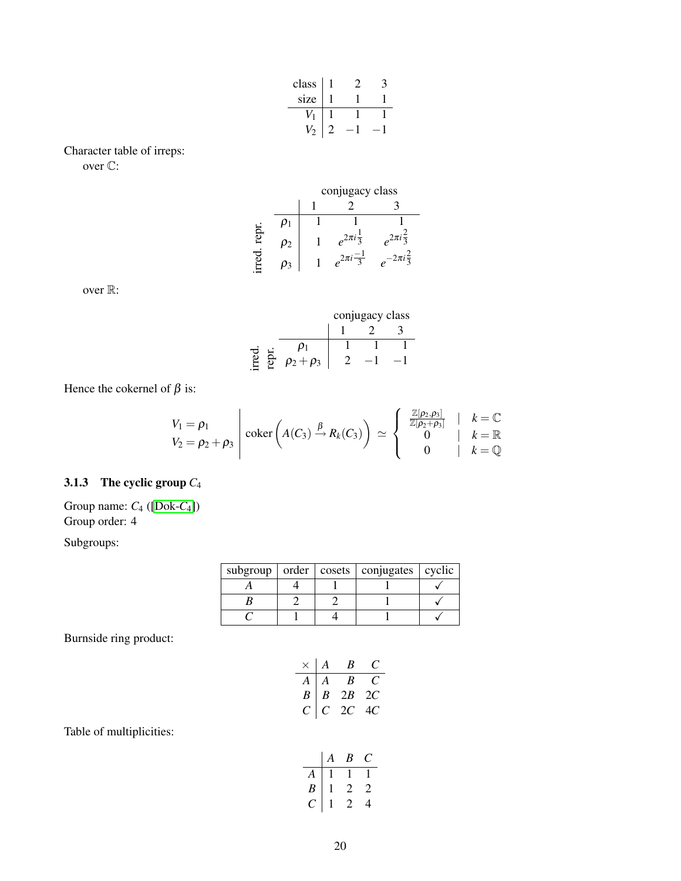| class | 1 | 2 | 3 |
|---|---|---|---|
| size | 1 | 1 | 1 |
| $V_1$ | 1 | 1 | 1 |
| $V_2$ | 2 | $-1$ | $-1$ |

Character table of irreps:

over $\mathbb{C}$:

| irred. repr. | conjugacy class 1 | 2 | 3 |
|---|---|---|---|
| $\rho_1$ | 1 | 1 | 1 |
| $\rho_2$ | 1 | $e^{2\pi i \frac{1}{3}}$ | $e^{2\pi i \frac{2}{3}}$ |
| $\rho_3$ | 1 | $e^{2\pi i \frac{-1}{3}}$ | $e^{-2\pi i \frac{2}{3}}$ |

over $\mathbb{R}$:

| irred. repr. | conjugacy class 1 | 2 | 3 |
|---|---|---|---|
| $\rho_1$ | 1 | 1 | 1 |
| $\rho_2 + \rho_3$ | 2 | $-1$ | $-1$ |

Hence the cokernel of $\beta$ is:

$$
\begin{array}{l} V_1 = \rho_1 \\ V_2 = \rho_2 + \rho_3 \end{array}
\left| \operatorname{coker}\left( A(C_3) \xrightarrow{\beta} R_k(C_3) \right) \simeq \begin{cases} \frac{\mathbb{Z}[\rho_2, \rho_3]}{\mathbb{Z}[\rho_2 + \rho_3]} & | \quad k = \mathbb{C} \\ 0 & | \quad k = \mathbb{R} \\ 0 & | \quad k = \mathbb{Q} \end{cases} \right.
$$

### 3.1.3 The cyclic group $C_4$

Group name: $C_4$ ([Dok-$C_4$])
Group order: 4

Subgroups:

| subgroup | order | cosets | conjugates | cyclic |
|---|---|---|---|---|
| $A$ | 4 | 1 | 1 | ✓ |
| $B$ | 2 | 2 | 1 | ✓ |
| $C$ | 1 | 4 | 1 | ✓ |

Burnside ring product:

| $\times$ | $A$ | $B$ | $C$ |
|---|---|---|---|
| $A$ | $A$ | $B$ | $C$ |
| $B$ | $B$ | $2B$ | $2C$ |
| $C$ | $C$ | $2C$ | $4C$ |

Table of multiplicities:

| | $A$ | $B$ | $C$ |
|---|---|---|---|
| $A$ | 1 | 1 | 1 |
| $B$ | 1 | 2 | 2 |
| $C$ | 1 | 2 | 4 |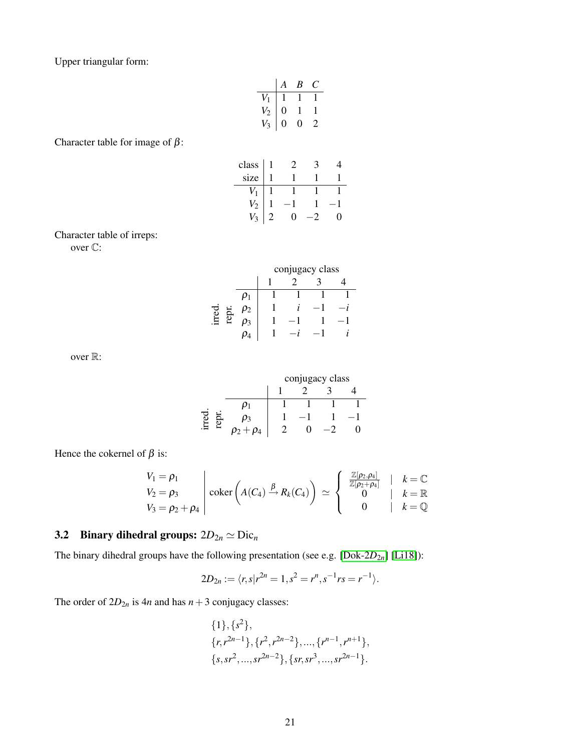Upper triangular form:

| | $A$ | $B$ | $C$ |
|---|---|---|---|
| $V_1$ | 1 | 1 | 1 |
| $V_2$ | 0 | 1 | 1 |
| $V_3$ | 0 | 0 | 2 |

Character table for image of $\beta$:

| class | 1 | 2 | 3 | 4 |
|---|---|---|---|---|
| size | 1 | 1 | 1 | 1 |
| $V_1$ | 1 | 1 | 1 | 1 |
| $V_2$ | 1 | $-1$ | 1 | $-1$ |
| $V_3$ | 2 | 0 | $-2$ | 0 |

Character table of irreps:

over $\mathbb{C}$:

| | | conjugacy class | | | |
|---|---|---|---|---|---|
| | | 1 | 2 | 3 | 4 |
| irred. repr. | $\rho_1$ | 1 | 1 | 1 | 1 |
| | $\rho_2$ | 1 | $i$ | $-1$ | $-i$ |
| | $\rho_3$ | 1 | $-1$ | 1 | $-1$ |
| | $\rho_4$ | 1 | $-i$ | $-1$ | $i$ |

over $\mathbb{R}$:

| | | conjugacy class | | | |
|---|---|---|---|---|---|
| | | 1 | 2 | 3 | 4 |
| irred. repr. | $\rho_1$ | 1 | 1 | 1 | 1 |
| | $\rho_3$ | 1 | $-1$ | 1 | $-1$ |
| | $\rho_2+\rho_4$ | 2 | 0 | $-2$ | 0 |

Hence the cokernel of $\beta$ is:

$$\begin{array}{l|l} V_1 = \rho_1 & \\ V_2 = \rho_3 & \operatorname{coker}\left(A(C_4) \xrightarrow{\beta} R_k(C_4)\right) \simeq \left\{ \begin{array}{ccc} \frac{\mathbb{Z}[\rho_2,\rho_4]}{\mathbb{Z}[\rho_2+\rho_4]} & | & k=\mathbb{C} \\ 0 & | & k=\mathbb{R} \\ 0 & | & k=\mathbb{Q} \end{array} \right. \\ V_3 = \rho_2+\rho_4 & \end{array}$$

### 3.2 Binary dihedral groups: $2D_{2n} \simeq \mathrm{Dic}_n$

The binary dihedral groups have the following presentation (see e.g. [Dok-$2D_{2n}$] [Li18]):

$$2D_{2n} := \langle r,s | r^{2n} = 1, s^2 = r^n, s^{-1}rs = r^{-1} \rangle.$$

The order of $2D_{2n}$ is $4n$ and has $n+3$ conjugacy classes:

$$\begin{array}{l} \{1\}, \{s^2\}, \\ \{r, r^{2n-1}\}, \{r^2, r^{2n-2}\}, ..., \{r^{n-1}, r^{n+1}\}, \\ \{s, sr^2, ..., sr^{2n-2}\}, \{sr, sr^3, ..., sr^{2n-1}\}. \end{array}$$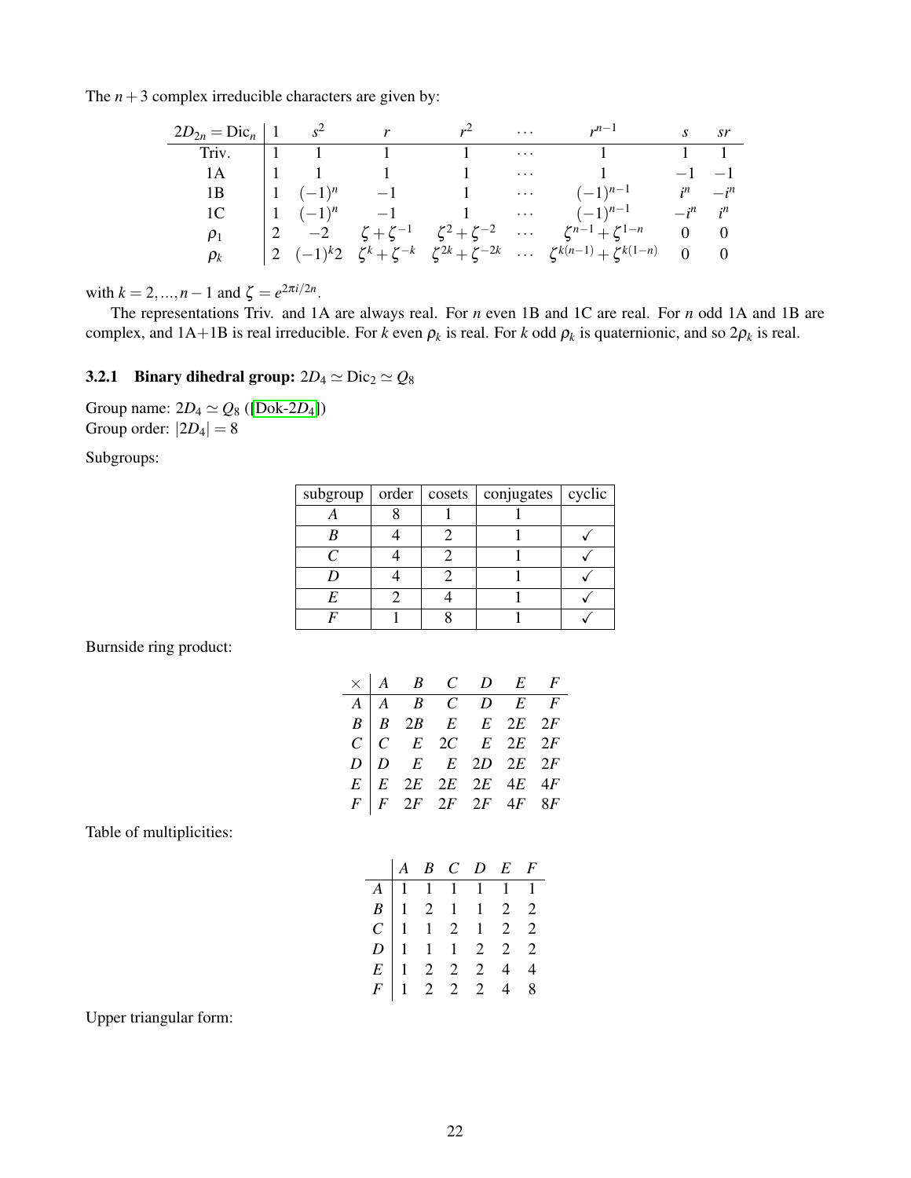The $n+3$ complex irreducible characters are given by:

| $2D_{2n} = \mathrm{Dic}_n$ | $1$ | $s^2$ | $r$ | $r^2$ | $\cdots$ | $r^{n-1}$ | $s$ | $sr$ |
|---|---|---|---|---|---|---|---|---|
| Triv. | $1$ | $1$ | $1$ | $1$ | $\cdots$ | $1$ | $1$ | $1$ |
| 1A | $1$ | $1$ | $1$ | $1$ | $\cdots$ | $1$ | $-1$ | $-1$ |
| 1B | $1$ | $(-1)^n$ | $-1$ | $1$ | $\cdots$ | $(-1)^{n-1}$ | $i^n$ | $-i^n$ |
| 1C | $1$ | $(-1)^n$ | $-1$ | $1$ | $\cdots$ | $(-1)^{n-1}$ | $-i^n$ | $i^n$ |
| $\rho_1$ | $2$ | $-2$ | $\zeta+\zeta^{-1}$ | $\zeta^2+\zeta^{-2}$ | $\cdots$ | $\zeta^{n-1}+\zeta^{1-n}$ | $0$ | $0$ |
| $\rho_k$ | $2$ | $(-1)^k 2$ | $\zeta^k+\zeta^{-k}$ | $\zeta^{2k}+\zeta^{-2k}$ | $\cdots$ | $\zeta^{k(n-1)}+\zeta^{k(1-n)}$ | $0$ | $0$ |

with $k = 2,...,n-1$ and $\zeta = e^{2\pi i/2n}$.

The representations Triv. and 1A are always real. For $n$ even 1B and 1C are real. For $n$ odd 1A and 1B are complex, and 1A+1B is real irreducible. For $k$ even $\rho_k$ is real. For $k$ odd $\rho_k$ is quaternionic, and so $2\rho_k$ is real.

### 3.2.1 Binary dihedral group: $2D_4 \simeq \mathrm{Dic}_2 \simeq Q_8$

Group name: $2D_4 \simeq Q_8$ ([Dok-$2D_4$])
Group order: $|2D_4| = 8$

Subgroups:

| subgroup | order | cosets | conjugates | cyclic |
|---|---|---|---|---|
| $A$ | 8 | 1 | 1 | |
| $B$ | 4 | 2 | 1 | ✓ |
| $C$ | 4 | 2 | 1 | ✓ |
| $D$ | 4 | 2 | 1 | ✓ |
| $E$ | 2 | 4 | 1 | ✓ |
| $F$ | 1 | 8 | 1 | ✓ |

Burnside ring product:

| $\times$ | $A$ | $B$ | $C$ | $D$ | $E$ | $F$ |
|---|---|---|---|---|---|---|
| $A$ | $A$ | $B$ | $C$ | $D$ | $E$ | $F$ |
| $B$ | $B$ | $2B$ | $E$ | $E$ | $2E$ | $2F$ |
| $C$ | $C$ | $E$ | $2C$ | $E$ | $2E$ | $2F$ |
| $D$ | $D$ | $E$ | $E$ | $2D$ | $2E$ | $2F$ |
| $E$ | $E$ | $2E$ | $2E$ | $2E$ | $4E$ | $4F$ |
| $F$ | $F$ | $2F$ | $2F$ | $2F$ | $4F$ | $8F$ |

Table of multiplicities:

| | $A$ | $B$ | $C$ | $D$ | $E$ | $F$ |
|---|---|---|---|---|---|---|
| $A$ | 1 | 1 | 1 | 1 | 1 | 1 |
| $B$ | 1 | 2 | 1 | 1 | 2 | 2 |
| $C$ | 1 | 1 | 2 | 1 | 2 | 2 |
| $D$ | 1 | 1 | 1 | 2 | 2 | 2 |
| $E$ | 1 | 2 | 2 | 2 | 4 | 4 |
| $F$ | 1 | 2 | 2 | 2 | 4 | 8 |

Upper triangular form: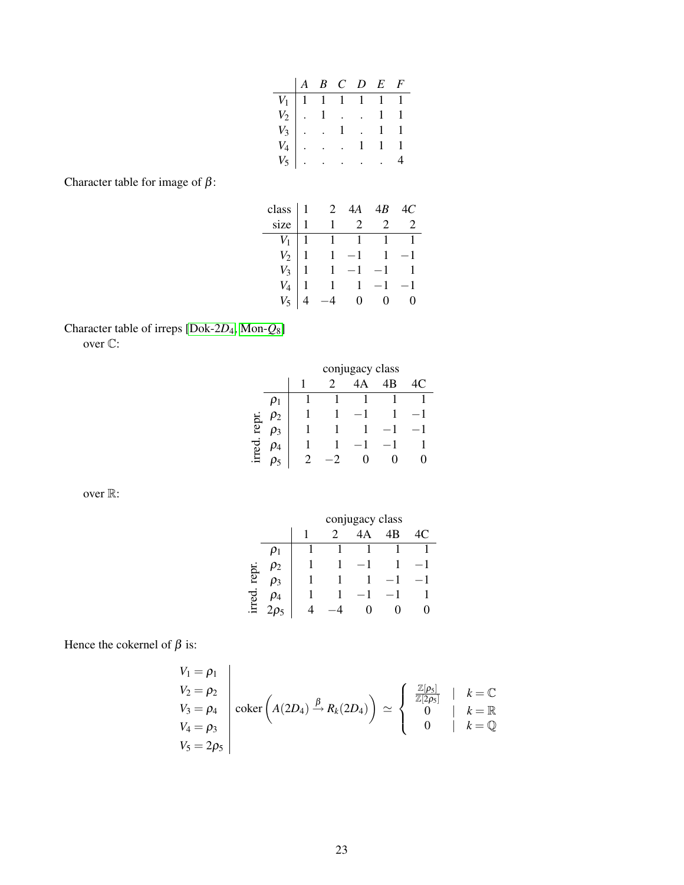|  | $A$ | $B$ | $C$ | $D$ | $E$ | $F$ |
|---|---|---|---|---|---|---|
| $V_1$ | 1 | 1 | 1 | 1 | 1 | 1 |
| $V_2$ | . | 1 | . | . | 1 | 1 |
| $V_3$ | . | . | 1 | . | 1 | 1 |
| $V_4$ | . | . | . | 1 | 1 | 1 |
| $V_5$ | . | . | . | . | . | 4 |

Character table for image of $\beta$:

| class | 1 | 2 | 4$A$ | 4$B$ | 4$C$ |
|---|---|---|---|---|---|
| size | 1 | 1 | 2 | 2 | 2 |
| $V_1$ | 1 | 1 | 1 | 1 | 1 |
| $V_2$ | 1 | 1 | $-1$ | 1 | $-1$ |
| $V_3$ | 1 | 1 | $-1$ | $-1$ | 1 |
| $V_4$ | 1 | 1 | 1 | $-1$ | $-1$ |
| $V_5$ | 4 | $-4$ | 0 | 0 | 0 |

Character table of irreps [Dok-$2D_4$, Mon-$Q_8$]

over $\mathbb{C}$:

|  | conjugacy class | | | | |
|---|---|---|---|---|---|
| irred. repr. | 1 | 2 | 4A | 4B | 4C |
| $\rho_1$ | 1 | 1 | 1 | 1 | 1 |
| $\rho_2$ | 1 | 1 | $-1$ | 1 | $-1$ |
| $\rho_3$ | 1 | 1 | 1 | $-1$ | $-1$ |
| $\rho_4$ | 1 | 1 | $-1$ | $-1$ | 1 |
| $\rho_5$ | 2 | $-2$ | 0 | 0 | 0 |

over $\mathbb{R}$:

|  | conjugacy class | | | | |
|---|---|---|---|---|---|
| irred. repr. | 1 | 2 | 4A | 4B | 4C |
| $\rho_1$ | 1 | 1 | 1 | 1 | 1 |
| $\rho_2$ | 1 | 1 | $-1$ | 1 | $-1$ |
| $\rho_3$ | 1 | 1 | 1 | $-1$ | $-1$ |
| $\rho_4$ | 1 | 1 | $-1$ | $-1$ | 1 |
| $2\rho_5$ | 4 | $-4$ | 0 | 0 | 0 |

Hence the cokernel of $\beta$ is:

$$
\begin{array}{l|l}
V_1 = \rho_1 & \\
V_2 = \rho_2 & \\
V_3 = \rho_4 & \operatorname{coker}\left(A(2D_4) \xrightarrow{\beta} R_k(2D_4)\right) \simeq \begin{cases} \frac{\mathbb{Z}[\rho_5]}{\mathbb{Z}[2\rho_5]} & | \quad k = \mathbb{C} \\ 0 & | \quad k = \mathbb{R} \\ 0 & | \quad k = \mathbb{Q} \end{cases} \\
V_4 = \rho_3 & \\
V_5 = 2\rho_5 &
\end{array}
$$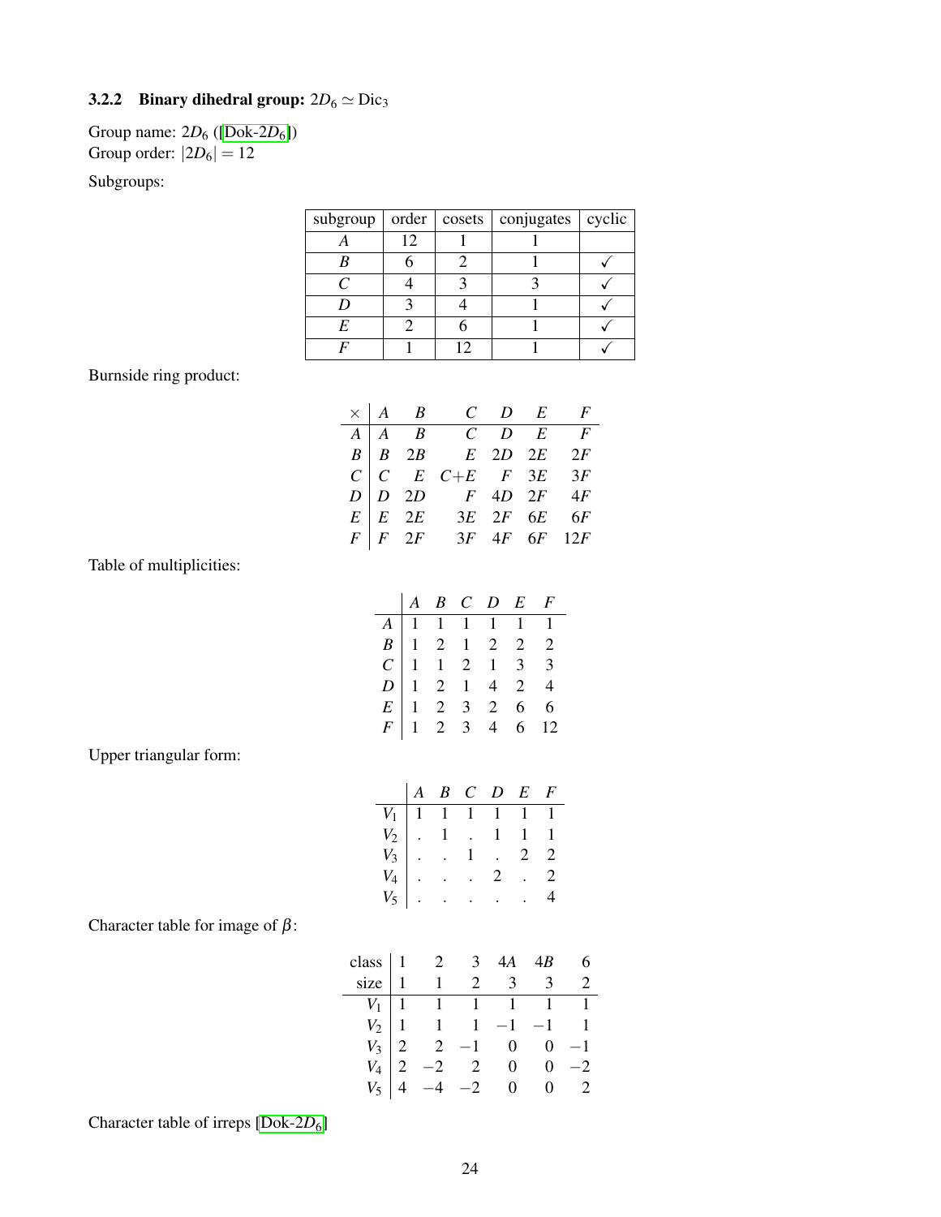### 3.2.2 Binary dihedral group: $2D_6 \simeq \mathrm{Dic}_3$

Group name: $2D_6$ ([Dok-$2D_6$])
Group order: $|2D_6| = 12$

Subgroups:

| subgroup | order | cosets | conjugates | cyclic |
|---|---|---|---|---|
| $A$ | 12 | 1 | 1 | |
| $B$ | 6 | 2 | 1 | ✓ |
| $C$ | 4 | 3 | 3 | ✓ |
| $D$ | 3 | 4 | 1 | ✓ |
| $E$ | 2 | 6 | 1 | ✓ |
| $F$ | 1 | 12 | 1 | ✓ |

Burnside ring product:

| $\times$ | $A$ | $B$ | $C$ | $D$ | $E$ | $F$ |
|---|---|---|---|---|---|---|
| $A$ | $A$ | $B$ | $C$ | $D$ | $E$ | $F$ |
| $B$ | $B$ | $2B$ | $E$ | $2D$ | $2E$ | $2F$ |
| $C$ | $C$ | $E$ | $C+E$ | $F$ | $3E$ | $3F$ |
| $D$ | $D$ | $2D$ | $F$ | $4D$ | $2F$ | $4F$ |
| $E$ | $E$ | $2E$ | $3E$ | $2F$ | $6E$ | $6F$ |
| $F$ | $F$ | $2F$ | $3F$ | $4F$ | $6F$ | $12F$ |

Table of multiplicities:

| | $A$ | $B$ | $C$ | $D$ | $E$ | $F$ |
|---|---|---|---|---|---|---|
| $A$ | 1 | 1 | 1 | 1 | 1 | 1 |
| $B$ | 1 | 2 | 1 | 2 | 2 | 2 |
| $C$ | 1 | 1 | 2 | 1 | 3 | 3 |
| $D$ | 1 | 2 | 1 | 4 | 2 | 4 |
| $E$ | 1 | 2 | 3 | 2 | 6 | 6 |
| $F$ | 1 | 2 | 3 | 4 | 6 | 12 |

Upper triangular form:

| | $A$ | $B$ | $C$ | $D$ | $E$ | $F$ |
|---|---|---|---|---|---|---|
| $V_1$ | 1 | 1 | 1 | 1 | 1 | 1 |
| $V_2$ | . | 1 | . | 1 | 1 | 1 |
| $V_3$ | . | . | 1 | . | 2 | 2 |
| $V_4$ | . | . | . | 2 | . | 2 |
| $V_5$ | . | . | . | . | . | 4 |

Character table for image of $\beta$:

| class | 1 | 2 | 3 | 4$A$ | 4$B$ | 6 |
|---|---|---|---|---|---|---|
| size | 1 | 1 | 2 | 3 | 3 | 2 |
| $V_1$ | 1 | 1 | 1 | 1 | 1 | 1 |
| $V_2$ | 1 | 1 | 1 | $-1$ | $-1$ | 1 |
| $V_3$ | 2 | 2 | $-1$ | 0 | 0 | $-1$ |
| $V_4$ | 2 | $-2$ | 2 | 0 | 0 | $-2$ |
| $V_5$ | 4 | $-4$ | $-2$ | 0 | 0 | 2 |

Character table of irreps [Dok-$2D_6$]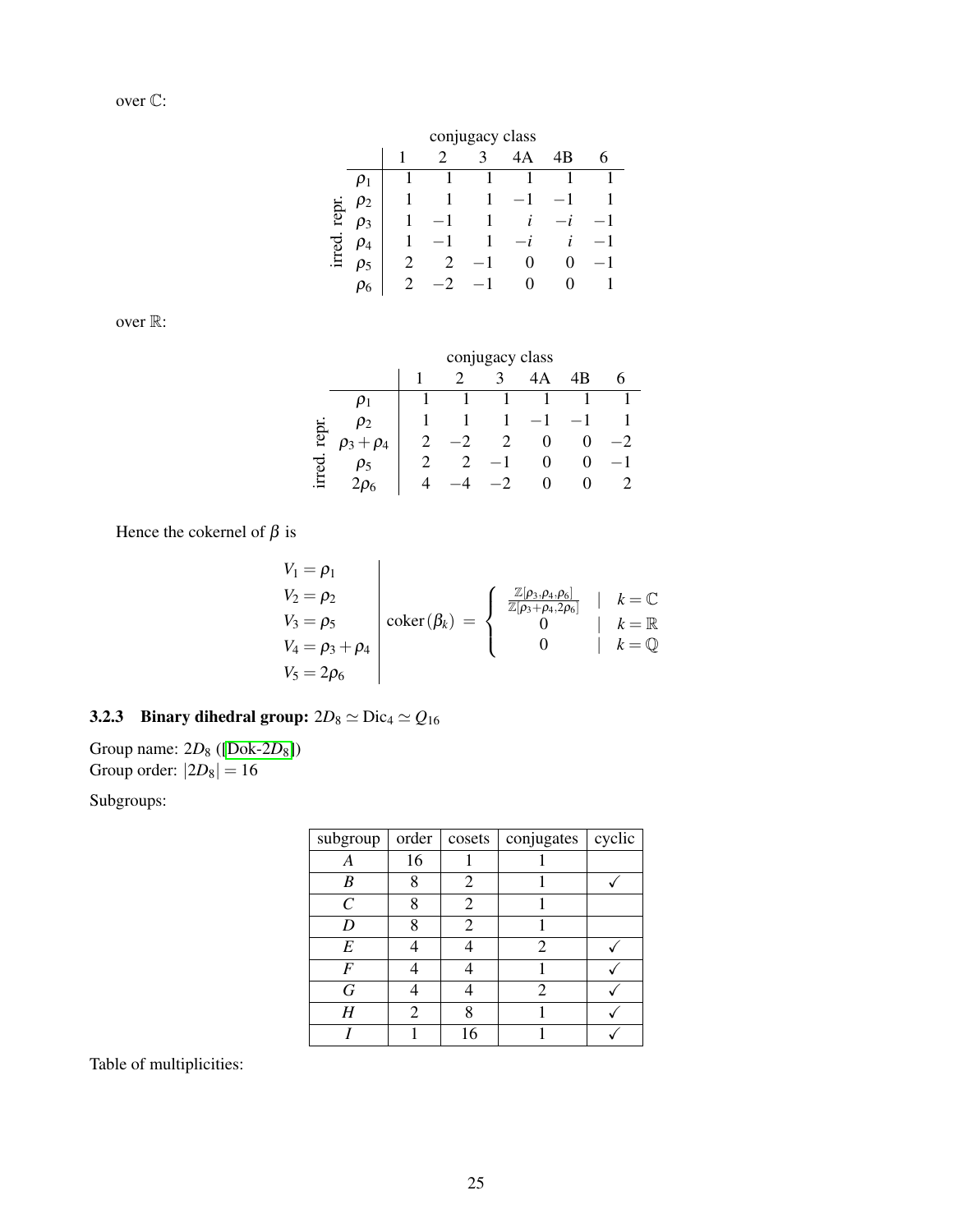over $\mathbb{C}$:

| | | conjugacy class | | | | | |
|---|---|---|---|---|---|---|---|
| | | 1 | 2 | 3 | 4A | 4B | 6 |
| irred. repr. | $\rho_1$ | 1 | 1 | 1 | 1 | 1 | 1 |
| | $\rho_2$ | 1 | 1 | 1 | $-1$ | $-1$ | 1 |
| | $\rho_3$ | 1 | $-1$ | 1 | $i$ | $-i$ | $-1$ |
| | $\rho_4$ | 1 | $-1$ | 1 | $-i$ | $i$ | $-1$ |
| | $\rho_5$ | 2 | 2 | $-1$ | 0 | 0 | $-1$ |
| | $\rho_6$ | 2 | $-2$ | $-1$ | 0 | 0 | 1 |

over $\mathbb{R}$:

| | | conjugacy class | | | | | |
|---|---|---|---|---|---|---|---|
| | | 1 | 2 | 3 | 4A | 4B | 6 |
| irred. repr. | $\rho_1$ | 1 | 1 | 1 | 1 | 1 | 1 |
| | $\rho_2$ | 1 | 1 | 1 | $-1$ | $-1$ | 1 |
| | $\rho_3+\rho_4$ | 2 | $-2$ | 2 | 0 | 0 | $-2$ |
| | $\rho_5$ | 2 | 2 | $-1$ | 0 | 0 | $-1$ |
| | $2\rho_6$ | 4 | $-4$ | $-2$ | 0 | 0 | 2 |

Hence the cokernel of $\beta$ is

$$
\begin{array}{l|l}
V_1 = \rho_1 & \\
V_2 = \rho_2 & \\
V_3 = \rho_5 & \operatorname{coker}(\beta_k) = \begin{cases} \frac{\mathbb{Z}[\rho_3,\rho_4,\rho_6]}{\mathbb{Z}[\rho_3+\rho_4,2\rho_6]} & | \quad k=\mathbb{C} \\ 0 & | \quad k=\mathbb{R} \\ 0 & | \quad k=\mathbb{Q} \end{cases} \\
V_4 = \rho_3+\rho_4 & \\
V_5 = 2\rho_6 &
\end{array}
$$

### 3.2.3 Binary dihedral group: $2D_8 \simeq \mathrm{Dic}_4 \simeq Q_{16}$

Group name: $2D_8$ ([Dok-$2D_8$])
Group order: $|2D_8| = 16$

Subgroups:

| subgroup | order | cosets | conjugates | cyclic |
|---|---|---|---|---|
| $A$ | 16 | 1 | 1 | |
| $B$ | 8 | 2 | 1 | ✓ |
| $C$ | 8 | 2 | 1 | |
| $D$ | 8 | 2 | 1 | |
| $E$ | 4 | 4 | 2 | ✓ |
| $F$ | 4 | 4 | 1 | ✓ |
| $G$ | 4 | 4 | 2 | ✓ |
| $H$ | 2 | 8 | 1 | ✓ |
| $I$ | 1 | 16 | 1 | ✓ |

Table of multiplicities: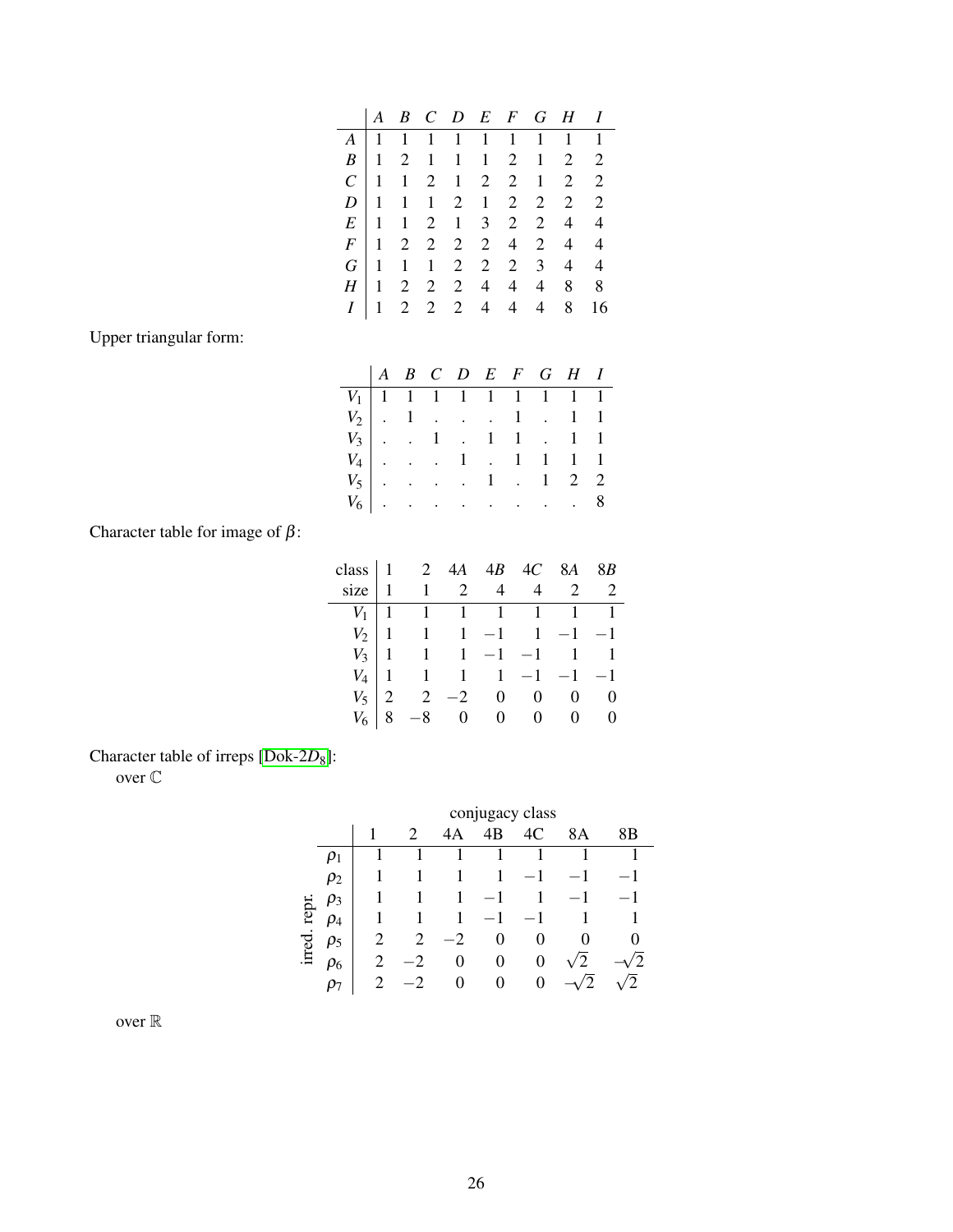|  | $A$ | $B$ | $C$ | $D$ | $E$ | $F$ | $G$ | $H$ | $I$ |
|---|---|---|---|---|---|---|---|---|---|
| $A$ | 1 | 1 | 1 | 1 | 1 | 1 | 1 | 1 | 1 |
| $B$ | 1 | 2 | 1 | 1 | 1 | 2 | 1 | 2 | 2 |
| $C$ | 1 | 1 | 2 | 1 | 2 | 2 | 1 | 2 | 2 |
| $D$ | 1 | 1 | 1 | 2 | 1 | 2 | 2 | 2 | 2 |
| $E$ | 1 | 1 | 2 | 1 | 3 | 2 | 2 | 4 | 4 |
| $F$ | 1 | 2 | 2 | 2 | 2 | 4 | 2 | 4 | 4 |
| $G$ | 1 | 1 | 1 | 2 | 2 | 2 | 3 | 4 | 4 |
| $H$ | 1 | 2 | 2 | 2 | 4 | 4 | 4 | 8 | 8 |
| $I$ | 1 | 2 | 2 | 2 | 4 | 4 | 4 | 8 | 16 |

Upper triangular form:

|  | $A$ | $B$ | $C$ | $D$ | $E$ | $F$ | $G$ | $H$ | $I$ |
|---|---|---|---|---|---|---|---|---|---|
| $V_1$ | 1 | 1 | 1 | 1 | 1 | 1 | 1 | 1 | 1 |
| $V_2$ | . | 1 | . | . | . | 1 | . | 1 | 1 |
| $V_3$ | . | . | 1 | . | 1 | 1 | . | 1 | 1 |
| $V_4$ | . | . | . | 1 | . | 1 | 1 | 1 | 1 |
| $V_5$ | . | . | . | . | 1 | . | 1 | 2 | 2 |
| $V_6$ | . | . | . | . | . | . | . | . | 8 |

Character table for image of $\beta$:

| class | 1 | 2 | $4A$ | $4B$ | $4C$ | $8A$ | $8B$ |
|---|---|---|---|---|---|---|---|
| size | 1 | 1 | 2 | 4 | 4 | 2 | 2 |
| $V_1$ | 1 | 1 | 1 | 1 | 1 | 1 | 1 |
| $V_2$ | 1 | 1 | 1 | $-1$ | 1 | $-1$ | $-1$ |
| $V_3$ | 1 | 1 | 1 | $-1$ | $-1$ | 1 | 1 |
| $V_4$ | 1 | 1 | 1 | 1 | $-1$ | $-1$ | $-1$ |
| $V_5$ | 2 | 2 | $-2$ | 0 | 0 | 0 | 0 |
| $V_6$ | 8 | $-8$ | 0 | 0 | 0 | 0 | 0 |

Character table of irreps [Dok-$2D_8$]:
over $\mathbb{C}$

|  |  | conjugacy class |  |  |  |  |  |  |
|---|---|---|---|---|---|---|---|---|
|  |  | 1 | 2 | 4A | 4B | 4C | 8A | 8B |
| irred. repr. | $\rho_1$ | 1 | 1 | 1 | 1 | 1 | 1 | 1 |
|  | $\rho_2$ | 1 | 1 | 1 | 1 | $-1$ | $-1$ | $-1$ |
|  | $\rho_3$ | 1 | 1 | 1 | $-1$ | 1 | $-1$ | $-1$ |
|  | $\rho_4$ | 1 | 1 | 1 | $-1$ | $-1$ | 1 | 1 |
|  | $\rho_5$ | 2 | 2 | $-2$ | 0 | 0 | 0 | 0 |
|  | $\rho_6$ | 2 | $-2$ | 0 | 0 | 0 | $\sqrt{2}$ | $-\sqrt{2}$ |
|  | $\rho_7$ | 2 | $-2$ | 0 | 0 | 0 | $-\sqrt{2}$ | $\sqrt{2}$ |

over $\mathbb{R}$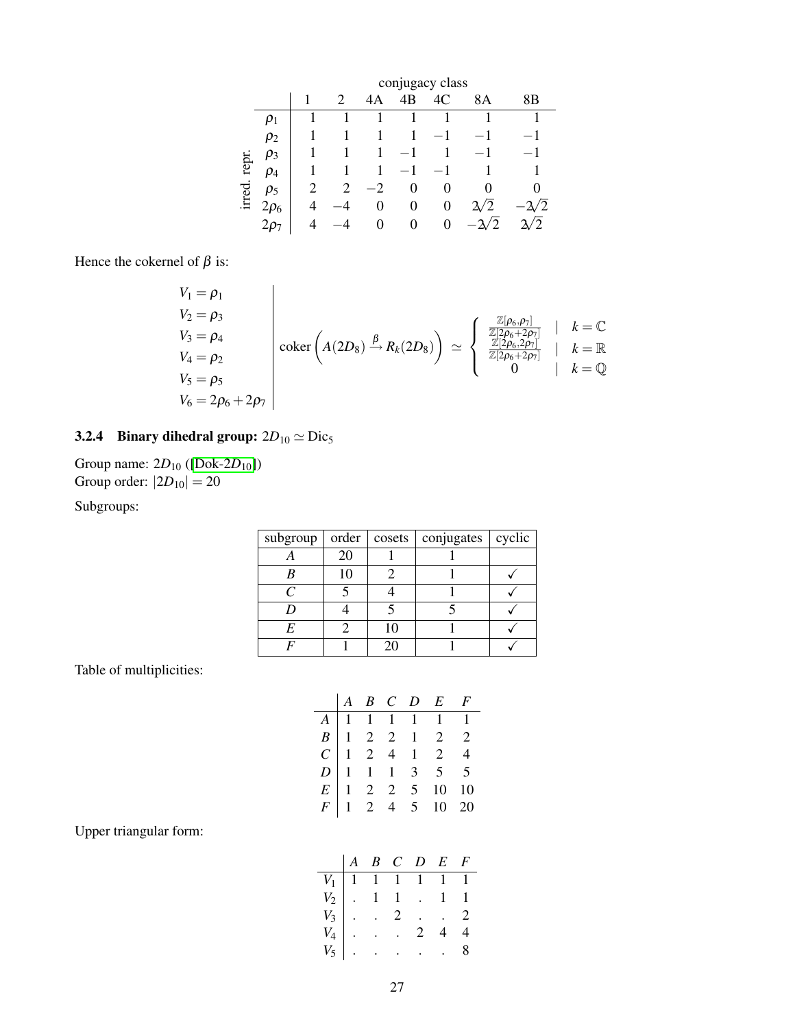| | | conjugacy class | | | | | | |
|---|---|---|---|---|---|---|---|---|
| | | 1 | 2 | 4A | 4B | 4C | 8A | 8B |
| irred. repr. | $\rho_1$ | 1 | 1 | 1 | 1 | 1 | 1 | 1 |
| | $\rho_2$ | 1 | 1 | 1 | 1 | $-1$ | $-1$ | $-1$ |
| | $\rho_3$ | 1 | 1 | 1 | $-1$ | 1 | $-1$ | $-1$ |
| | $\rho_4$ | 1 | 1 | 1 | $-1$ | $-1$ | 1 | 1 |
| | $\rho_5$ | 2 | 2 | $-2$ | 0 | 0 | 0 | 0 |
| | $2\rho_6$ | 4 | $-4$ | 0 | 0 | 0 | $2\sqrt{2}$ | $-2\sqrt{2}$ |
| | $2\rho_7$ | 4 | $-4$ | 0 | 0 | 0 | $-2\sqrt{2}$ | $2\sqrt{2}$ |

Hence the cokernel of $\beta$ is:

$$
\begin{array}{l|l}
V_1 = \rho_1 & \\
V_2 = \rho_3 & \\
V_3 = \rho_4 & \operatorname{coker}\left(A(2D_8) \xrightarrow{\beta} R_k(2D_8)\right) \simeq \left\{ \begin{array}{ccc} \frac{\mathbb{Z}[\rho_6,\rho_7]}{\mathbb{Z}[2\rho_6+2\rho_7]} & | & k=\mathbb{C} \\ \frac{\mathbb{Z}[2\rho_6,2\rho_7]}{\mathbb{Z}[2\rho_6+2\rho_7]} & | & k=\mathbb{R} \\ 0 & | & k=\mathbb{Q} \end{array} \right. \\
V_4 = \rho_2 & \\
V_5 = \rho_5 & \\
V_6 = 2\rho_6 + 2\rho_7 &
\end{array}
$$

### 3.2.4 Binary dihedral group: $2D_{10} \simeq \mathrm{Dic}_5$

Group name: $2D_{10}$ ([Dok-$2D_{10}$])
Group order: $|2D_{10}| = 20$

Subgroups:

| subgroup | order | cosets | conjugates | cyclic |
|---|---|---|---|---|
| $A$ | 20 | 1 | 1 | |
| $B$ | 10 | 2 | 1 | ✓ |
| $C$ | 5 | 4 | 1 | ✓ |
| $D$ | 4 | 5 | 5 | ✓ |
| $E$ | 2 | 10 | 1 | ✓ |
| $F$ | 1 | 20 | 1 | ✓ |

Table of multiplicities:

| | $A$ | $B$ | $C$ | $D$ | $E$ | $F$ |
|---|---|---|---|---|---|---|
| $A$ | 1 | 1 | 1 | 1 | 1 | 1 |
| $B$ | 1 | 2 | 2 | 1 | 2 | 2 |
| $C$ | 1 | 2 | 4 | 1 | 2 | 4 |
| $D$ | 1 | 1 | 1 | 3 | 5 | 5 |
| $E$ | 1 | 2 | 2 | 5 | 10 | 10 |
| $F$ | 1 | 2 | 4 | 5 | 10 | 20 |

Upper triangular form:

| | $A$ | $B$ | $C$ | $D$ | $E$ | $F$ |
|---|---|---|---|---|---|---|
| $V_1$ | 1 | 1 | 1 | 1 | 1 | 1 |
| $V_2$ | . | 1 | 1 | . | 1 | 1 |
| $V_3$ | . | . | 2 | . | . | 2 |
| $V_4$ | . | . | . | 2 | 4 | 4 |
| $V_5$ | . | . | . | . | . | 8 |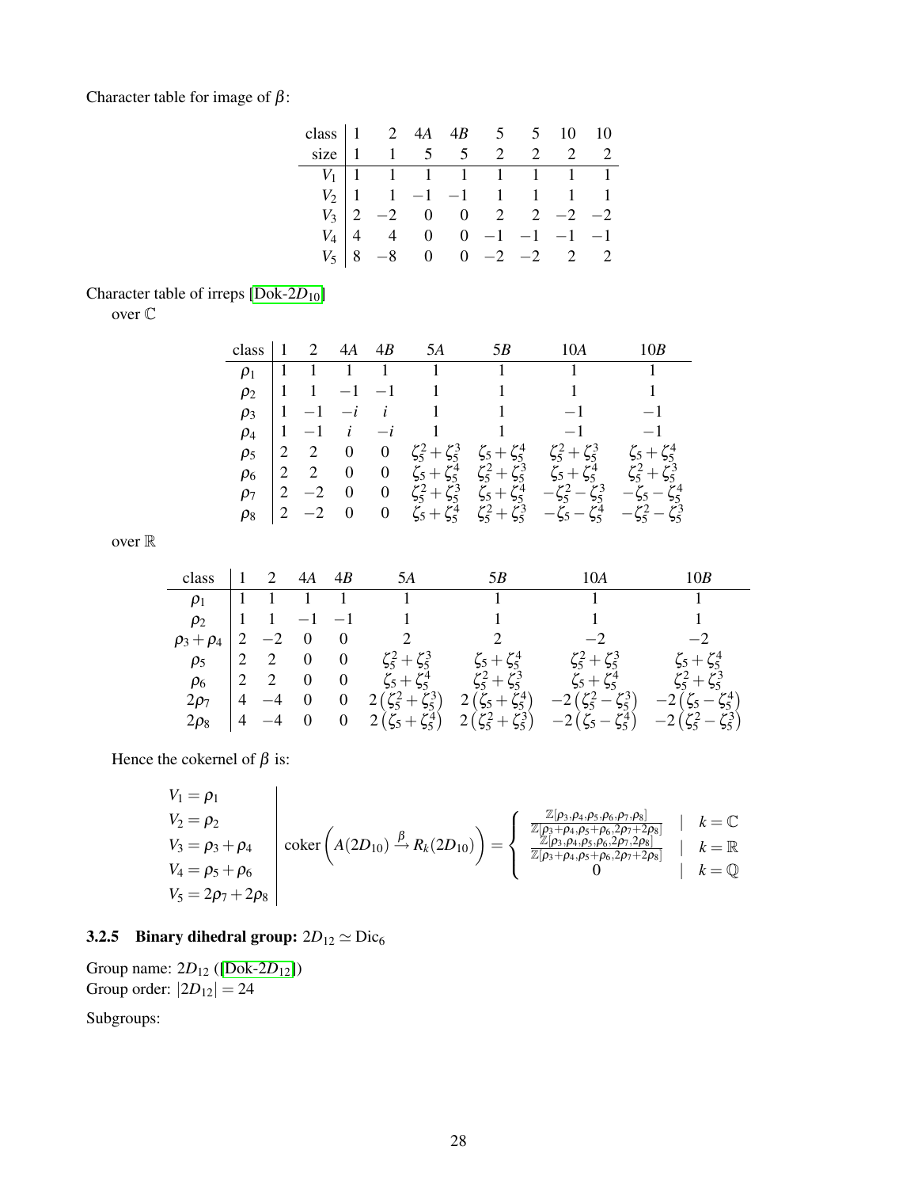Character table for image of $\beta$:

| class | 1 | 2 | 4$A$ | 4$B$ | 5 | 5 | 10 | 10 |
|---|---|---|---|---|---|---|---|---|
| size | 1 | 1 | 5 | 5 | 2 | 2 | 2 | 2 |
| $V_1$ | 1 | 1 | 1 | 1 | 1 | 1 | 1 | 1 |
| $V_2$ | 1 | 1 | $-1$ | $-1$ | 1 | 1 | 1 | 1 |
| $V_3$ | 2 | $-2$ | 0 | 0 | 2 | 2 | $-2$ | $-2$ |
| $V_4$ | 4 | 4 | 0 | 0 | $-1$ | $-1$ | $-1$ | $-1$ |
| $V_5$ | 8 | $-8$ | 0 | 0 | $-2$ | $-2$ | 2 | 2 |

Character table of irreps [Dok-$2D_{10}$]

over $\mathbb{C}$

| class | 1 | 2 | 4$A$ | 4$B$ | 5$A$ | 5$B$ | 10$A$ | 10$B$ |
|---|---|---|---|---|---|---|---|---|
| $\rho_1$ | 1 | 1 | 1 | 1 | 1 | 1 | 1 | 1 |
| $\rho_2$ | 1 | 1 | $-1$ | $-1$ | 1 | 1 | 1 | 1 |
| $\rho_3$ | 1 | $-1$ | $-i$ | $i$ | 1 | 1 | $-1$ | $-1$ |
| $\rho_4$ | 1 | $-1$ | $i$ | $-i$ | 1 | 1 | $-1$ | $-1$ |
| $\rho_5$ | 2 | 2 | 0 | 0 | $\zeta_5^2+\zeta_5^3$ | $\zeta_5+\zeta_5^4$ | $\zeta_5^2+\zeta_5^3$ | $\zeta_5+\zeta_5^4$ |
| $\rho_6$ | 2 | 2 | 0 | 0 | $\zeta_5+\zeta_5^4$ | $\zeta_5^2+\zeta_5^3$ | $\zeta_5+\zeta_5^4$ | $\zeta_5^2+\zeta_5^3$ |
| $\rho_7$ | 2 | $-2$ | 0 | 0 | $\zeta_5^2+\zeta_5^3$ | $\zeta_5+\zeta_5^4$ | $-\zeta_5^2-\zeta_5^3$ | $-\zeta_5-\zeta_5^4$ |
| $\rho_8$ | 2 | $-2$ | 0 | 0 | $\zeta_5+\zeta_5^4$ | $\zeta_5^2+\zeta_5^3$ | $-\zeta_5-\zeta_5^4$ | $-\zeta_5^2-\zeta_5^3$ |

over $\mathbb{R}$

| class | 1 | 2 | 4$A$ | 4$B$ | 5$A$ | 5$B$ | 10$A$ | 10$B$ |
|---|---|---|---|---|---|---|---|---|
| $\rho_1$ | 1 | 1 | 1 | 1 | 1 | 1 | 1 | 1 |
| $\rho_2$ | 1 | 1 | $-1$ | $-1$ | 1 | 1 | 1 | 1 |
| $\rho_3+\rho_4$ | 2 | $-2$ | 0 | 0 | 2 | 2 | $-2$ | $-2$ |
| $\rho_5$ | 2 | 2 | 0 | 0 | $\zeta_5^2+\zeta_5^3$ | $\zeta_5+\zeta_5^4$ | $\zeta_5^2+\zeta_5^3$ | $\zeta_5+\zeta_5^4$ |
| $\rho_6$ | 2 | 2 | 0 | 0 | $\zeta_5+\zeta_5^4$ | $\zeta_5^2+\zeta_5^3$ | $\zeta_5+\zeta_5^4$ | $\zeta_5^2+\zeta_5^3$ |
| $2\rho_7$ | 4 | $-4$ | 0 | 0 | $2\left(\zeta_5^2+\zeta_5^3\right)$ | $2\left(\zeta_5+\zeta_5^4\right)$ | $-2\left(\zeta_5^2-\zeta_5^3\right)$ | $-2\left(\zeta_5-\zeta_5^4\right)$ |
| $2\rho_8$ | 4 | $-4$ | 0 | 0 | $2\left(\zeta_5+\zeta_5^4\right)$ | $2\left(\zeta_5^2+\zeta_5^3\right)$ | $-2\left(\zeta_5-\zeta_5^4\right)$ | $-2\left(\zeta_5^2-\zeta_5^3\right)$ |

Hence the cokernel of $\beta$ is:

$$
\begin{array}{l|l}
V_1=\rho_1 & \\
V_2=\rho_2 & \\
V_3=\rho_3+\rho_4 & \operatorname{coker}\left(A(2D_{10})\xrightarrow{\beta}R_k(2D_{10})\right)=\begin{cases}\frac{\mathbb{Z}[\rho_3,\rho_4,\rho_5,\rho_6,\rho_7,\rho_8]}{\mathbb{Z}[\rho_3+\rho_4,\rho_5+\rho_6,2\rho_7+2\rho_8]} & | \quad k=\mathbb{C}\\ \frac{\mathbb{Z}[\rho_3,\rho_4,\rho_5,\rho_6,2\rho_7,2\rho_8]}{\mathbb{Z}[\rho_3+\rho_4,\rho_5+\rho_6,2\rho_7+2\rho_8]} & | \quad k=\mathbb{R}\\ 0 & | \quad k=\mathbb{Q}\end{cases}\\
V_4=\rho_5+\rho_6 & \\
V_5=2\rho_7+2\rho_8 &
\end{array}
$$

### 3.2.5 Binary dihedral group: $2D_{12}\simeq \mathrm{Dic}_6$

Group name: $2D_{12}$ ([Dok-$2D_{12}$])
Group order: $|2D_{12}|=24$

Subgroups: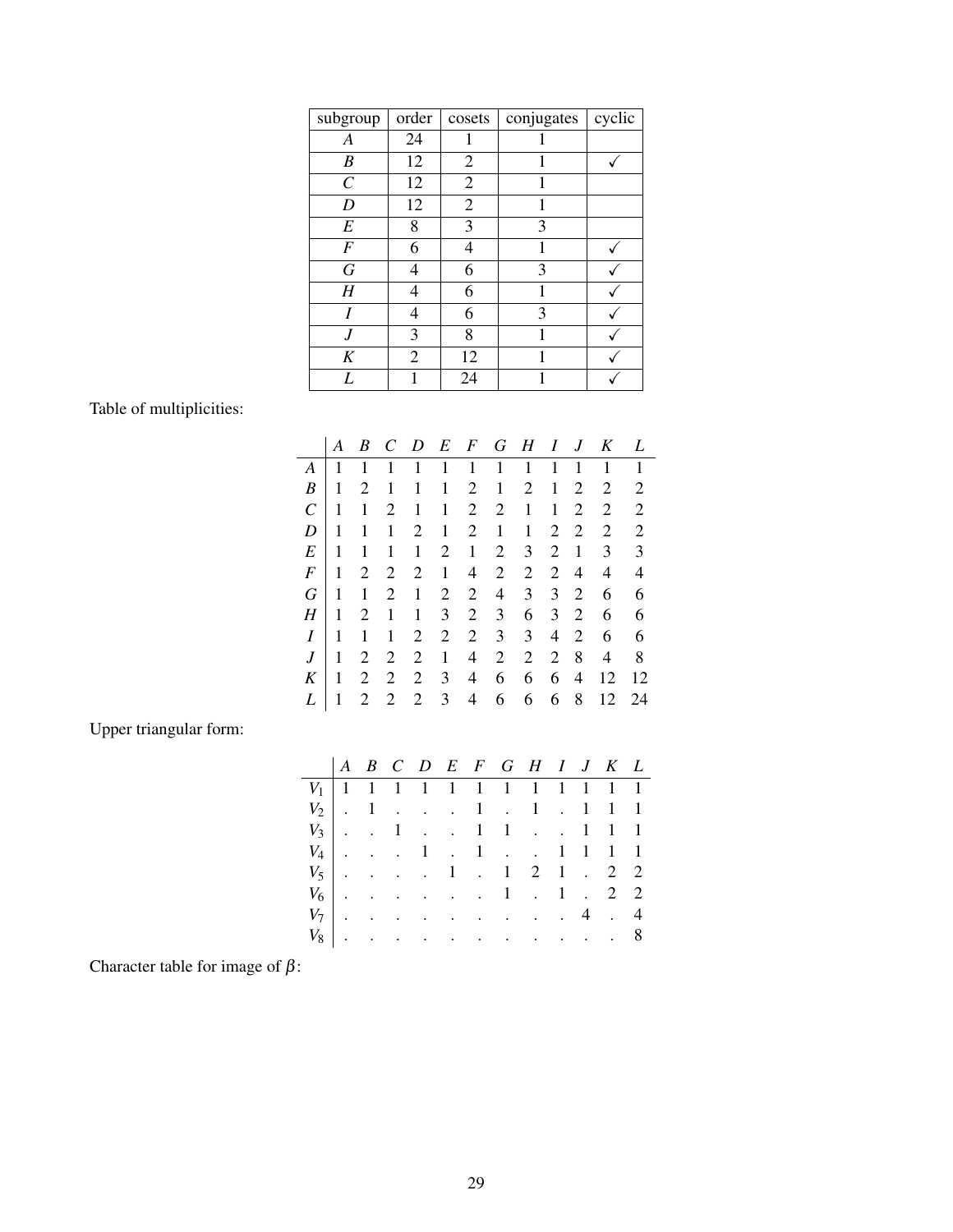| subgroup | order | cosets | conjugates | cyclic |
|---|---|---|---|---|
| $A$ | 24 | 1 | 1 | |
| $B$ | 12 | 2 | 1 | ✓ |
| $C$ | 12 | 2 | 1 | |
| $D$ | 12 | 2 | 1 | |
| $E$ | 8 | 3 | 3 | |
| $F$ | 6 | 4 | 1 | ✓ |
| $G$ | 4 | 6 | 3 | ✓ |
| $H$ | 4 | 6 | 1 | ✓ |
| $I$ | 4 | 6 | 3 | ✓ |
| $J$ | 3 | 8 | 1 | ✓ |
| $K$ | 2 | 12 | 1 | ✓ |
| $L$ | 1 | 24 | 1 | ✓ |

Table of multiplicities:

| | $A$ | $B$ | $C$ | $D$ | $E$ | $F$ | $G$ | $H$ | $I$ | $J$ | $K$ | $L$ |
|---|---|---|---|---|---|---|---|---|---|---|---|---|
| $A$ | 1 | 1 | 1 | 1 | 1 | 1 | 1 | 1 | 1 | 1 | 1 | 1 |
| $B$ | 1 | 2 | 1 | 1 | 1 | 2 | 1 | 2 | 1 | 2 | 2 | 2 |
| $C$ | 1 | 1 | 2 | 1 | 1 | 2 | 2 | 1 | 1 | 2 | 2 | 2 |
| $D$ | 1 | 1 | 1 | 2 | 1 | 2 | 1 | 1 | 2 | 2 | 2 | 2 |
| $E$ | 1 | 1 | 1 | 1 | 2 | 1 | 2 | 3 | 2 | 1 | 3 | 3 |
| $F$ | 1 | 2 | 2 | 2 | 1 | 4 | 2 | 2 | 2 | 4 | 4 | 4 |
| $G$ | 1 | 1 | 2 | 1 | 2 | 2 | 4 | 3 | 3 | 2 | 6 | 6 |
| $H$ | 1 | 2 | 1 | 1 | 3 | 2 | 3 | 6 | 3 | 2 | 6 | 6 |
| $I$ | 1 | 1 | 1 | 2 | 2 | 2 | 3 | 3 | 4 | 2 | 6 | 6 |
| $J$ | 1 | 2 | 2 | 2 | 1 | 4 | 2 | 2 | 2 | 8 | 4 | 8 |
| $K$ | 1 | 2 | 2 | 2 | 3 | 4 | 6 | 6 | 6 | 4 | 12 | 12 |
| $L$ | 1 | 2 | 2 | 2 | 3 | 4 | 6 | 6 | 6 | 8 | 12 | 24 |

Upper triangular form:

| | $A$ | $B$ | $C$ | $D$ | $E$ | $F$ | $G$ | $H$ | $I$ | $J$ | $K$ | $L$ |
|---|---|---|---|---|---|---|---|---|---|---|---|---|
| $V_1$ | 1 | 1 | 1 | 1 | 1 | 1 | 1 | 1 | 1 | 1 | 1 | 1 |
| $V_2$ | . | 1 | . | . | . | 1 | . | 1 | . | 1 | 1 | 1 |
| $V_3$ | . | . | 1 | . | . | 1 | 1 | . | . | 1 | 1 | 1 |
| $V_4$ | . | . | . | 1 | . | 1 | . | . | 1 | 1 | 1 | 1 |
| $V_5$ | . | . | . | . | 1 | . | 1 | 2 | 1 | . | 2 | 2 |
| $V_6$ | . | . | . | . | . | . | 1 | . | 1 | . | 2 | 2 |
| $V_7$ | . | . | . | . | . | . | . | . | . | 4 | . | 4 |
| $V_8$ | . | . | . | . | . | . | . | . | . | . | . | 8 |

Character table for image of $\beta$: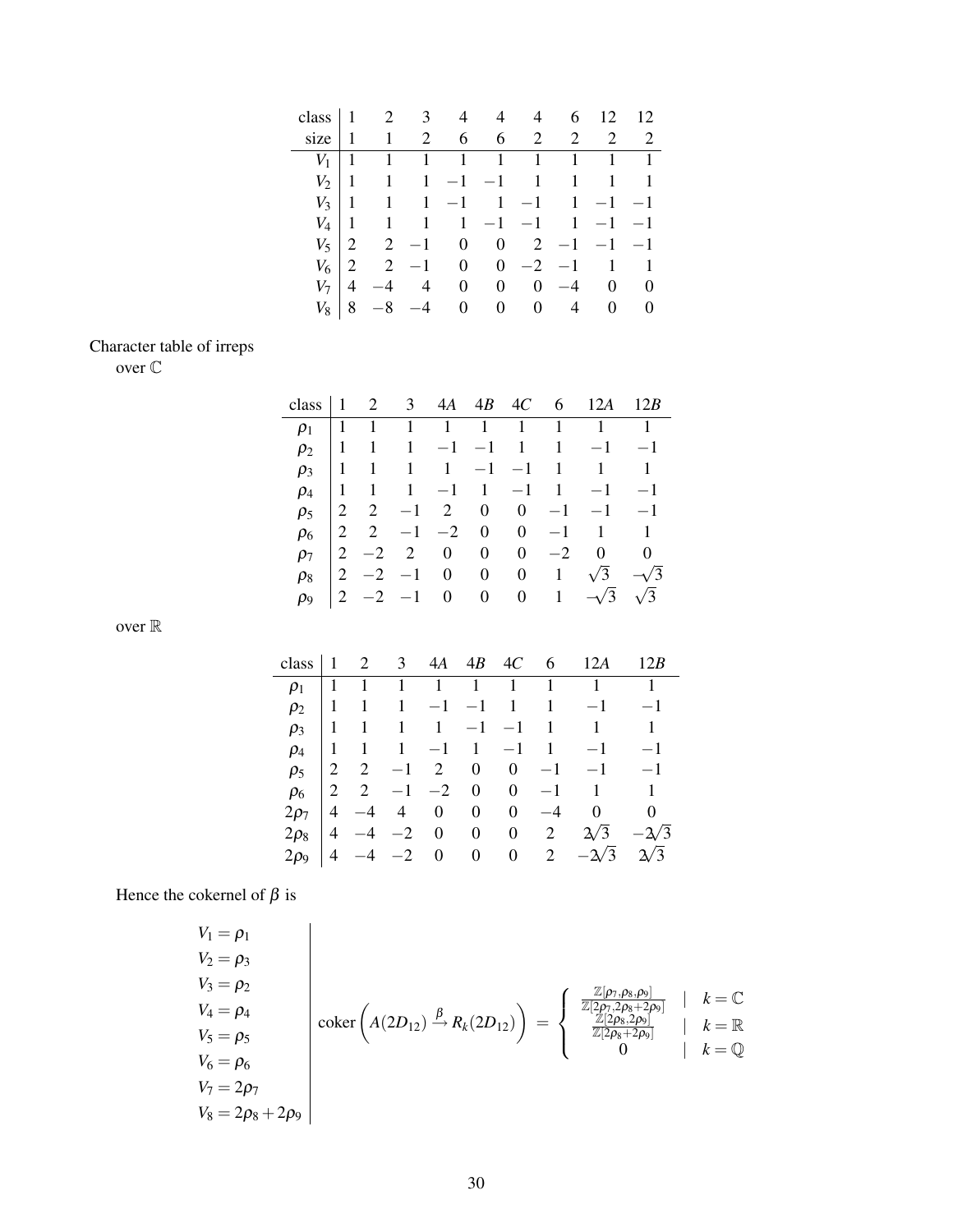| class | 1 | 2 | 3 | 4 | 4 | 4 | 6 | 12 | 12 |
|---|---|---|---|---|---|---|---|---|---|
| size | 1 | 1 | 2 | 6 | 6 | 2 | 2 | 2 | 2 |
| $V_1$ | 1 | 1 | 1 | 1 | 1 | 1 | 1 | 1 | 1 |
| $V_2$ | 1 | 1 | 1 | $-1$ | $-1$ | 1 | 1 | 1 | 1 |
| $V_3$ | 1 | 1 | 1 | $-1$ | 1 | $-1$ | 1 | $-1$ | $-1$ |
| $V_4$ | 1 | 1 | 1 | 1 | $-1$ | $-1$ | 1 | $-1$ | $-1$ |
| $V_5$ | 2 | 2 | $-1$ | 0 | 0 | 2 | $-1$ | $-1$ | $-1$ |
| $V_6$ | 2 | 2 | $-1$ | 0 | 0 | $-2$ | $-1$ | 1 | 1 |
| $V_7$ | 4 | $-4$ | 4 | 0 | 0 | 0 | $-4$ | 0 | 0 |
| $V_8$ | 8 | $-8$ | $-4$ | 0 | 0 | 0 | 4 | 0 | 0 |

Character table of irreps

over $\mathbb{C}$

| class | 1 | 2 | 3 | 4A | 4B | 4C | 6 | 12A | 12B |
|---|---|---|---|---|---|---|---|---|---|
| $\rho_1$ | 1 | 1 | 1 | 1 | 1 | 1 | 1 | 1 | 1 |
| $\rho_2$ | 1 | 1 | 1 | $-1$ | $-1$ | 1 | 1 | $-1$ | $-1$ |
| $\rho_3$ | 1 | 1 | 1 | 1 | $-1$ | $-1$ | 1 | 1 | 1 |
| $\rho_4$ | 1 | 1 | 1 | $-1$ | 1 | $-1$ | 1 | $-1$ | $-1$ |
| $\rho_5$ | 2 | 2 | $-1$ | 2 | 0 | 0 | $-1$ | $-1$ | $-1$ |
| $\rho_6$ | 2 | 2 | $-1$ | $-2$ | 0 | 0 | $-1$ | 1 | 1 |
| $\rho_7$ | 2 | $-2$ | 2 | 0 | 0 | 0 | $-2$ | 0 | 0 |
| $\rho_8$ | 2 | $-2$ | $-1$ | 0 | 0 | 0 | 1 | $\sqrt{3}$ | $-\sqrt{3}$ |
| $\rho_9$ | 2 | $-2$ | $-1$ | 0 | 0 | 0 | 1 | $-\sqrt{3}$ | $\sqrt{3}$ |

over $\mathbb{R}$

| class | 1 | 2 | 3 | 4A | 4B | 4C | 6 | 12A | 12B |
|---|---|---|---|---|---|---|---|---|---|
| $\rho_1$ | 1 | 1 | 1 | 1 | 1 | 1 | 1 | 1 | 1 |
| $\rho_2$ | 1 | 1 | 1 | $-1$ | $-1$ | 1 | 1 | $-1$ | $-1$ |
| $\rho_3$ | 1 | 1 | 1 | 1 | $-1$ | $-1$ | 1 | 1 | 1 |
| $\rho_4$ | 1 | 1 | 1 | $-1$ | 1 | $-1$ | 1 | $-1$ | $-1$ |
| $\rho_5$ | 2 | 2 | $-1$ | 2 | 0 | 0 | $-1$ | $-1$ | $-1$ |
| $\rho_6$ | 2 | 2 | $-1$ | $-2$ | 0 | 0 | $-1$ | 1 | 1 |
| $2\rho_7$ | 4 | $-4$ | 4 | 0 | 0 | 0 | $-4$ | 0 | 0 |
| $2\rho_8$ | 4 | $-4$ | $-2$ | 0 | 0 | 0 | 2 | $2\sqrt{3}$ | $-2\sqrt{3}$ |
| $2\rho_9$ | 4 | $-4$ | $-2$ | 0 | 0 | 0 | 2 | $-2\sqrt{3}$ | $2\sqrt{3}$ |

Hence the cokernel of $\beta$ is

$$
\begin{array}{l|l}
V_1 = \rho_1 & \\
V_2 = \rho_3 & \\
V_3 = \rho_2 & \\
V_4 = \rho_4 & \operatorname{coker}\left(A(2D_{12}) \xrightarrow{\beta} R_k(2D_{12})\right) = \begin{cases} \frac{\mathbb{Z}[\rho_7,\rho_8,\rho_9]}{\mathbb{Z}[2\rho_7,2\rho_8+2\rho_9]} & | \quad k=\mathbb{C} \\ \frac{\mathbb{Z}[2\rho_8,2\rho_9]}{\mathbb{Z}[2\rho_8+2\rho_9]} & | \quad k=\mathbb{R} \\ 0 & | \quad k=\mathbb{Q} \end{cases} \\
V_5 = \rho_5 & \\
V_6 = \rho_6 & \\
V_7 = 2\rho_7 & \\
V_8 = 2\rho_8 + 2\rho_9 &
\end{array}
$$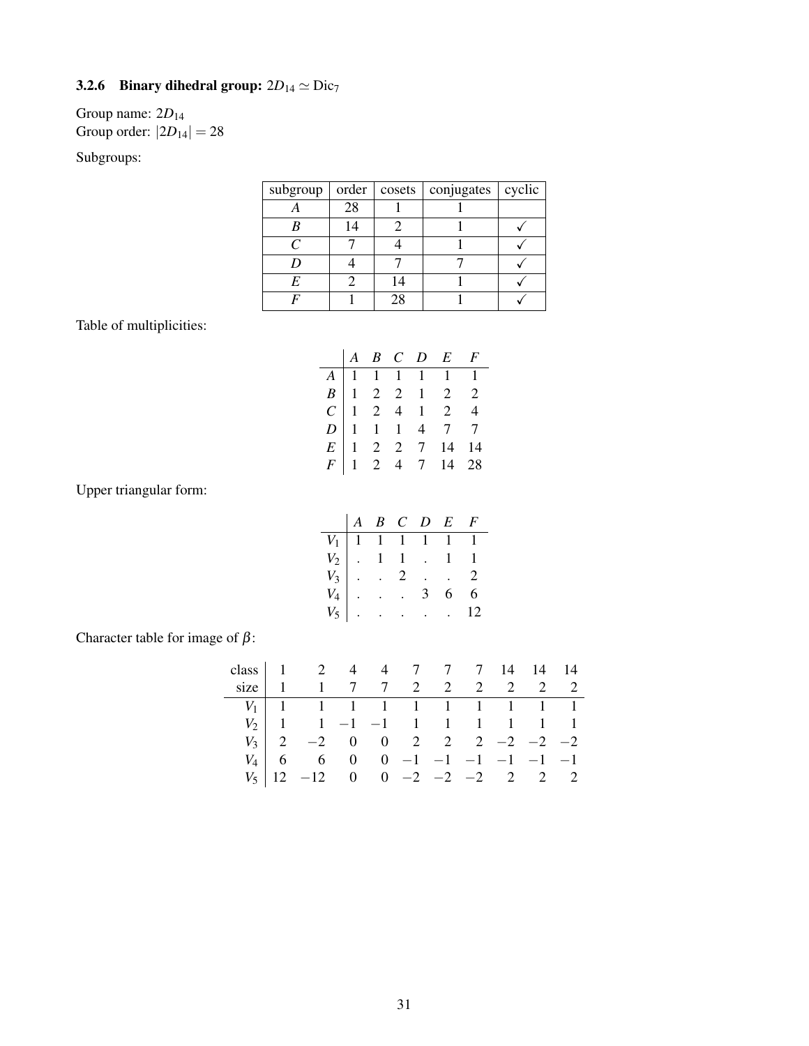### 3.2.6 Binary dihedral group: $2D_{14} \simeq \mathrm{Dic}_7$

Group name: $2D_{14}$
Group order: $|2D_{14}| = 28$

Subgroups:

| subgroup | order | cosets | conjugates | cyclic |
|---|---|---|---|---|
| $A$ | 28 | 1 | 1 | |
| $B$ | 14 | 2 | 1 | ✓ |
| $C$ | 7 | 4 | 1 | ✓ |
| $D$ | 4 | 7 | 7 | ✓ |
| $E$ | 2 | 14 | 1 | ✓ |
| $F$ | 1 | 28 | 1 | ✓ |

Table of multiplicities:

| | $A$ | $B$ | $C$ | $D$ | $E$ | $F$ |
|---|---|---|---|---|---|---|
| $A$ | 1 | 1 | 1 | 1 | 1 | 1 |
| $B$ | 1 | 2 | 2 | 1 | 2 | 2 |
| $C$ | 1 | 2 | 4 | 1 | 2 | 4 |
| $D$ | 1 | 1 | 1 | 4 | 7 | 7 |
| $E$ | 1 | 2 | 2 | 7 | 14 | 14 |
| $F$ | 1 | 2 | 4 | 7 | 14 | 28 |

Upper triangular form:

| | $A$ | $B$ | $C$ | $D$ | $E$ | $F$ |
|---|---|---|---|---|---|---|
| $V_1$ | 1 | 1 | 1 | 1 | 1 | 1 |
| $V_2$ | . | 1 | 1 | . | 1 | 1 |
| $V_3$ | . | . | 2 | . | . | 2 |
| $V_4$ | . | . | . | 3 | 6 | 6 |
| $V_5$ | . | . | . | . | . | 12 |

Character table for image of $\beta$:

| class | 1 | 2 | 4 | 4 | 7 | 7 | 7 | 14 | 14 | 14 |
|---|---|---|---|---|---|---|---|---|---|---|
| size | 1 | 1 | 7 | 7 | 2 | 2 | 2 | 2 | 2 | 2 |
| $V_1$ | 1 | 1 | 1 | 1 | 1 | 1 | 1 | 1 | 1 | 1 |
| $V_2$ | 1 | 1 | $-1$ | $-1$ | 1 | 1 | 1 | 1 | 1 | 1 |
| $V_3$ | 2 | $-2$ | 0 | 0 | 2 | 2 | 2 | $-2$ | $-2$ | $-2$ |
| $V_4$ | 6 | 6 | 0 | 0 | $-1$ | $-1$ | $-1$ | $-1$ | $-1$ | $-1$ |
| $V_5$ | 12 | $-12$ | 0 | 0 | $-2$ | $-2$ | $-2$ | 2 | 2 | 2 |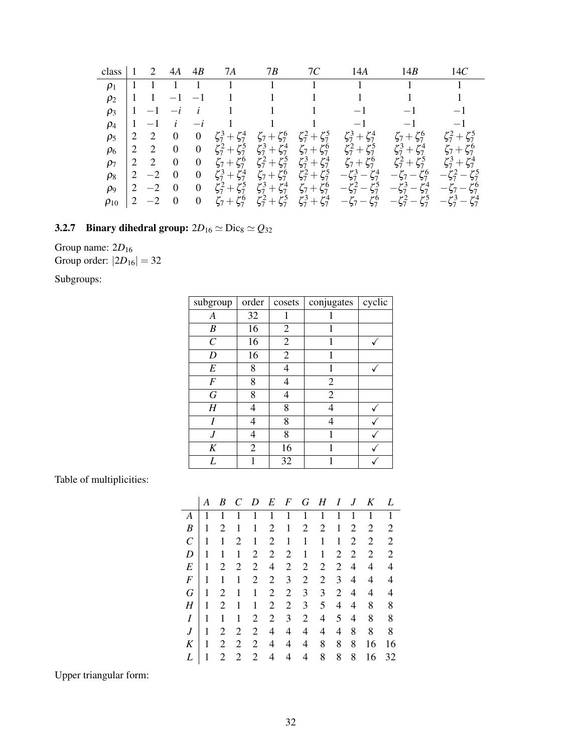| class | 1 | 2 | $4A$ | $4B$ | $7A$ | $7B$ | $7C$ | $14A$ | $14B$ | $14C$ |
|---|---|---|---|---|---|---|---|---|---|---|
| $\rho_1$ | 1 | 1 | 1 | 1 | 1 | 1 | 1 | 1 | 1 | 1 |
| $\rho_2$ | 1 | 1 | $-1$ | $-1$ | 1 | 1 | 1 | 1 | 1 | 1 |
| $\rho_3$ | 1 | $-1$ | $-i$ | $i$ | 1 | 1 | 1 | $-1$ | $-1$ | $-1$ |
| $\rho_4$ | 1 | $-1$ | $i$ | $-i$ | 1 | 1 | 1 | $-1$ | $-1$ | $-1$ |
| $\rho_5$ | 2 | 2 | 0 | 0 | $\zeta_7^3+\zeta_7^4$ | $\zeta_7+\zeta_7^6$ | $\zeta_7^2+\zeta_7^5$ | $\zeta_7^3+\zeta_7^4$ | $\zeta_7+\zeta_7^6$ | $\zeta_7^2+\zeta_7^5$ |
| $\rho_6$ | 2 | 2 | 0 | 0 | $\zeta_7^2+\zeta_7^5$ | $\zeta_7^3+\zeta_7^4$ | $\zeta_7+\zeta_7^6$ | $\zeta_7^2+\zeta_7^5$ | $\zeta_7^3+\zeta_7^4$ | $\zeta_7+\zeta_7^6$ |
| $\rho_7$ | 2 | 2 | 0 | 0 | $\zeta_7+\zeta_7^6$ | $\zeta_7^2+\zeta_7^5$ | $\zeta_7^3+\zeta_7^4$ | $\zeta_7+\zeta_7^6$ | $\zeta_7^2+\zeta_7^5$ | $\zeta_7^3+\zeta_7^4$ |
| $\rho_8$ | 2 | $-2$ | 0 | 0 | $\zeta_7^3+\zeta_7^4$ | $\zeta_7+\zeta_7^6$ | $\zeta_7^2+\zeta_7^5$ | $-\zeta_7^3-\zeta_7^4$ | $-\zeta_7-\zeta_7^6$ | $-\zeta_7^2-\zeta_7^5$ |
| $\rho_9$ | 2 | $-2$ | 0 | 0 | $\zeta_7^2+\zeta_7^5$ | $\zeta_7^3+\zeta_7^4$ | $\zeta_7+\zeta_7^6$ | $-\zeta_7^2-\zeta_7^5$ | $-\zeta_7^3-\zeta_7^4$ | $-\zeta_7-\zeta_7^6$ |
| $\rho_{10}$ | 2 | $-2$ | 0 | 0 | $\zeta_7+\zeta_7^6$ | $\zeta_7^2+\zeta_7^5$ | $\zeta_7^3+\zeta_7^4$ | $-\zeta_7-\zeta_7^6$ | $-\zeta_7^2-\zeta_7^5$ | $-\zeta_7^3-\zeta_7^4$ |

### 3.2.7 Binary dihedral group: $2D_{16} \simeq \mathrm{Dic}_8 \simeq Q_{32}$

Group name: $2D_{16}$
Group order: $|2D_{16}| = 32$

Subgroups:

| subgroup | order | cosets | conjugates | cyclic |
|---|---|---|---|---|
| $A$ | 32 | 1 | 1 | |
| $B$ | 16 | 2 | 1 | |
| $C$ | 16 | 2 | 1 | ✓ |
| $D$ | 16 | 2 | 1 | |
| $E$ | 8 | 4 | 1 | ✓ |
| $F$ | 8 | 4 | 2 | |
| $G$ | 8 | 4 | 2 | |
| $H$ | 4 | 8 | 4 | ✓ |
| $I$ | 4 | 8 | 4 | ✓ |
| $J$ | 4 | 8 | 1 | ✓ |
| $K$ | 2 | 16 | 1 | ✓ |
| $L$ | 1 | 32 | 1 | ✓ |

Table of multiplicities:

| | $A$ | $B$ | $C$ | $D$ | $E$ | $F$ | $G$ | $H$ | $I$ | $J$ | $K$ | $L$ |
|---|---|---|---|---|---|---|---|---|---|---|---|---|
| $A$ | 1 | 1 | 1 | 1 | 1 | 1 | 1 | 1 | 1 | 1 | 1 | 1 |
| $B$ | 1 | 2 | 1 | 1 | 2 | 1 | 2 | 2 | 1 | 2 | 2 | 2 |
| $C$ | 1 | 1 | 2 | 1 | 2 | 1 | 1 | 1 | 1 | 2 | 2 | 2 |
| $D$ | 1 | 1 | 1 | 2 | 2 | 2 | 1 | 1 | 2 | 2 | 2 | 2 |
| $E$ | 1 | 2 | 2 | 2 | 4 | 2 | 2 | 2 | 2 | 4 | 4 | 4 |
| $F$ | 1 | 1 | 1 | 2 | 2 | 3 | 2 | 2 | 3 | 4 | 4 | 4 |
| $G$ | 1 | 2 | 1 | 1 | 2 | 2 | 3 | 3 | 2 | 4 | 4 | 4 |
| $H$ | 1 | 2 | 1 | 1 | 2 | 2 | 3 | 5 | 4 | 4 | 8 | 8 |
| $I$ | 1 | 1 | 1 | 2 | 2 | 3 | 2 | 4 | 5 | 4 | 8 | 8 |
| $J$ | 1 | 2 | 2 | 2 | 4 | 4 | 4 | 4 | 4 | 8 | 8 | 8 |
| $K$ | 1 | 2 | 2 | 2 | 4 | 4 | 4 | 8 | 8 | 8 | 16 | 16 |
| $L$ | 1 | 2 | 2 | 2 | 4 | 4 | 4 | 8 | 8 | 8 | 16 | 32 |

Upper triangular form: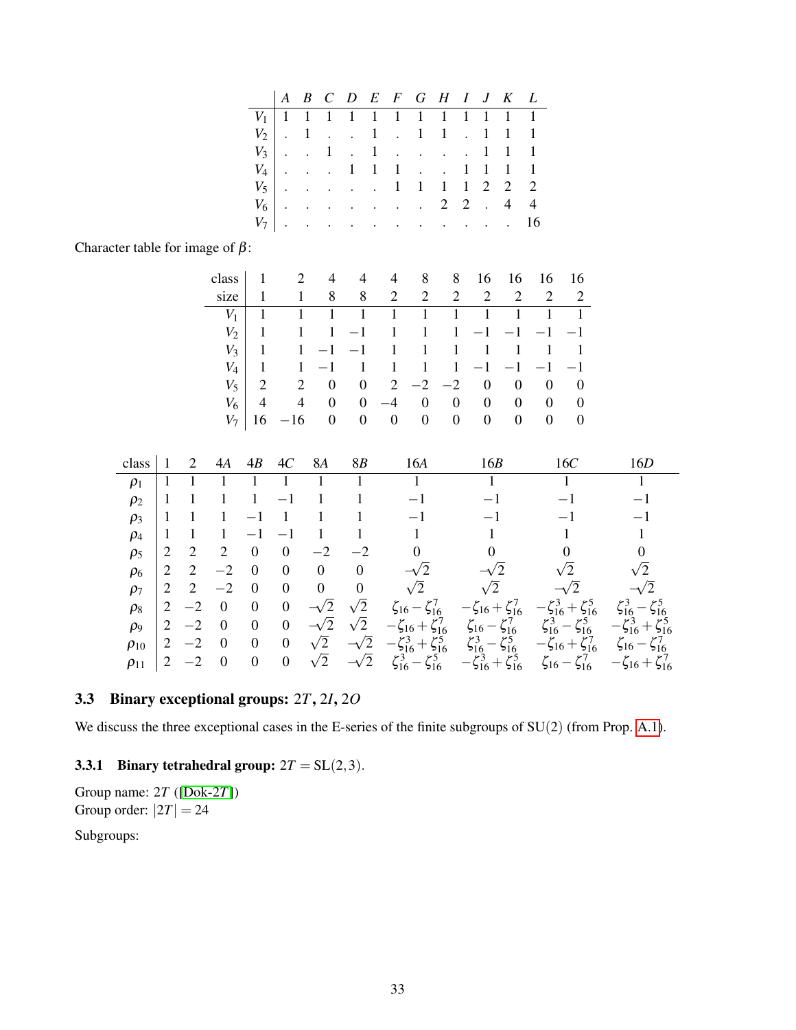|  | $A$ | $B$ | $C$ | $D$ | $E$ | $F$ | $G$ | $H$ | $I$ | $J$ | $K$ | $L$ |
|---|---|---|---|---|---|---|---|---|---|---|---|---|
| $V_1$ | 1 | 1 | 1 | 1 | 1 | 1 | 1 | 1 | 1 | 1 | 1 | 1 |
| $V_2$ | . | 1 | . | . | 1 | . | 1 | 1 | . | 1 | 1 | 1 |
| $V_3$ | . | . | 1 | . | 1 | . | . | . | . | 1 | 1 | 1 |
| $V_4$ | . | . | . | 1 | 1 | 1 | . | . | 1 | 1 | 1 | 1 |
| $V_5$ | . | . | . | . | . | 1 | 1 | 1 | 1 | 2 | 2 | 2 |
| $V_6$ | . | . | . | . | . | . | . | 2 | 2 | . | 4 | 4 |
| $V_7$ | . | . | . | . | . | . | . | . | . | . | . | 16 |

Character table for image of $\beta$:

| class | 1 | 2 | 4 | 4 | 4 | 8 | 8 | 16 | 16 | 16 | 16 |
|---|---|---|---|---|---|---|---|---|---|---|---|
| size | 1 | 1 | 8 | 8 | 2 | 2 | 2 | 2 | 2 | 2 | 2 |
| $V_1$ | 1 | 1 | 1 | 1 | 1 | 1 | 1 | 1 | 1 | 1 | 1 |
| $V_2$ | 1 | 1 | 1 | $-1$ | 1 | 1 | 1 | $-1$ | $-1$ | $-1$ | $-1$ |
| $V_3$ | 1 | 1 | $-1$ | $-1$ | 1 | 1 | 1 | 1 | 1 | 1 | 1 |
| $V_4$ | 1 | 1 | $-1$ | 1 | 1 | 1 | 1 | $-1$ | $-1$ | $-1$ | $-1$ |
| $V_5$ | 2 | 2 | 0 | 0 | 2 | $-2$ | $-2$ | 0 | 0 | 0 | 0 |
| $V_6$ | 4 | 4 | 0 | 0 | $-4$ | 0 | 0 | 0 | 0 | 0 | 0 |
| $V_7$ | 16 | $-16$ | 0 | 0 | 0 | 0 | 0 | 0 | 0 | 0 | 0 |

| class | 1 | 2 | $4A$ | $4B$ | $4C$ | $8A$ | $8B$ | $16A$ | $16B$ | $16C$ | $16D$ |
|---|---|---|---|---|---|---|---|---|---|---|---|
| $\rho_1$ | 1 | 1 | 1 | 1 | 1 | 1 | 1 | 1 | 1 | 1 | 1 |
| $\rho_2$ | 1 | 1 | 1 | 1 | $-1$ | 1 | 1 | $-1$ | $-1$ | $-1$ | $-1$ |
| $\rho_3$ | 1 | 1 | 1 | $-1$ | 1 | 1 | 1 | $-1$ | $-1$ | $-1$ | $-1$ |
| $\rho_4$ | 1 | 1 | 1 | $-1$ | $-1$ | 1 | 1 | 1 | 1 | 1 | 1 |
| $\rho_5$ | 2 | 2 | 2 | 0 | 0 | $-2$ | $-2$ | 0 | 0 | 0 | 0 |
| $\rho_6$ | 2 | 2 | $-2$ | 0 | 0 | 0 | 0 | $-\sqrt{2}$ | $-\sqrt{2}$ | $\sqrt{2}$ | $\sqrt{2}$ |
| $\rho_7$ | 2 | 2 | $-2$ | 0 | 0 | 0 | 0 | $\sqrt{2}$ | $\sqrt{2}$ | $-\sqrt{2}$ | $-\sqrt{2}$ |
| $\rho_8$ | 2 | $-2$ | 0 | 0 | 0 | $-\sqrt{2}$ | $\sqrt{2}$ | $\zeta_{16}-\zeta_{16}^7$ | $-\zeta_{16}+\zeta_{16}^7$ | $-\zeta_{16}^3+\zeta_{16}^5$ | $\zeta_{16}^3-\zeta_{16}^5$ |
| $\rho_9$ | 2 | $-2$ | 0 | 0 | 0 | $-\sqrt{2}$ | $\sqrt{2}$ | $-\zeta_{16}+\zeta_{16}^7$ | $\zeta_{16}-\zeta_{16}^7$ | $\zeta_{16}^3-\zeta_{16}^5$ | $-\zeta_{16}^3+\zeta_{16}^5$ |
| $\rho_{10}$ | 2 | $-2$ | 0 | 0 | 0 | $\sqrt{2}$ | $-\sqrt{2}$ | $-\zeta_{16}^3+\zeta_{16}^5$ | $\zeta_{16}^3-\zeta_{16}^5$ | $-\zeta_{16}+\zeta_{16}^7$ | $\zeta_{16}-\zeta_{16}^7$ |
| $\rho_{11}$ | 2 | $-2$ | 0 | 0 | 0 | $\sqrt{2}$ | $-\sqrt{2}$ | $\zeta_{16}^3-\zeta_{16}^5$ | $-\zeta_{16}^3+\zeta_{16}^5$ | $\zeta_{16}-\zeta_{16}^7$ | $-\zeta_{16}+\zeta_{16}^7$ |

## 3.3 Binary exceptional groups: $2T$, $2I$, $2O$

We discuss the three exceptional cases in the E-series of the finite subgroups of $\mathrm{SU}(2)$ (from Prop. A.1).

### 3.3.1 Binary tetrahedral group: $2T = \mathrm{SL}(2,3)$.

Group name: $2T$ ([Dok-2T])
Group order: $|2T| = 24$

Subgroups: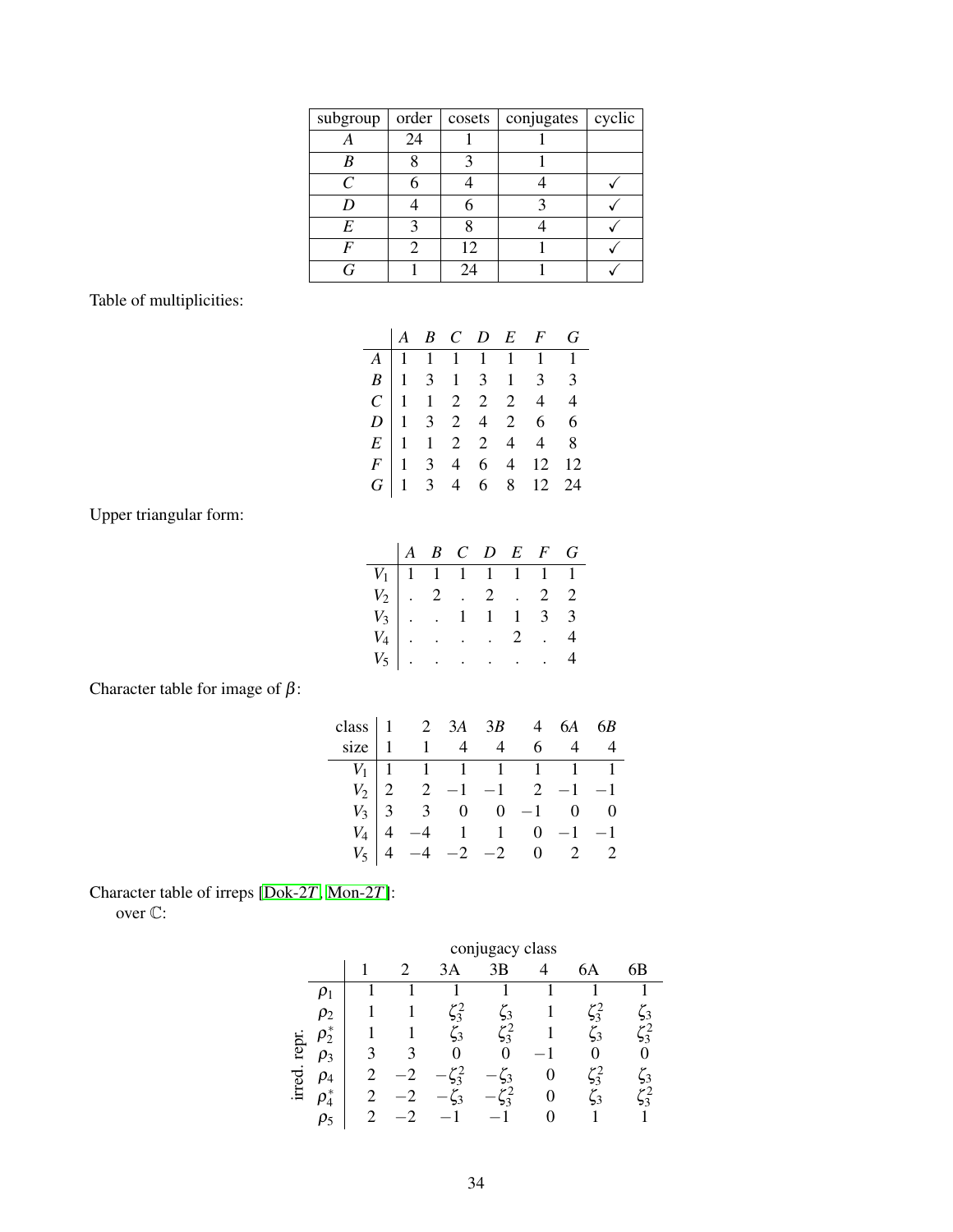| subgroup | order | cosets | conjugates | cyclic |
|---|---|---|---|---|
| $A$ | 24 | 1 | 1 | |
| $B$ | 8 | 3 | 1 | |
| $C$ | 6 | 4 | 4 | ✓ |
| $D$ | 4 | 6 | 3 | ✓ |
| $E$ | 3 | 8 | 4 | ✓ |
| $F$ | 2 | 12 | 1 | ✓ |
| $G$ | 1 | 24 | 1 | ✓ |

Table of multiplicities:

| | $A$ | $B$ | $C$ | $D$ | $E$ | $F$ | $G$ |
|---|---|---|---|---|---|---|---|
| $A$ | 1 | 1 | 1 | 1 | 1 | 1 | 1 |
| $B$ | 1 | 3 | 1 | 3 | 1 | 3 | 3 |
| $C$ | 1 | 1 | 2 | 2 | 2 | 4 | 4 |
| $D$ | 1 | 3 | 2 | 4 | 2 | 6 | 6 |
| $E$ | 1 | 1 | 2 | 2 | 4 | 4 | 8 |
| $F$ | 1 | 3 | 4 | 6 | 4 | 12 | 12 |
| $G$ | 1 | 3 | 4 | 6 | 8 | 12 | 24 |

Upper triangular form:

| | $A$ | $B$ | $C$ | $D$ | $E$ | $F$ | $G$ |
|---|---|---|---|---|---|---|---|
| $V_1$ | 1 | 1 | 1 | 1 | 1 | 1 | 1 |
| $V_2$ | . | 2 | . | 2 | . | 2 | 2 |
| $V_3$ | . | . | 1 | 1 | 1 | 3 | 3 |
| $V_4$ | . | . | . | . | 2 | . | 4 |
| $V_5$ | . | . | . | . | . | . | 4 |

Character table for image of $\beta$:

| class | 1 | 2 | 3$A$ | 3$B$ | 4 | 6$A$ | 6$B$ |
|---|---|---|---|---|---|---|---|
| size | 1 | 1 | 4 | 4 | 6 | 4 | 4 |
| $V_1$ | 1 | 1 | 1 | 1 | 1 | 1 | 1 |
| $V_2$ | 2 | 2 | $-1$ | $-1$ | 2 | $-1$ | $-1$ |
| $V_3$ | 3 | 3 | 0 | 0 | $-1$ | 0 | 0 |
| $V_4$ | 4 | $-4$ | 1 | 1 | 0 | $-1$ | $-1$ |
| $V_5$ | 4 | $-4$ | $-2$ | $-2$ | 0 | 2 | 2 |

Character table of irreps [Dok-2$T$, Mon-2$T$]:
over $\mathbb{C}$:

| | conjugacy class | | | | | | |
|---|---|---|---|---|---|---|---|
| irred. repr. | 1 | 2 | 3A | 3B | 4 | 6A | 6B |
| $\rho_1$ | 1 | 1 | 1 | 1 | 1 | 1 | 1 |
| $\rho_2$ | 1 | 1 | $\zeta_3^2$ | $\zeta_3$ | 1 | $\zeta_3^2$ | $\zeta_3$ |
| $\rho_2^*$ | 1 | 1 | $\zeta_3$ | $\zeta_3^2$ | 1 | $\zeta_3$ | $\zeta_3^2$ |
| $\rho_3$ | 3 | 3 | 0 | 0 | $-1$ | 0 | 0 |
| $\rho_4$ | 2 | $-2$ | $-\zeta_3^2$ | $-\zeta_3$ | 0 | $\zeta_3^2$ | $\zeta_3$ |
| $\rho_4^*$ | 2 | $-2$ | $-\zeta_3$ | $-\zeta_3^2$ | 0 | $\zeta_3$ | $\zeta_3^2$ |
| $\rho_5$ | 2 | $-2$ | $-1$ | $-1$ | 0 | 1 | 1 |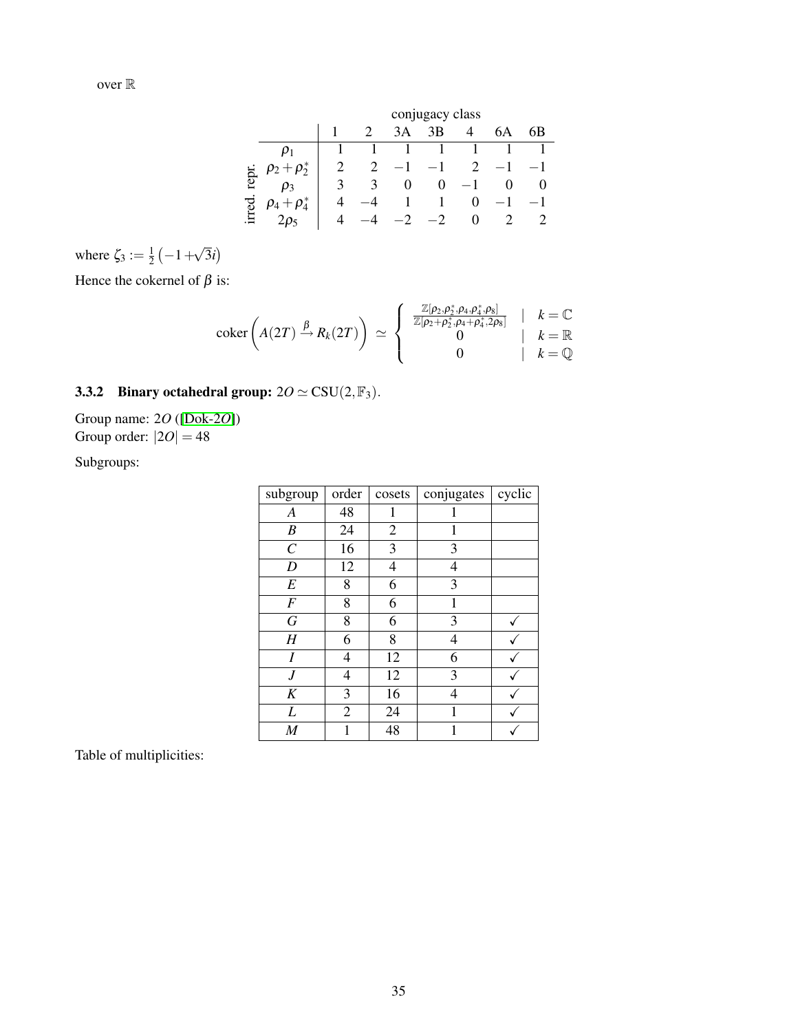over $\mathbb{R}$

|  |  | conjugacy class |  |  |  |  |  |  |
|---|---|---|---|---|---|---|---|---|
|  |  | 1 | 2 | 3A | 3B | 4 | 6A | 6B |
| irred. repr. | $\rho_1$ | 1 | 1 | 1 | 1 | 1 | 1 | 1 |
|  | $\rho_2+\rho_2^*$ | 2 | 2 | $-1$ | $-1$ | 2 | $-1$ | $-1$ |
|  | $\rho_3$ | 3 | 3 | 0 | 0 | $-1$ | 0 | 0 |
|  | $\rho_4+\rho_4^*$ | 4 | $-4$ | 1 | 1 | 0 | $-1$ | $-1$ |
|  | $2\rho_5$ | 4 | $-4$ | $-2$ | $-2$ | 0 | 2 | 2 |

where $\zeta_3 := \frac{1}{2}\left(-1+\sqrt{3}i\right)$

Hence the cokernel of $\beta$ is:

$$\operatorname{coker}\left(A(2T) \xrightarrow{\beta} R_k(2T)\right) \simeq \begin{cases} \frac{\mathbb{Z}[\rho_2,\rho_2^*,\rho_4,\rho_4^*,\rho_8]}{\mathbb{Z}[\rho_2+\rho_2^*,\rho_4+\rho_4^*,2\rho_8]} & \mid \quad k=\mathbb{C} \\ 0 & \mid \quad k=\mathbb{R} \\ 0 & \mid \quad k=\mathbb{Q} \end{cases}$$

### 3.3.2 Binary octahedral group: $2O \simeq \mathrm{CSU}(2,\mathbb{F}_3)$.

Group name: $2O$ ([Dok-2O])
Group order: $|2O| = 48$

Subgroups:

| subgroup | order | cosets | conjugates | cyclic |
|---|---|---|---|---|
| $A$ | 48 | 1 | 1 |  |
| $B$ | 24 | 2 | 1 |  |
| $C$ | 16 | 3 | 3 |  |
| $D$ | 12 | 4 | 4 |  |
| $E$ | 8 | 6 | 3 |  |
| $F$ | 8 | 6 | 1 |  |
| $G$ | 8 | 6 | 3 | ✓ |
| $H$ | 6 | 8 | 4 | ✓ |
| $I$ | 4 | 12 | 6 | ✓ |
| $J$ | 4 | 12 | 3 | ✓ |
| $K$ | 3 | 16 | 4 | ✓ |
| $L$ | 2 | 24 | 1 | ✓ |
| $M$ | 1 | 48 | 1 | ✓ |

Table of multiplicities: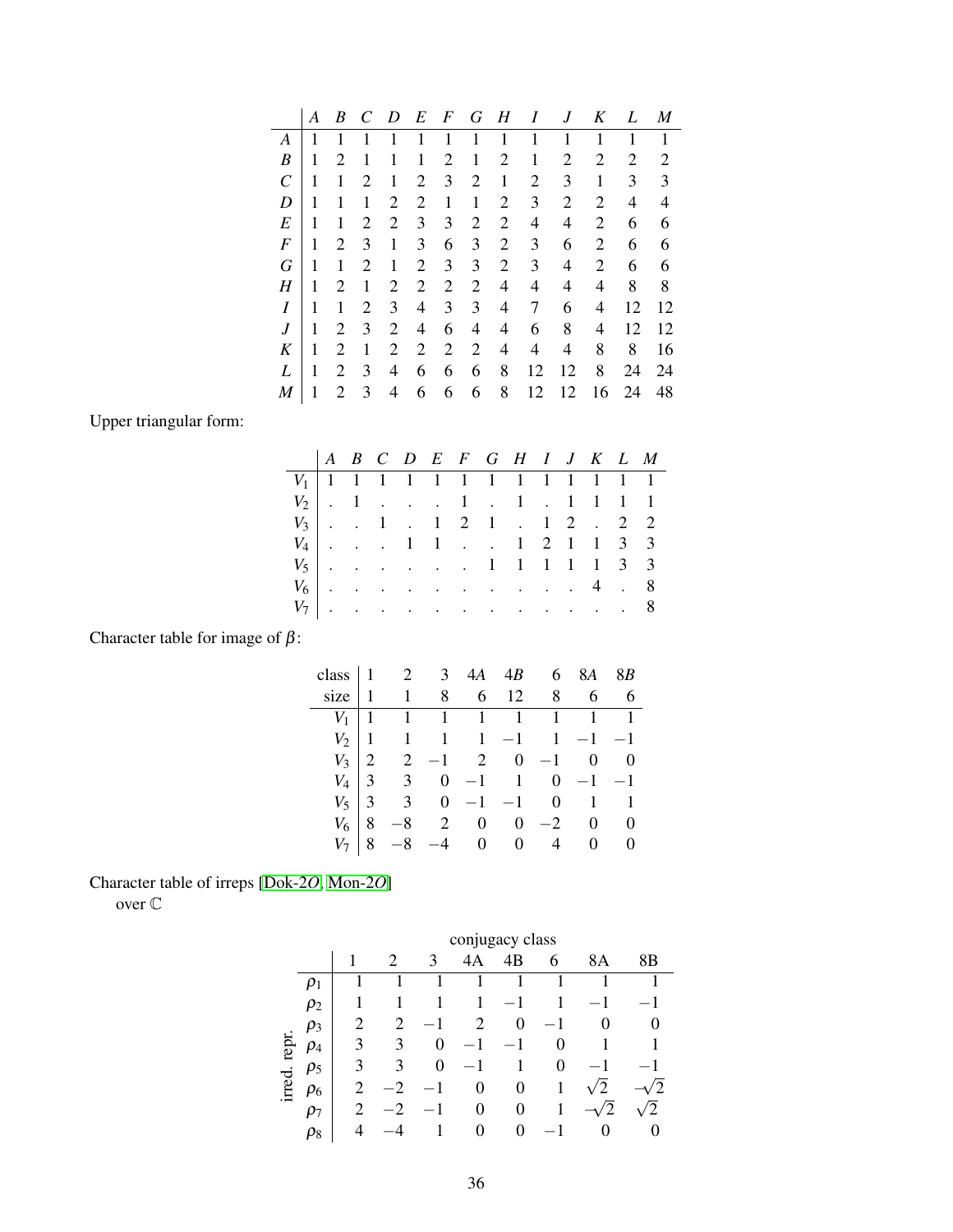|   | $A$ | $B$ | $C$ | $D$ | $E$ | $F$ | $G$ | $H$ | $I$ | $J$ | $K$ | $L$ | $M$ |
|---|---|---|---|---|---|---|---|---|---|---|---|---|---|
| $A$ | 1 | 1 | 1 | 1 | 1 | 1 | 1 | 1 | 1 | 1 | 1 | 1 | 1 |
| $B$ | 1 | 2 | 1 | 1 | 1 | 2 | 1 | 2 | 1 | 2 | 2 | 2 | 2 |
| $C$ | 1 | 1 | 2 | 1 | 2 | 3 | 2 | 1 | 2 | 3 | 1 | 3 | 3 |
| $D$ | 1 | 1 | 1 | 2 | 2 | 1 | 1 | 2 | 3 | 2 | 2 | 4 | 4 |
| $E$ | 1 | 1 | 2 | 2 | 3 | 3 | 2 | 2 | 4 | 4 | 2 | 6 | 6 |
| $F$ | 1 | 2 | 3 | 1 | 3 | 6 | 3 | 2 | 3 | 6 | 2 | 6 | 6 |
| $G$ | 1 | 1 | 2 | 1 | 2 | 3 | 3 | 2 | 3 | 4 | 2 | 6 | 6 |
| $H$ | 1 | 2 | 1 | 2 | 2 | 2 | 2 | 4 | 4 | 4 | 4 | 8 | 8 |
| $I$ | 1 | 1 | 2 | 3 | 4 | 3 | 3 | 4 | 7 | 6 | 4 | 12 | 12 |
| $J$ | 1 | 2 | 3 | 2 | 4 | 6 | 4 | 4 | 6 | 8 | 4 | 12 | 12 |
| $K$ | 1 | 2 | 1 | 2 | 2 | 2 | 2 | 4 | 4 | 4 | 8 | 8 | 16 |
| $L$ | 1 | 2 | 3 | 4 | 6 | 6 | 6 | 8 | 12 | 12 | 8 | 24 | 24 |
| $M$ | 1 | 2 | 3 | 4 | 6 | 6 | 6 | 8 | 12 | 12 | 16 | 24 | 48 |

Upper triangular form:

|   | $A$ | $B$ | $C$ | $D$ | $E$ | $F$ | $G$ | $H$ | $I$ | $J$ | $K$ | $L$ | $M$ |
|---|---|---|---|---|---|---|---|---|---|---|---|---|---|
| $V_1$ | 1 | 1 | 1 | 1 | 1 | 1 | 1 | 1 | 1 | 1 | 1 | 1 | 1 |
| $V_2$ | . | 1 | . | . | . | 1 | . | 1 | . | 1 | 1 | 1 | 1 |
| $V_3$ | . | . | 1 | . | 1 | 2 | 1 | . | 1 | 2 | . | 2 | 2 |
| $V_4$ | . | . | . | 1 | 1 | . | . | 1 | 2 | 1 | 1 | 3 | 3 |
| $V_5$ | . | . | . | . | . | . | 1 | 1 | 1 | 1 | 1 | 3 | 3 |
| $V_6$ | . | . | . | . | . | . | . | . | . | . | 4 | . | 8 |
| $V_7$ | . | . | . | . | . | . | . | . | . | . | . | . | 8 |

Character table for image of $\beta$:

| class | 1 | 2 | 3 | 4$A$ | 4$B$ | 6 | 8$A$ | 8$B$ |
|---|---|---|---|---|---|---|---|---|
| size | 1 | 1 | 8 | 6 | 12 | 8 | 6 | 6 |
| $V_1$ | 1 | 1 | 1 | 1 | 1 | 1 | 1 | 1 |
| $V_2$ | 1 | 1 | 1 | 1 | $-1$ | 1 | $-1$ | $-1$ |
| $V_3$ | 2 | 2 | $-1$ | 2 | 0 | $-1$ | 0 | 0 |
| $V_4$ | 3 | 3 | 0 | $-1$ | 1 | 0 | $-1$ | $-1$ |
| $V_5$ | 3 | 3 | 0 | $-1$ | $-1$ | 0 | 1 | 1 |
| $V_6$ | 8 | $-8$ | 2 | 0 | 0 | $-2$ | 0 | 0 |
| $V_7$ | 8 | $-8$ | $-4$ | 0 | 0 | 4 | 0 | 0 |

Character table of irreps [Dok-2$O$, Mon-2$O$]
over $\mathbb{C}$

|   |   | conjugacy class |   |   |   |   |   |   |   |
|---|---|---|---|---|---|---|---|---|---|
|   |   | 1 | 2 | 3 | 4A | 4B | 6 | 8A | 8B |
| irred. repr. | $\rho_1$ | 1 | 1 | 1 | 1 | 1 | 1 | 1 | 1 |
|   | $\rho_2$ | 1 | 1 | 1 | 1 | $-1$ | 1 | $-1$ | $-1$ |
|   | $\rho_3$ | 2 | 2 | $-1$ | 2 | 0 | $-1$ | 0 | 0 |
|   | $\rho_4$ | 3 | 3 | 0 | $-1$ | $-1$ | 0 | 1 | 1 |
|   | $\rho_5$ | 3 | 3 | 0 | $-1$ | 1 | 0 | $-1$ | $-1$ |
|   | $\rho_6$ | 2 | $-2$ | $-1$ | 0 | 0 | 1 | $\sqrt{2}$ | $-\sqrt{2}$ |
|   | $\rho_7$ | 2 | $-2$ | $-1$ | 0 | 0 | 1 | $-\sqrt{2}$ | $\sqrt{2}$ |
|   | $\rho_8$ | 4 | $-4$ | 1 | 0 | 0 | $-1$ | 0 | 0 |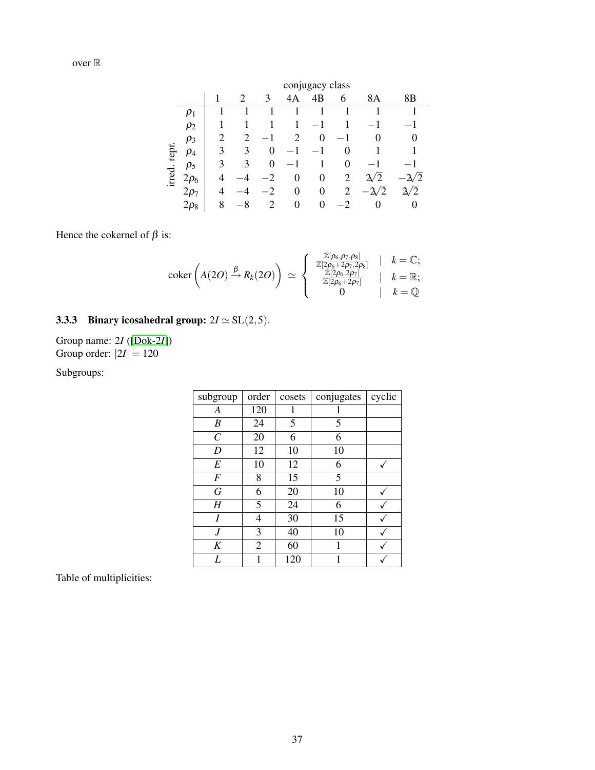over $\mathbb{R}$

| irred. repr. | conjugacy class | | | | | | | |
|---|---|---|---|---|---|---|---|---|
| | 1 | 2 | 3 | 4A | 4B | 6 | 8A | 8B |
| $\rho_1$ | 1 | 1 | 1 | 1 | 1 | 1 | 1 | 1 |
| $\rho_2$ | 1 | 1 | 1 | 1 | $-1$ | 1 | $-1$ | $-1$ |
| $\rho_3$ | 2 | 2 | $-1$ | 2 | 0 | $-1$ | 0 | 0 |
| $\rho_4$ | 3 | 3 | 0 | $-1$ | $-1$ | 0 | 1 | 1 |
| $\rho_5$ | 3 | 3 | 0 | $-1$ | 1 | 0 | $-1$ | $-1$ |
| $2\rho_6$ | 4 | $-4$ | $-2$ | 0 | 0 | 2 | $2\sqrt{2}$ | $-2\sqrt{2}$ |
| $2\rho_7$ | 4 | $-4$ | $-2$ | 0 | 0 | 2 | $-2\sqrt{2}$ | $2\sqrt{2}$ |
| $2\rho_8$ | 8 | $-8$ | 2 | 0 | 0 | $-2$ | 0 | 0 |

Hence the cokernel of $\beta$ is:

$$\operatorname{coker}\left(A(2O) \xrightarrow{\beta} R_k(2O)\right) \simeq \begin{cases} \frac{\mathbb{Z}[\rho_6,\rho_7,\rho_8]}{\mathbb{Z}[2\rho_6+2\rho_7,2\rho_8]} & | \quad k=\mathbb{C}; \\ \frac{\mathbb{Z}[2\rho_6,2\rho_7]}{\mathbb{Z}[2\rho_6+2\rho_7]} & | \quad k=\mathbb{R}; \\ 0 & | \quad k=\mathbb{Q} \end{cases}$$

### 3.3.3 Binary icosahedral group: $2I \simeq \mathrm{SL}(2,5)$.

Group name: $2I$ ([Dok-2I])
Group order: $|2I| = 120$

Subgroups:

| subgroup | order | cosets | conjugates | cyclic |
|---|---|---|---|---|
| $A$ | 120 | 1 | 1 | |
| $B$ | 24 | 5 | 5 | |
| $C$ | 20 | 6 | 6 | |
| $D$ | 12 | 10 | 10 | |
| $E$ | 10 | 12 | 6 | ✓ |
| $F$ | 8 | 15 | 5 | |
| $G$ | 6 | 20 | 10 | ✓ |
| $H$ | 5 | 24 | 6 | ✓ |
| $I$ | 4 | 30 | 15 | ✓ |
| $J$ | 3 | 40 | 10 | ✓ |
| $K$ | 2 | 60 | 1 | ✓ |
| $L$ | 1 | 120 | 1 | ✓ |

Table of multiplicities: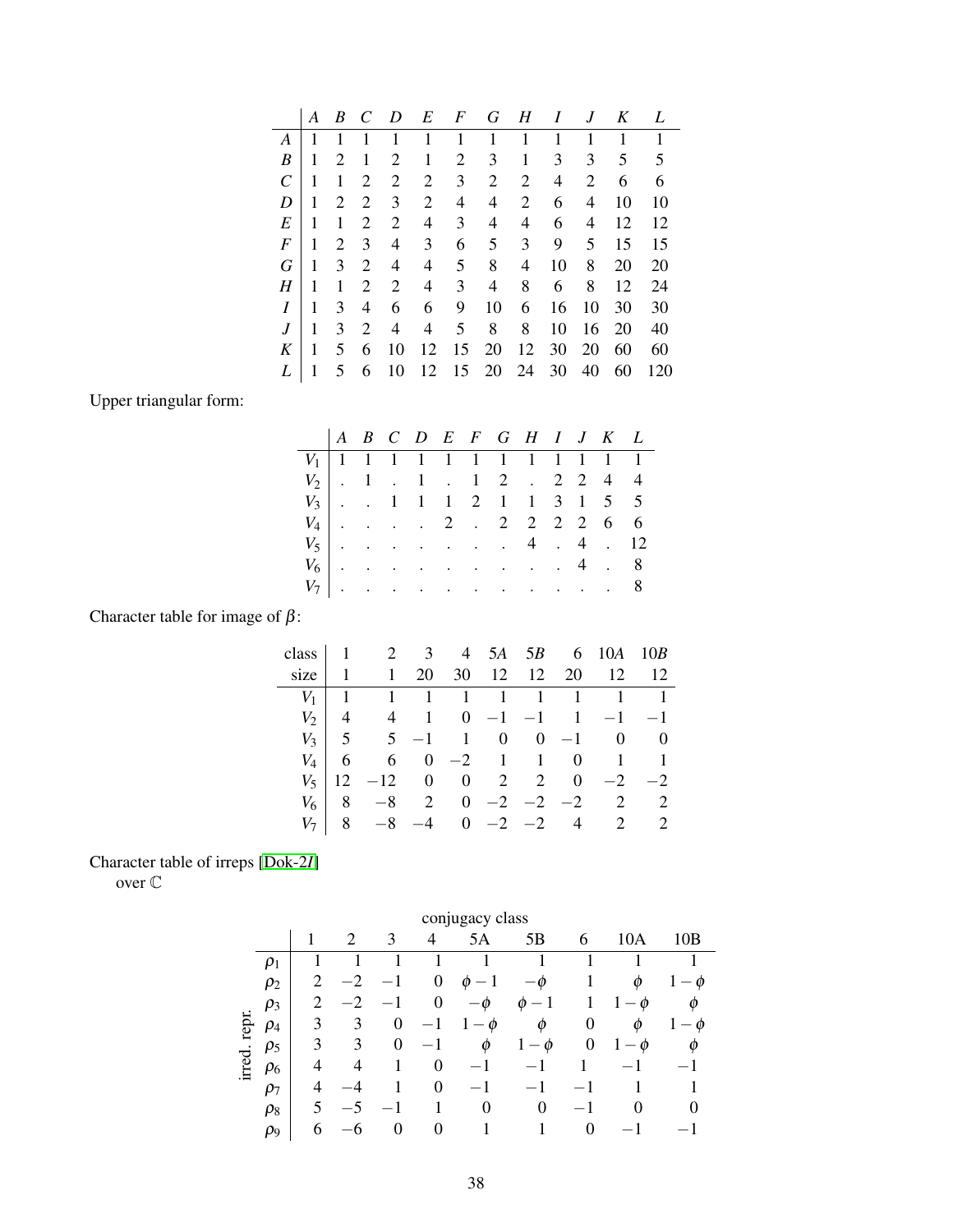| | $A$ | $B$ | $C$ | $D$ | $E$ | $F$ | $G$ | $H$ | $I$ | $J$ | $K$ | $L$ |
|---|---|---|---|---|---|---|---|---|---|---|---|---|
| $A$ | 1 | 1 | 1 | 1 | 1 | 1 | 1 | 1 | 1 | 1 | 1 | 1 |
| $B$ | 1 | 2 | 1 | 2 | 1 | 2 | 3 | 1 | 3 | 3 | 5 | 5 |
| $C$ | 1 | 1 | 2 | 2 | 2 | 3 | 2 | 2 | 4 | 2 | 6 | 6 |
| $D$ | 1 | 2 | 2 | 3 | 2 | 4 | 4 | 2 | 6 | 4 | 10 | 10 |
| $E$ | 1 | 1 | 2 | 2 | 4 | 3 | 4 | 4 | 6 | 4 | 12 | 12 |
| $F$ | 1 | 2 | 3 | 4 | 3 | 6 | 5 | 3 | 9 | 5 | 15 | 15 |
| $G$ | 1 | 3 | 2 | 4 | 4 | 5 | 8 | 4 | 10 | 8 | 20 | 20 |
| $H$ | 1 | 1 | 2 | 2 | 4 | 3 | 4 | 8 | 6 | 8 | 12 | 24 |
| $I$ | 1 | 3 | 4 | 6 | 6 | 9 | 10 | 6 | 16 | 10 | 30 | 30 |
| $J$ | 1 | 3 | 2 | 4 | 4 | 5 | 8 | 8 | 10 | 16 | 20 | 40 |
| $K$ | 1 | 5 | 6 | 10 | 12 | 15 | 20 | 12 | 30 | 20 | 60 | 60 |
| $L$ | 1 | 5 | 6 | 10 | 12 | 15 | 20 | 24 | 30 | 40 | 60 | 120 |

Upper triangular form:

| | $A$ | $B$ | $C$ | $D$ | $E$ | $F$ | $G$ | $H$ | $I$ | $J$ | $K$ | $L$ |
|---|---|---|---|---|---|---|---|---|---|---|---|---|
| $V_1$ | 1 | 1 | 1 | 1 | 1 | 1 | 1 | 1 | 1 | 1 | 1 | 1 |
| $V_2$ | . | 1 | . | 1 | . | 1 | 2 | . | 2 | 2 | 4 | 4 |
| $V_3$ | . | . | 1 | 1 | 1 | 2 | 1 | 1 | 3 | 1 | 5 | 5 |
| $V_4$ | . | . | . | . | 2 | . | 2 | 2 | 2 | 2 | 6 | 6 |
| $V_5$ | . | . | . | . | . | . | . | . | 4 | . | 4 | 12 |
| $V_6$ | . | . | . | . | . | . | . | . | . | 4 | . | 8 |
| $V_7$ | . | . | . | . | . | . | . | . | . | . | . | 8 |

Character table for image of $\beta$:

| class | 1 | 2 | 3 | 4 | $5A$ | $5B$ | 6 | $10A$ | $10B$ |
|---|---|---|---|---|---|---|---|---|---|
| size | 1 | 1 | 20 | 30 | 12 | 12 | 20 | 12 | 12 |
| $V_1$ | 1 | 1 | 1 | 1 | 1 | 1 | 1 | 1 | 1 |
| $V_2$ | 4 | 4 | 1 | 0 | $-1$ | $-1$ | 1 | $-1$ | $-1$ |
| $V_3$ | 5 | 5 | $-1$ | 1 | 0 | 0 | $-1$ | 0 | 0 |
| $V_4$ | 6 | 6 | 0 | $-2$ | 1 | 1 | 0 | 1 | 1 |
| $V_5$ | 12 | $-12$ | 0 | 0 | 2 | 2 | 0 | $-2$ | $-2$ |
| $V_6$ | 8 | $-8$ | 2 | 0 | $-2$ | $-2$ | $-2$ | 2 | 2 |
| $V_7$ | 8 | $-8$ | $-4$ | 0 | $-2$ | $-2$ | 4 | 2 | 2 |

Character table of irreps [Dok-2*I*]
over $\mathbb{C}$

| irred. repr. | conjugacy class | | | | | | | | |
|---|---|---|---|---|---|---|---|---|---|
| | 1 | 2 | 3 | 4 | 5A | 5B | 6 | 10A | 10B |
| $\rho_1$ | 1 | 1 | 1 | 1 | 1 | 1 | 1 | 1 | 1 |
| $\rho_2$ | 2 | $-2$ | $-1$ | 0 | $\phi-1$ | $-\phi$ | 1 | $\phi$ | $1-\phi$ |
| $\rho_3$ | 2 | $-2$ | $-1$ | 0 | $-\phi$ | $\phi-1$ | 1 | $1-\phi$ | $\phi$ |
| $\rho_4$ | 3 | 3 | 0 | $-1$ | $1-\phi$ | $\phi$ | 0 | $\phi$ | $1-\phi$ |
| $\rho_5$ | 3 | 3 | 0 | $-1$ | $\phi$ | $1-\phi$ | 0 | $1-\phi$ | $\phi$ |
| $\rho_6$ | 4 | 4 | 1 | 0 | $-1$ | $-1$ | 1 | $-1$ | $-1$ |
| $\rho_7$ | 4 | $-4$ | 1 | 0 | $-1$ | $-1$ | $-1$ | 1 | 1 |
| $\rho_8$ | 5 | $-5$ | $-1$ | 1 | 0 | 0 | $-1$ | 0 | 0 |
| $\rho_9$ | 6 | $-6$ | 0 | 0 | 1 | 1 | 0 | $-1$ | $-1$ |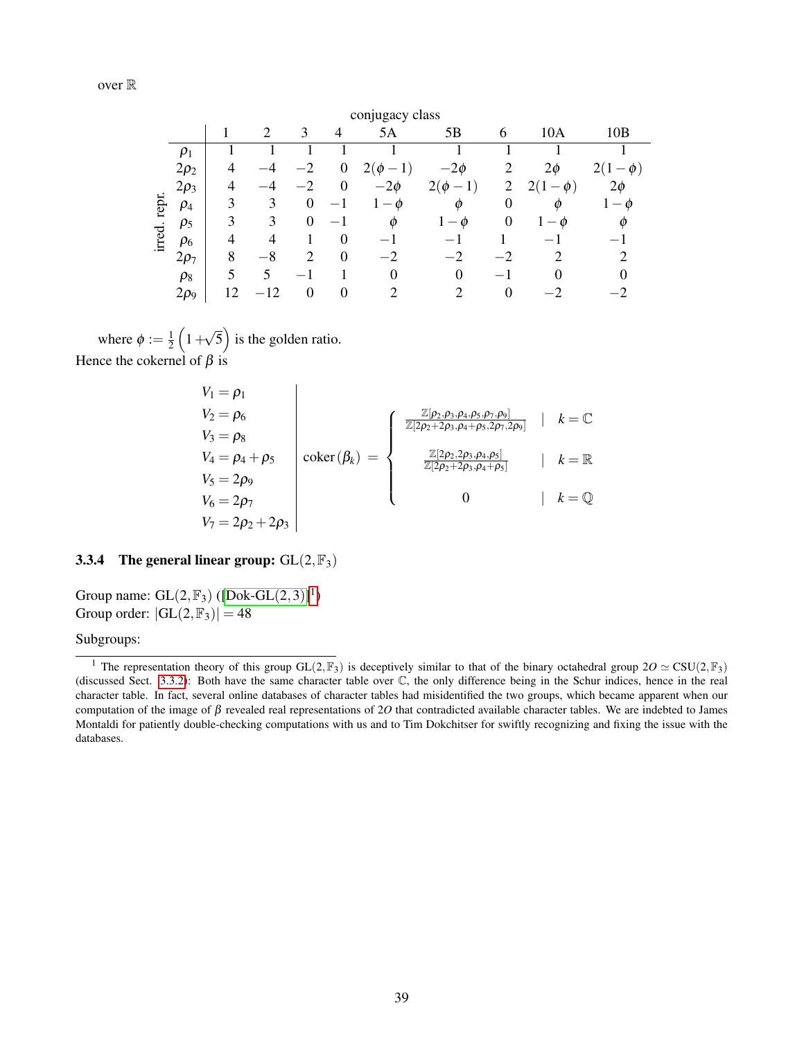over $\mathbb{R}$

| | conjugacy class | | | | | | | | |
|---|---|---|---|---|---|---|---|---|---|
| irred. repr. | 1 | 2 | 3 | 4 | 5A | 5B | 6 | 10A | 10B |
| $\rho_1$ | 1 | 1 | 1 | 1 | 1 | 1 | 1 | 1 | 1 |
| $2\rho_2$ | 4 | $-4$ | $-2$ | 0 | $2(\phi-1)$ | $-2\phi$ | 2 | $2\phi$ | $2(1-\phi)$ |
| $2\rho_3$ | 4 | $-4$ | $-2$ | 0 | $-2\phi$ | $2(\phi-1)$ | 2 | $2(1-\phi)$ | $2\phi$ |
| $\rho_4$ | 3 | 3 | 0 | $-1$ | $1-\phi$ | $\phi$ | 0 | $\phi$ | $1-\phi$ |
| $\rho_5$ | 3 | 3 | 0 | $-1$ | $\phi$ | $1-\phi$ | 0 | $1-\phi$ | $\phi$ |
| $\rho_6$ | 4 | 4 | 1 | 0 | $-1$ | $-1$ | 1 | $-1$ | $-1$ |
| $2\rho_7$ | 8 | $-8$ | 2 | 0 | $-2$ | $-2$ | $-2$ | 2 | 2 |
| $\rho_8$ | 5 | 5 | $-1$ | 1 | 0 | 0 | $-1$ | 0 | 0 |
| $2\rho_9$ | 12 | $-12$ | 0 | 0 | 2 | 2 | 0 | $-2$ | $-2$ |

where $\phi := \frac{1}{2}\left(1+\sqrt{5}\right)$ is the golden ratio.
Hence the cokernel of $\beta$ is

$$
\begin{array}{l|l}
V_1 = \rho_1 & \\
V_2 = \rho_6 & \\
V_3 = \rho_8 & \\
V_4 = \rho_4 + \rho_5 & \operatorname{coker}(\beta_k) = \begin{cases} \frac{\mathbb{Z}[\rho_2,\rho_3,\rho_4,\rho_5,\rho_7,\rho_9]}{\mathbb{Z}[2\rho_2+2\rho_3,\rho_4+\rho_5,2\rho_7,2\rho_9]} & | \quad k = \mathbb{C} \\ \frac{\mathbb{Z}[2\rho_2,2\rho_3,\rho_4,\rho_5]}{\mathbb{Z}[2\rho_2+2\rho_3,\rho_4+\rho_5]} & | \quad k = \mathbb{R} \\ 0 & | \quad k = \mathbb{Q} \end{cases} \\
V_5 = 2\rho_9 & \\
V_6 = 2\rho_7 & \\
V_7 = 2\rho_2 + 2\rho_3 &
\end{array}
$$

### 3.3.4 The general linear group: $\mathrm{GL}(2,\mathbb{F}_3)$

Group name: $\mathrm{GL}(2,\mathbb{F}_3)$ ([Dok-GL(2,3)][1])
Group order: $|\mathrm{GL}(2,\mathbb{F}_3)| = 48$

Subgroups:

[1] The representation theory of this group $\mathrm{GL}(2,\mathbb{F}_3)$ is deceptively similar to that of the binary octahedral group $2O \simeq \mathrm{CSU}(2,\mathbb{F}_3)$ (discussed Sect. 3.3.2): Both have the same character table over $\mathbb{C}$, the only difference being in the Schur indices, hence in the real character table. In fact, several online databases of character tables had misidentified the two groups, which became apparent when our computation of the image of $\beta$ revealed real representations of $2O$ that contradicted available character tables. We are indebted to James Montaldi for patiently double-checking computations with us and to Tim Dokchitser for swiftly recognizing and fixing the issue with the databases.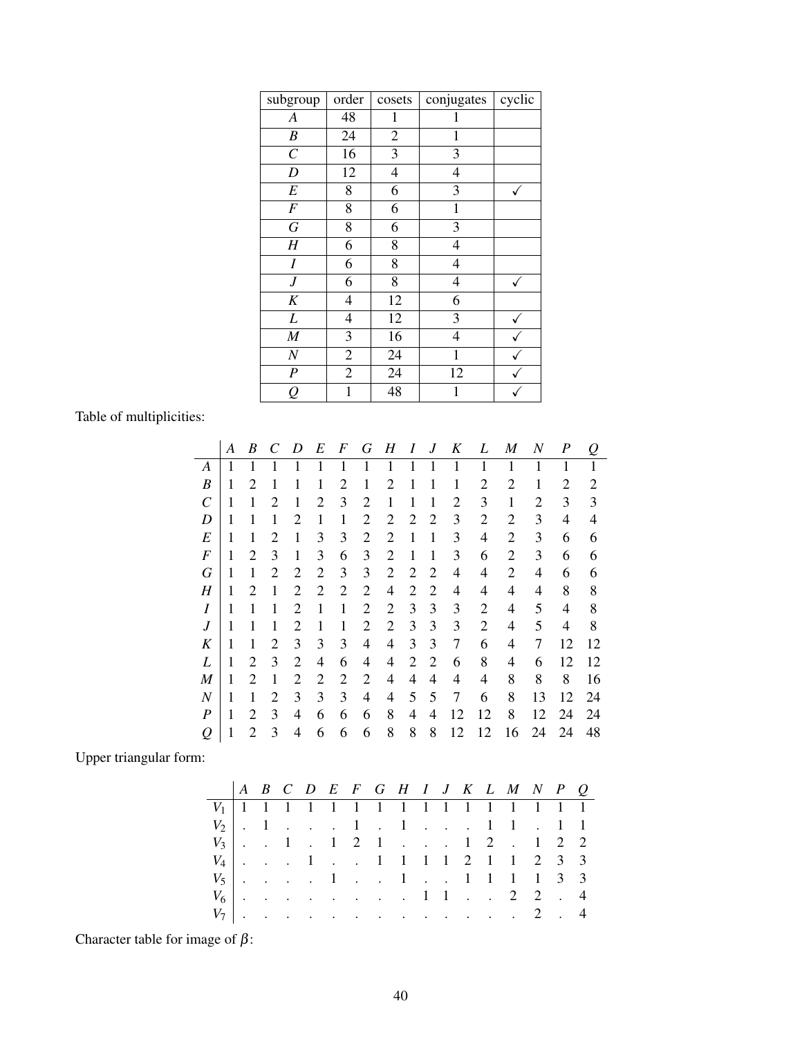| subgroup | order | cosets | conjugates | cyclic |
|---|---|---|---|---|
| $A$ | 48 | 1 | 1 | |
| $B$ | 24 | 2 | 1 | |
| $C$ | 16 | 3 | 3 | |
| $D$ | 12 | 4 | 4 | |
| $E$ | 8 | 6 | 3 | ✓ |
| $F$ | 8 | 6 | 1 | |
| $G$ | 8 | 6 | 3 | |
| $H$ | 6 | 8 | 4 | |
| $I$ | 6 | 8 | 4 | |
| $J$ | 6 | 8 | 4 | ✓ |
| $K$ | 4 | 12 | 6 | |
| $L$ | 4 | 12 | 3 | ✓ |
| $M$ | 3 | 16 | 4 | ✓ |
| $N$ | 2 | 24 | 1 | ✓ |
| $P$ | 2 | 24 | 12 | ✓ |
| $Q$ | 1 | 48 | 1 | ✓ |

Table of multiplicities:

| | $A$ | $B$ | $C$ | $D$ | $E$ | $F$ | $G$ | $H$ | $I$ | $J$ | $K$ | $L$ | $M$ | $N$ | $P$ | $Q$ |
|---|---|---|---|---|---|---|---|---|---|---|---|---|---|---|---|---|
| $A$ | 1 | 1 | 1 | 1 | 1 | 1 | 1 | 1 | 1 | 1 | 1 | 1 | 1 | 1 | 1 | 1 |
| $B$ | 1 | 2 | 1 | 1 | 1 | 2 | 1 | 2 | 1 | 1 | 1 | 2 | 2 | 1 | 2 | 2 |
| $C$ | 1 | 1 | 2 | 1 | 2 | 3 | 2 | 1 | 1 | 1 | 2 | 3 | 1 | 2 | 3 | 3 |
| $D$ | 1 | 1 | 1 | 2 | 1 | 1 | 2 | 2 | 2 | 2 | 3 | 2 | 2 | 3 | 4 | 4 |
| $E$ | 1 | 1 | 2 | 1 | 3 | 3 | 2 | 2 | 1 | 1 | 3 | 4 | 2 | 3 | 6 | 6 |
| $F$ | 1 | 2 | 3 | 1 | 3 | 6 | 3 | 2 | 1 | 1 | 3 | 6 | 2 | 3 | 6 | 6 |
| $G$ | 1 | 1 | 2 | 2 | 2 | 3 | 3 | 2 | 2 | 2 | 4 | 4 | 2 | 4 | 6 | 6 |
| $H$ | 1 | 2 | 1 | 2 | 2 | 2 | 2 | 4 | 2 | 2 | 4 | 4 | 4 | 4 | 8 | 8 |
| $I$ | 1 | 1 | 1 | 2 | 1 | 1 | 2 | 2 | 3 | 3 | 3 | 2 | 4 | 5 | 4 | 8 |
| $J$ | 1 | 1 | 1 | 2 | 1 | 1 | 2 | 2 | 3 | 3 | 3 | 2 | 4 | 5 | 4 | 8 |
| $K$ | 1 | 1 | 2 | 3 | 3 | 3 | 4 | 4 | 3 | 3 | 7 | 6 | 4 | 7 | 12 | 12 |
| $L$ | 1 | 2 | 3 | 2 | 4 | 6 | 4 | 4 | 2 | 2 | 6 | 8 | 4 | 6 | 12 | 12 |
| $M$ | 1 | 2 | 1 | 2 | 2 | 2 | 2 | 4 | 4 | 4 | 4 | 4 | 8 | 8 | 8 | 16 |
| $N$ | 1 | 1 | 2 | 3 | 3 | 3 | 4 | 4 | 5 | 5 | 7 | 6 | 8 | 13 | 12 | 24 |
| $P$ | 1 | 2 | 3 | 4 | 6 | 6 | 6 | 8 | 4 | 4 | 12 | 12 | 8 | 12 | 24 | 24 |
| $Q$ | 1 | 2 | 3 | 4 | 6 | 6 | 6 | 8 | 8 | 8 | 12 | 12 | 16 | 24 | 24 | 48 |

Upper triangular form:

| | $A$ | $B$ | $C$ | $D$ | $E$ | $F$ | $G$ | $H$ | $I$ | $J$ | $K$ | $L$ | $M$ | $N$ | $P$ | $Q$ |
|---|---|---|---|---|---|---|---|---|---|---|---|---|---|---|---|---|
| $V_1$ | 1 | 1 | 1 | 1 | 1 | 1 | 1 | 1 | 1 | 1 | 1 | 1 | 1 | 1 | 1 | 1 |
| $V_2$ | . | 1 | . | . | . | 1 | . | 1 | . | . | . | 1 | 1 | . | 1 | 1 |
| $V_3$ | . | . | 1 | . | 1 | 2 | 1 | . | . | . | 1 | 2 | . | 1 | 2 | 2 |
| $V_4$ | . | . | . | 1 | . | . | 1 | 1 | 1 | 1 | 2 | 1 | 1 | 2 | 3 | 3 |
| $V_5$ | . | . | . | . | 1 | . | . | 1 | . | . | 1 | 1 | 1 | 1 | 3 | 3 |
| $V_6$ | . | . | . | . | . | . | . | . | 1 | 1 | . | . | 2 | 2 | . | 4 |
| $V_7$ | . | . | . | . | . | . | . | . | . | . | . | . | . | 2 | . | 4 |

Character table for image of $\beta$: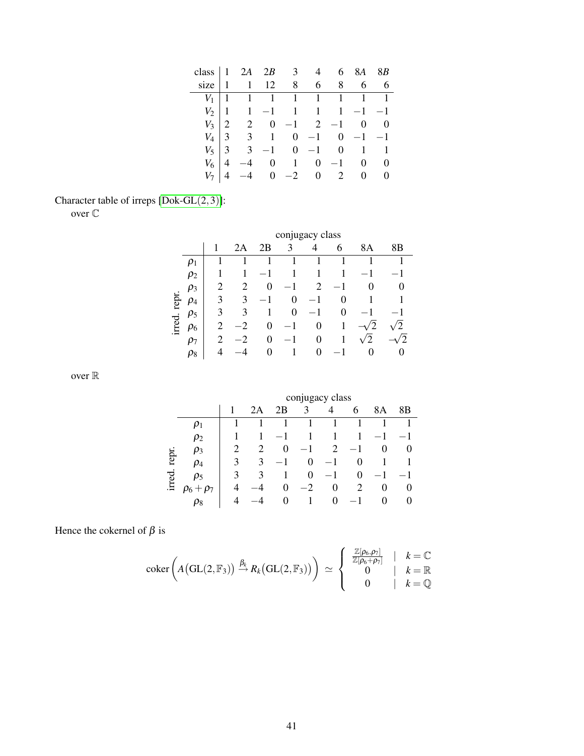| class | 1 | 2*A* | 2*B* | 3 | 4 | 6 | 8*A* | 8*B* |
|---|---|---|---|---|---|---|---|---|
| size | 1 | 1 | 12 | 8 | 6 | 8 | 6 | 6 |
| $V_1$ | 1 | 1 | 1 | 1 | 1 | 1 | 1 | 1 |
| $V_2$ | 1 | 1 | $-1$ | 1 | 1 | 1 | $-1$ | $-1$ |
| $V_3$ | 2 | 2 | 0 | $-1$ | 2 | $-1$ | 0 | 0 |
| $V_4$ | 3 | 3 | 1 | 0 | $-1$ | 0 | $-1$ | $-1$ |
| $V_5$ | 3 | 3 | $-1$ | 0 | $-1$ | 0 | 1 | 1 |
| $V_6$ | 4 | $-4$ | 0 | 1 | 0 | $-1$ | 0 | 0 |
| $V_7$ | 4 | $-4$ | 0 | $-2$ | 0 | 2 | 0 | 0 |

Character table of irreps [Dok-GL(2,3)]:

over $\mathbb{C}$

| | conjugacy class | | | | | | | |
|---|---|---|---|---|---|---|---|---|
| irred. repr. | 1 | 2A | 2B | 3 | 4 | 6 | 8A | 8B |
| $\rho_1$ | 1 | 1 | 1 | 1 | 1 | 1 | 1 | 1 |
| $\rho_2$ | 1 | 1 | $-1$ | 1 | 1 | 1 | $-1$ | $-1$ |
| $\rho_3$ | 2 | 2 | 0 | $-1$ | 2 | $-1$ | 0 | 0 |
| $\rho_4$ | 3 | 3 | $-1$ | 0 | $-1$ | 0 | 1 | 1 |
| $\rho_5$ | 3 | 3 | 1 | 0 | $-1$ | 0 | $-1$ | $-1$ |
| $\rho_6$ | 2 | $-2$ | 0 | $-1$ | 0 | 1 | $-\sqrt{2}$ | $\sqrt{2}$ |
| $\rho_7$ | 2 | $-2$ | 0 | $-1$ | 0 | 1 | $\sqrt{2}$ | $-\sqrt{2}$ |
| $\rho_8$ | 4 | $-4$ | 0 | 1 | 0 | $-1$ | 0 | 0 |

over $\mathbb{R}$

| | conjugacy class | | | | | | | |
|---|---|---|---|---|---|---|---|---|
| irred. repr. | 1 | 2A | 2B | 3 | 4 | 6 | 8A | 8B |
| $\rho_1$ | 1 | 1 | 1 | 1 | 1 | 1 | 1 | 1 |
| $\rho_2$ | 1 | 1 | $-1$ | 1 | 1 | 1 | $-1$ | $-1$ |
| $\rho_3$ | 2 | 2 | 0 | $-1$ | 2 | $-1$ | 0 | 0 |
| $\rho_4$ | 3 | 3 | $-1$ | 0 | $-1$ | 0 | 1 | 1 |
| $\rho_5$ | 3 | 3 | 1 | 0 | $-1$ | 0 | $-1$ | $-1$ |
| $\rho_6+\rho_7$ | 4 | $-4$ | 0 | $-2$ | 0 | 2 | 0 | 0 |
| $\rho_8$ | 4 | $-4$ | 0 | 1 | 0 | $-1$ | 0 | 0 |

Hence the cokernel of $\beta$ is

$$\operatorname{coker}\left(A\big(\mathrm{GL}(2,\mathbb{F}_3)\big) \xrightarrow{\beta_k} R_k\big(\mathrm{GL}(2,\mathbb{F}_3)\big)\right) \simeq \begin{cases} \frac{\mathbb{Z}[\rho_6,\rho_7]}{\mathbb{Z}[\rho_6+\rho_7]} & \mid \quad k=\mathbb{C} \\ 0 & \mid \quad k=\mathbb{R} \\ 0 & \mid \quad k=\mathbb{Q} \end{cases}$$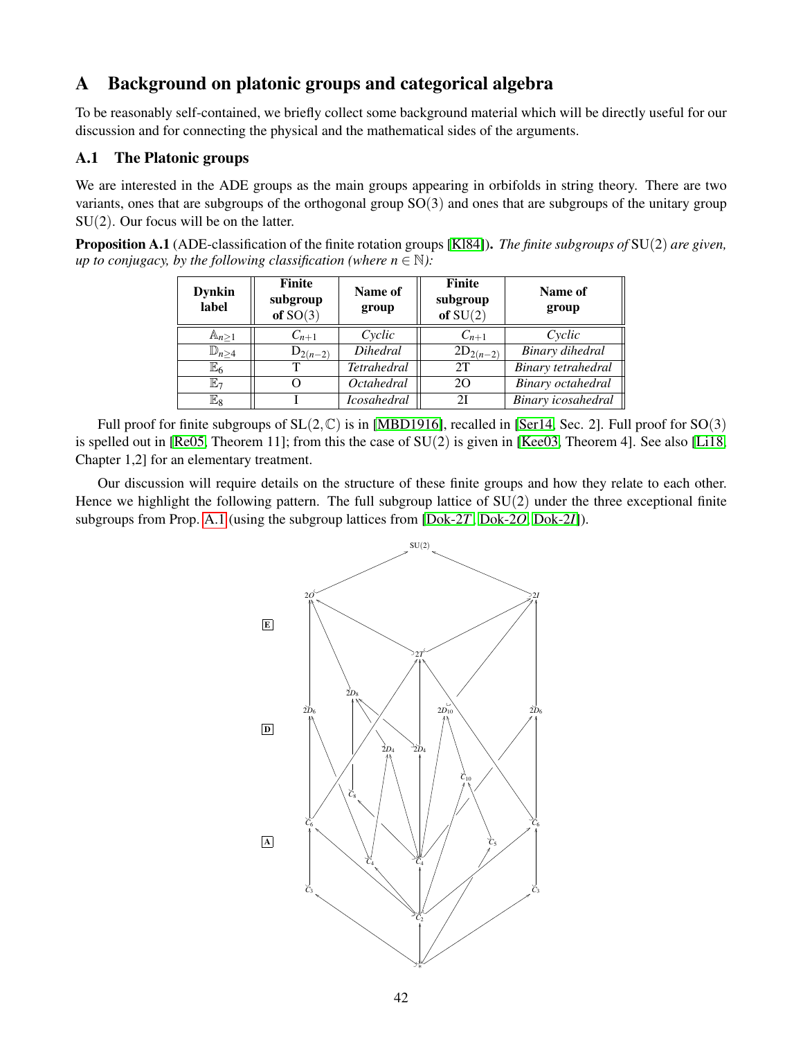# A Background on platonic groups and categorical algebra

To be reasonably self-contained, we briefly collect some background material which will be directly useful for our discussion and for connecting the physical and the mathematical sides of the arguments.

## A.1 The Platonic groups

We are interested in the ADE groups as the main groups appearing in orbifolds in string theory. There are two variants, ones that are subgroups of the orthogonal group $\mathrm{SO}(3)$ and ones that are subgroups of the unitary group $\mathrm{SU}(2)$. Our focus will be on the latter.

**Proposition A.1** (ADE-classification of the finite rotation groups [Kl84]). *The finite subgroups of* $\mathrm{SU}(2)$ *are given, up to conjugacy, by the following classification (where* $n \in \mathbb{N}$*):*

| Dynkin label | Finite subgroup of $\mathrm{SO}(3)$ | Name of group | Finite subgroup of $\mathrm{SU}(2)$ | Name of group |
|---|---|---|---|---|
| $\mathbb{A}_{n\geq 1}$ | $C_{n+1}$ | *Cyclic* | $C_{n+1}$ | *Cyclic* |
| $\mathbb{D}_{n\geq 4}$ | $\mathrm{D}_{2(n-2)}$ | *Dihedral* | $2\mathrm{D}_{2(n-2)}$ | *Binary dihedral* |
| $\mathbb{E}_6$ | T | *Tetrahedral* | 2T | *Binary tetrahedral* |
| $\mathbb{E}_7$ | O | *Octahedral* | 2O | *Binary octahedral* |
| $\mathbb{E}_8$ | I | *Icosahedral* | 2I | *Binary icosahedral* |

Full proof for finite subgroups of $\mathrm{SL}(2,\mathbb{C})$ is in [MBD1916], recalled in [Ser14, Sec. 2]. Full proof for $\mathrm{SO}(3)$ is spelled out in [Re05, Theorem 11]; from this the case of $\mathrm{SU}(2)$ is given in [Kee03, Theorem 4]. See also [Li18, Chapter 1,2] for an elementary treatment.

Our discussion will require details on the structure of these finite groups and how they relate to each other. Hence we highlight the following pattern. The full subgroup lattice of $\mathrm{SU}(2)$ under the three exceptional finite subgroups from Prop. A.1 (using the subgroup lattices from [Dok-2$T$, Dok-2$O$, Dok-2$I$]).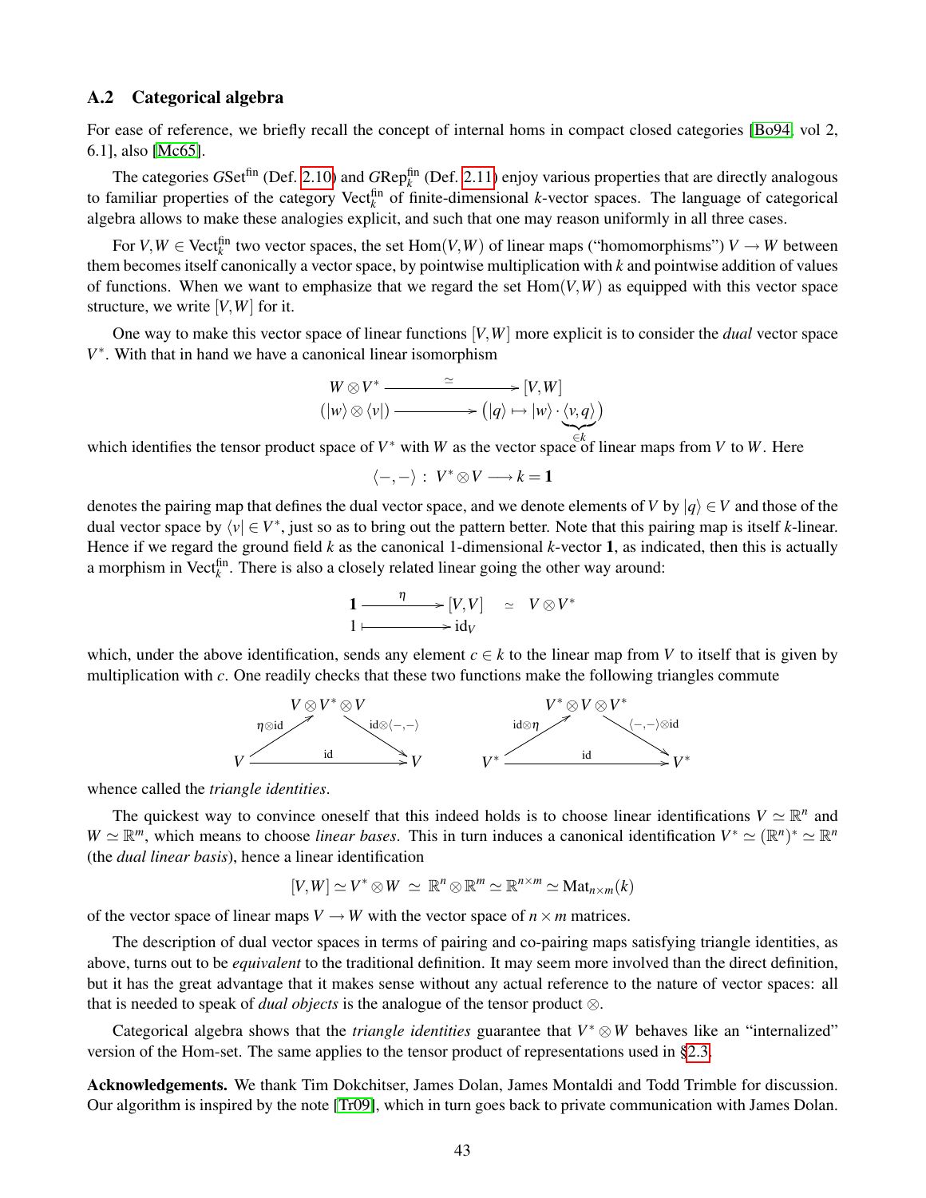### A.2 Categorical algebra

For ease of reference, we briefly recall the concept of internal homs in compact closed categories [Bo94, vol 2, 6.1], also [Mc65].

The categories $G\mathrm{Set}^{\mathrm{fin}}$ (Def. 2.10) and $G\mathrm{Rep}_k^{\mathrm{fin}}$ (Def. 2.11) enjoy various properties that are directly analogous to familiar properties of the category $\mathrm{Vect}_k^{\mathrm{fin}}$ of finite-dimensional $k$-vector spaces. The language of categorical algebra allows to make these analogies explicit, and such that one may reason uniformly in all three cases.

For $V, W \in \mathrm{Vect}_k^{\mathrm{fin}}$ two vector spaces, the set $\mathrm{Hom}(V,W)$ of linear maps ("homomorphisms") $V \to W$ between them becomes itself canonically a vector space, by pointwise multiplication with $k$ and pointwise addition of values of functions. When we want to emphasize that we regard the set $\mathrm{Hom}(V,W)$ as equipped with this vector space structure, we write $[V,W]$ for it.

One way to make this vector space of linear functions $[V,W]$ more explicit is to consider the *dual* vector space $V^*$. With that in hand we have a canonical linear isomorphism

$$
\begin{array}{ccc}
W \otimes V^* & \xrightarrow{\quad \simeq \quad} & [V,W] \\
(|w\rangle \otimes \langle v|) & \longmapsto & \big(|q\rangle \mapsto |w\rangle \cdot \underbrace{\langle v, q\rangle}_{\in k}\big)
\end{array}
$$

which identifies the tensor product space of $V^*$ with $W$ as the vector space of linear maps from $V$ to $W$. Here

$$
\langle -,- \rangle \,:\, V^* \otimes V \longrightarrow k = \mathbf{1}
$$

denotes the pairing map that defines the dual vector space, and we denote elements of $V$ by $|q\rangle \in V$ and those of the dual vector space by $\langle v| \in V^*$, just so as to bring out the pattern better. Note that this pairing map is itself $k$-linear. Hence if we regard the ground field $k$ as the canonical 1-dimensional $k$-vector $\mathbf{1}$, as indicated, then this is actually a morphism in $\mathrm{Vect}_k^{\mathrm{fin}}$. There is also a closely related linear going the other way around:

$$
\begin{array}{ccc}
\mathbf{1} & \xrightarrow{\quad \eta \quad} & [V,V] \quad \simeq \quad V \otimes V^* \\
1 & \longmapsto & \mathrm{id}_V
\end{array}
$$

which, under the above identification, sends any element $c \in k$ to the linear map from $V$ to itself that is given by multiplication with $c$. One readily checks that these two functions make the following triangles commute

$$
V \xrightarrow{\eta \otimes \mathrm{id}} V \otimes V^* \otimes V \xrightarrow{\mathrm{id} \otimes \langle -,- \rangle} V \;=\; V \xrightarrow{\mathrm{id}} V
\qquad\qquad
V^* \xrightarrow{\mathrm{id} \otimes \eta} V^* \otimes V \otimes V^* \xrightarrow{\langle -,- \rangle \otimes \mathrm{id}} V^* \;=\; V^* \xrightarrow{\mathrm{id}} V^*
$$

whence called the *triangle identities*.

The quickest way to convince oneself that this indeed holds is to choose linear identifications $V \simeq \mathbb{R}^n$ and $W \simeq \mathbb{R}^m$, which means to choose *linear bases*. This in turn induces a canonical identification $V^* \simeq (\mathbb{R}^n)^* \simeq \mathbb{R}^n$ (the *dual linear basis*), hence a linear identification

$$
[V,W] \simeq V^* \otimes W \;\simeq\; \mathbb{R}^n \otimes \mathbb{R}^m \simeq \mathbb{R}^{n \times m} \simeq \mathrm{Mat}_{n \times m}(k)
$$

of the vector space of linear maps $V \to W$ with the vector space of $n \times m$ matrices.

The description of dual vector spaces in terms of pairing and co-pairing maps satisfying triangle identities, as above, turns out to be *equivalent* to the traditional definition. It may seem more involved than the direct definition, but it has the great advantage that it makes sense without any actual reference to the nature of vector spaces: all that is needed to speak of *dual objects* is the analogue of the tensor product $\otimes$.

Categorical algebra shows that the *triangle identities* guarantee that $V^* \otimes W$ behaves like an "internalized" version of the Hom-set. The same applies to the tensor product of representations used in §2.3.

**Acknowledgements.** We thank Tim Dokchitser, James Dolan, James Montaldi and Todd Trimble for discussion. Our algorithm is inspired by the note [Tr09], which in turn goes back to private communication with James Dolan.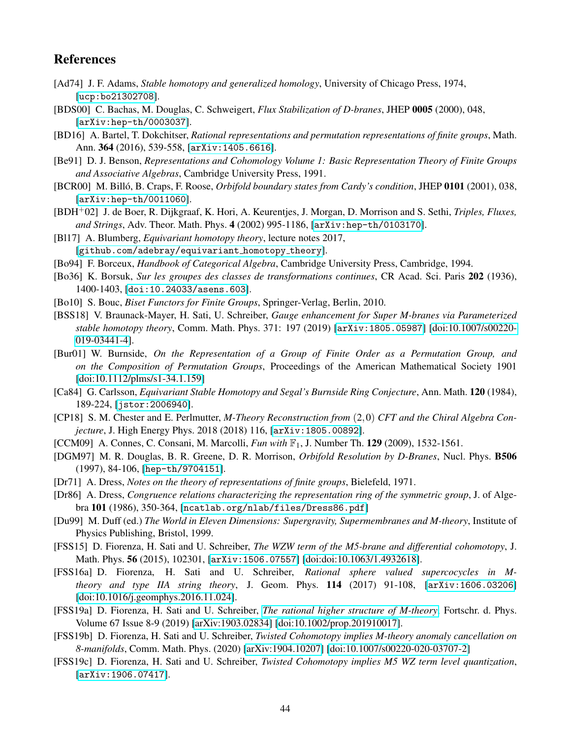# References

[Ad74] J. F. Adams, *Stable homotopy and generalized homology*, University of Chicago Press, 1974, [ucp:bo21302708].

[BDS00] C. Bachas, M. Douglas, C. Schweigert, *Flux Stabilization of D-branes*, JHEP **0005** (2000), 048, [arXiv:hep-th/0003037].

[BD16] A. Bartel, T. Dokchitser, *Rational representations and permutation representations of finite groups*, Math. Ann. **364** (2016), 539-558, [arXiv:1405.6616].

[Be91] D. J. Benson, *Representations and Cohomology Volume 1: Basic Representation Theory of Finite Groups and Associative Algebras*, Cambridge University Press, 1991.

[BCR00] M. Billó, B. Craps, F. Roose, *Orbifold boundary states from Cardy's condition*, JHEP **0101** (2001), 038, [arXiv:hep-th/0011060].

[BDH+02] J. de Boer, R. Dijkgraaf, K. Hori, A. Keurentjes, J. Morgan, D. Morrison and S. Sethi, *Triples, Fluxes, and Strings*, Adv. Theor. Math. Phys. **4** (2002) 995-1186, [arXiv:hep-th/0103170].

[Bl17] A. Blumberg, *Equivariant homotopy theory*, lecture notes 2017, [github.com/adebray/equivariant_homotopy_theory].

[Bo94] F. Borceux, *Handbook of Categorical Algebra*, Cambridge University Press, Cambridge, 1994.

[Bo36] K. Borsuk, *Sur les groupes des classes de transformations continues*, CR Acad. Sci. Paris **202** (1936), 1400-1403, [doi:10.24033/asens.603].

[Bo10] S. Bouc, *Biset Functors for Finite Groups*, Springer-Verlag, Berlin, 2010.

[BSS18] V. Braunack-Mayer, H. Sati, U. Schreiber, *Gauge enhancement for Super M-branes via Parameterized stable homotopy theory*, Comm. Math. Phys. 371: 197 (2019) [arXiv:1805.05987] [doi:10.1007/s00220-019-03441-4].

[Bur01] W. Burnside, *On the Representation of a Group of Finite Order as a Permutation Group, and on the Composition of Permutation Groups*, Proceedings of the American Mathematical Society 1901 [doi:10.1112/plms/s1-34.1.159]

[Ca84] G. Carlsson, *Equivariant Stable Homotopy and Segal's Burnside Ring Conjecture*, Ann. Math. **120** (1984), 189-224, [jstor:2006940].

[CP18] S. M. Chester and E. Perlmutter, *M-Theory Reconstruction from $(2,0)$ CFT and the Chiral Algebra Conjecture*, J. High Energy Phys. 2018 (2018) 116, [arXiv:1805.00892].

[CCM09] A. Connes, C. Consani, M. Marcolli, *Fun with $\mathbb{F}_1$*, J. Number Th. **129** (2009), 1532-1561.

[DGM97] M. R. Douglas, B. R. Greene, D. R. Morrison, *Orbifold Resolution by D-Branes*, Nucl. Phys. **B506** (1997), 84-106, [hep-th/9704151].

[Dr71] A. Dress, *Notes on the theory of representations of finite groups*, Bielefeld, 1971.

[Dr86] A. Dress, *Congruence relations characterizing the representation ring of the symmetric group*, J. of Algebra **101** (1986), 350-364, [ncatlab.org/nlab/files/Dress86.pdf]

[Du99] M. Duff (ed.) *The World in Eleven Dimensions: Supergravity, Supermembranes and M-theory*, Institute of Physics Publishing, Bristol, 1999.

[FSS15] D. Fiorenza, H. Sati and U. Schreiber, *The WZW term of the M5-brane and differential cohomotopy*, J. Math. Phys. **56** (2015), 102301, [arXiv:1506.07557] [doi:doi:10.1063/1.4932618].

[FSS16a] D. Fiorenza, H. Sati and U. Schreiber, *Rational sphere valued supercocycles in M-theory and type IIA string theory*, J. Geom. Phys. **114** (2017) 91-108, [arXiv:1606.03206] [doi:10.1016/j.geomphys.2016.11.024].

[FSS19a] D. Fiorenza, H. Sati and U. Schreiber, *The rational higher structure of M-theory*, Fortschr. d. Phys. Volume 67 Issue 8-9 (2019) [arXiv:1903.02834] [doi:10.1002/prop.201910017].

[FSS19b] D. Fiorenza, H. Sati and U. Schreiber, *Twisted Cohomotopy implies M-theory anomaly cancellation on 8-manifolds*, Comm. Math. Phys. (2020) [arXiv:1904.10207] [doi:10.1007/s00220-020-03707-2]

[FSS19c] D. Fiorenza, H. Sati and U. Schreiber, *Twisted Cohomotopy implies M5 WZ term level quantization*, [arXiv:1906.07417].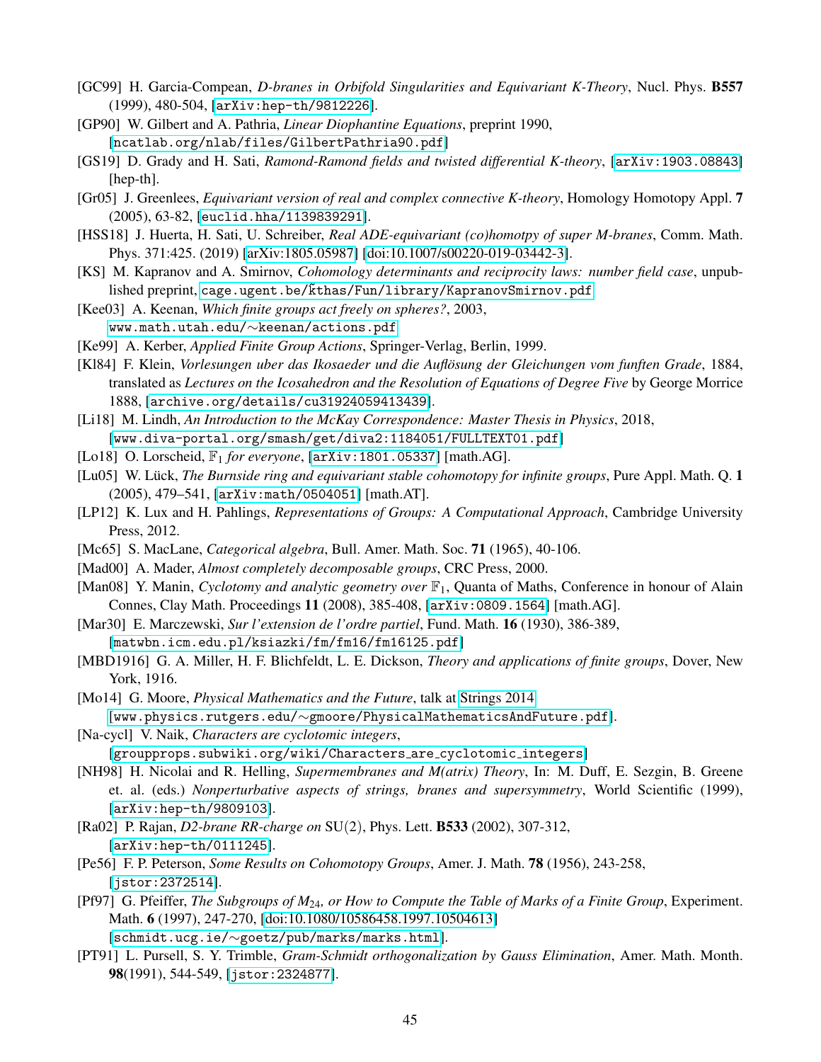[GC99] H. Garcia-Compean, *D-branes in Orbifold Singularities and Equivariant K-Theory*, Nucl. Phys. **B557** (1999), 480-504, [arXiv:hep-th/9812226].

[GP90] W. Gilbert and A. Pathria, *Linear Diophantine Equations*, preprint 1990, [ncatlab.org/nlab/files/GilbertPathria90.pdf]

[GS19] D. Grady and H. Sati, *Ramond-Ramond fields and twisted differential K-theory*, [arXiv:1903.08843] [hep-th].

[Gr05] J. Greenlees, *Equivariant version of real and complex connective K-theory*, Homology Homotopy Appl. **7** (2005), 63-82, [euclid.hha/1139839291].

[HSS18] J. Huerta, H. Sati, U. Schreiber, *Real ADE-equivariant (co)homotpy of super M-branes*, Comm. Math. Phys. 371:425. (2019) [arXiv:1805.05987] [doi:10.1007/s00220-019-03442-3].

[KS] M. Kapranov and A. Smirnov, *Cohomology determinants and reciprocity laws: number field case*, unpublished preprint, cage.ugent.be/~kthas/Fun/library/KapranovSmirnov.pdf

[Kee03] A. Keenan, *Which finite groups act freely on spheres?*, 2003, www.math.utah.edu/~keenan/actions.pdf

[Ke99] A. Kerber, *Applied Finite Group Actions*, Springer-Verlag, Berlin, 1999.

[Kl84] F. Klein, *Vorlesungen uber das Ikosaeder und die Auflösung der Gleichungen vom funften Grade*, 1884, translated as *Lectures on the Icosahedron and the Resolution of Equations of Degree Five* by George Morrice 1888, [archive.org/details/cu31924059413439].

[Li18] M. Lindh, *An Introduction to the McKay Correspondence: Master Thesis in Physics*, 2018, [www.diva-portal.org/smash/get/diva2:1184051/FULLTEXT01.pdf]

[Lo18] O. Lorscheid, $\mathbb{F}_1$ *for everyone*, [arXiv:1801.05337] [math.AG].

[Lu05] W. Lück, *The Burnside ring and equivariant stable cohomotopy for infinite groups*, Pure Appl. Math. Q. **1** (2005), 479–541, [arXiv:math/0504051] [math.AT].

[LP12] K. Lux and H. Pahlings, *Representations of Groups: A Computational Approach*, Cambridge University Press, 2012.

[Mc65] S. MacLane, *Categorical algebra*, Bull. Amer. Math. Soc. **71** (1965), 40-106.

[Mad00] A. Mader, *Almost completely decomposable groups*, CRC Press, 2000.

[Man08] Y. Manin, *Cyclotomy and analytic geometry over* $\mathbb{F}_1$, Quanta of Maths, Conference in honour of Alain Connes, Clay Math. Proceedings **11** (2008), 385-408, [arXiv:0809.1564] [math.AG].

[Mar30] E. Marczewski, *Sur l'extension de l'ordre partiel*, Fund. Math. **16** (1930), 386-389, [matwbn.icm.edu.pl/ksiazki/fm/fm16/fm16125.pdf]

[MBD1916] G. A. Miller, H. F. Blichfeldt, L. E. Dickson, *Theory and applications of finite groups*, Dover, New York, 1916.

[Mo14] G. Moore, *Physical Mathematics and the Future*, talk at Strings 2014 [www.physics.rutgers.edu/~gmoore/PhysicalMathematicsAndFuture.pdf].

[Na-cycl] V. Naik, *Characters are cyclotomic integers*, [groupprops.subwiki.org/wiki/Characters_are_cyclotomic_integers]

[NH98] H. Nicolai and R. Helling, *Supermembranes and M(atrix) Theory*, In: M. Duff, E. Sezgin, B. Greene et. al. (eds.) *Nonperturbative aspects of strings, branes and supersymmetry*, World Scientific (1999), [arXiv:hep-th/9809103].

[Ra02] P. Rajan, *D2-brane RR-charge on* SU(2), Phys. Lett. **B533** (2002), 307-312, [arXiv:hep-th/0111245].

[Pe56] F. P. Peterson, *Some Results on Cohomotopy Groups*, Amer. J. Math. **78** (1956), 243-258, [jstor:2372514].

[Pf97] G. Pfeiffer, *The Subgroups of* $M_{24}$*, or How to Compute the Table of Marks of a Finite Group*, Experiment. Math. **6** (1997), 247-270, [doi:10.1080/10586458.1997.10504613] [schmidt.ucg.ie/~goetz/pub/marks/marks.html].

[PT91] L. Pursell, S. Y. Trimble, *Gram-Schmidt orthogonalization by Gauss Elimination*, Amer. Math. Month. **98**(1991), 544-549, [jstor:2324877].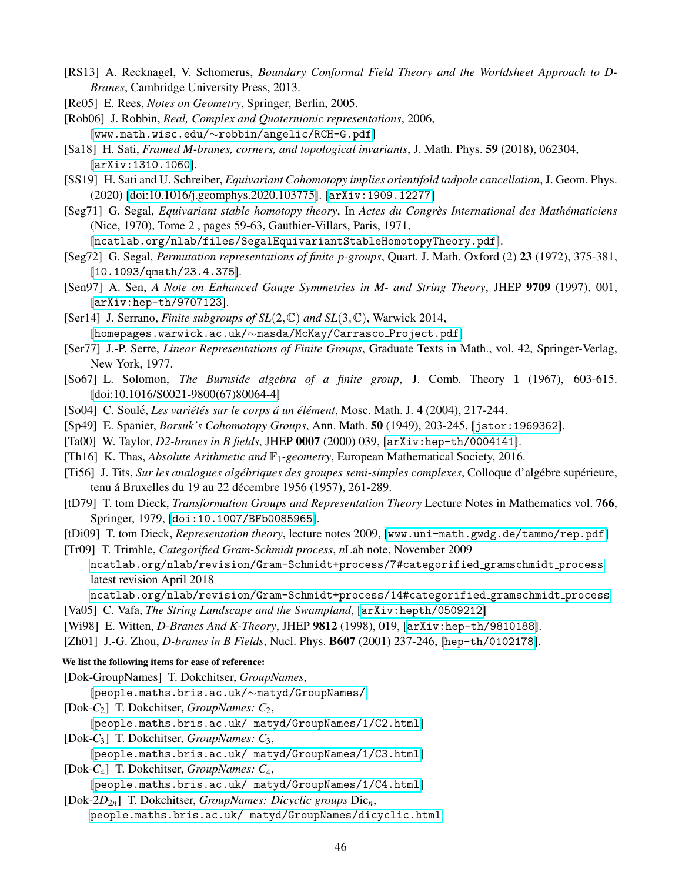[RS13] A. Recknagel, V. Schomerus, *Boundary Conformal Field Theory and the Worldsheet Approach to D-Branes*, Cambridge University Press, 2013.

[Re05] E. Rees, *Notes on Geometry*, Springer, Berlin, 2005.

[Rob06] J. Robbin, *Real, Complex and Quaternionic representations*, 2006, [www.math.wisc.edu/∼robbin/angelic/RCH-G.pdf]

[Sa18] H. Sati, *Framed M-branes, corners, and topological invariants*, J. Math. Phys. **59** (2018), 062304, [arXiv:1310.1060].

[SS19] H. Sati and U. Schreiber, *Equivariant Cohomotopy implies orientifold tadpole cancellation*, J. Geom. Phys. (2020) [doi:10.1016/j.geomphys.2020.103775]. [arXiv:1909.12277]

[Seg71] G. Segal, *Equivariant stable homotopy theory*, In *Actes du Congrès International des Mathématiciens* (Nice, 1970), Tome 2 , pages 59-63, Gauthier-Villars, Paris, 1971, [ncatlab.org/nlab/files/SegalEquivariantStableHomotopyTheory.pdf].

[Seg72] G. Segal, *Permutation representations of finite p-groups*, Quart. J. Math. Oxford (2) **23** (1972), 375-381, [10.1093/qmath/23.4.375].

[Sen97] A. Sen, *A Note on Enhanced Gauge Symmetries in M- and String Theory*, JHEP **9709** (1997), 001, [arXiv:hep-th/9707123].

[Ser14] J. Serrano, *Finite subgroups of $SL(2,\mathbb{C})$ and $SL(3,\mathbb{C})$*, Warwick 2014, [homepages.warwick.ac.uk/∼masda/McKay/Carrasco_Project.pdf]

[Ser77] J.-P. Serre, *Linear Representations of Finite Groups*, Graduate Texts in Math., vol. 42, Springer-Verlag, New York, 1977.

[So67] L. Solomon, *The Burnside algebra of a finite group*, J. Comb. Theory **1** (1967), 603-615. [doi:10.1016/S0021-9800(67)80064-4]

[So04] C. Soulé, *Les variétés sur le corps á un élément*, Mosc. Math. J. **4** (2004), 217-244.

[Sp49] E. Spanier, *Borsuk's Cohomotopy Groups*, Ann. Math. **50** (1949), 203-245, [jstor:1969362].

[Ta00] W. Taylor, *D2-branes in B fields*, JHEP **0007** (2000) 039, [arXiv:hep-th/0004141].

[Th16] K. Thas, *Absolute Arithmetic and $\mathbb{F}_1$-geometry*, European Mathematical Society, 2016.

[Ti56] J. Tits, *Sur les analogues algébriques des groupes semi-simples complexes*, Colloque d'algébre supérieure, tenu á Bruxelles du 19 au 22 décembre 1956 (1957), 261-289.

[tD79] T. tom Dieck, *Transformation Groups and Representation Theory* Lecture Notes in Mathematics vol. **766**, Springer, 1979, [doi:10.1007/BFb0085965].

[tDi09] T. tom Dieck, *Representation theory*, lecture notes 2009, [www.uni-math.gwdg.de/tammo/rep.pdf]

[Tr09] T. Trimble, *Categorified Gram-Schmidt process*, *n*Lab note, November 2009 ncatlab.org/nlab/revision/Gram-Schmidt+process/7#categorified_gramschmidt_process latest revision April 2018 ncatlab.org/nlab/revision/Gram-Schmidt+process/14#categorified_gramschmidt_process

[Va05] C. Vafa, *The String Landscape and the Swampland*, [arXiv:hepth/0509212]

[Wi98] E. Witten, *D-Branes And K-Theory*, JHEP **9812** (1998), 019, [arXiv:hep-th/9810188].

[Zh01] J.-G. Zhou, *D-branes in B Fields*, Nucl. Phys. **B607** (2001) 237-246, [hep-th/0102178].

**We list the following items for ease of reference:**

[Dok-GroupNames] T. Dokchitser, *GroupNames*, [people.maths.bris.ac.uk/∼matyd/GroupNames/

[Dok-$C_2$] T. Dokchitser, *GroupNames: $C_2$*, [people.maths.bris.ac.uk/ matyd/GroupNames/1/C2.html]

[Dok-$C_3$] T. Dokchitser, *GroupNames: $C_3$*, [people.maths.bris.ac.uk/ matyd/GroupNames/1/C3.html]

[Dok-$C_4$] T. Dokchitser, *GroupNames: $C_4$*, [people.maths.bris.ac.uk/ matyd/GroupNames/1/C4.html]

[Dok-$2D_{2n}$] T. Dokchitser, *GroupNames: Dicyclic groups* $\mathrm{Dic}_n$, people.maths.bris.ac.uk/ matyd/GroupNames/dicyclic.html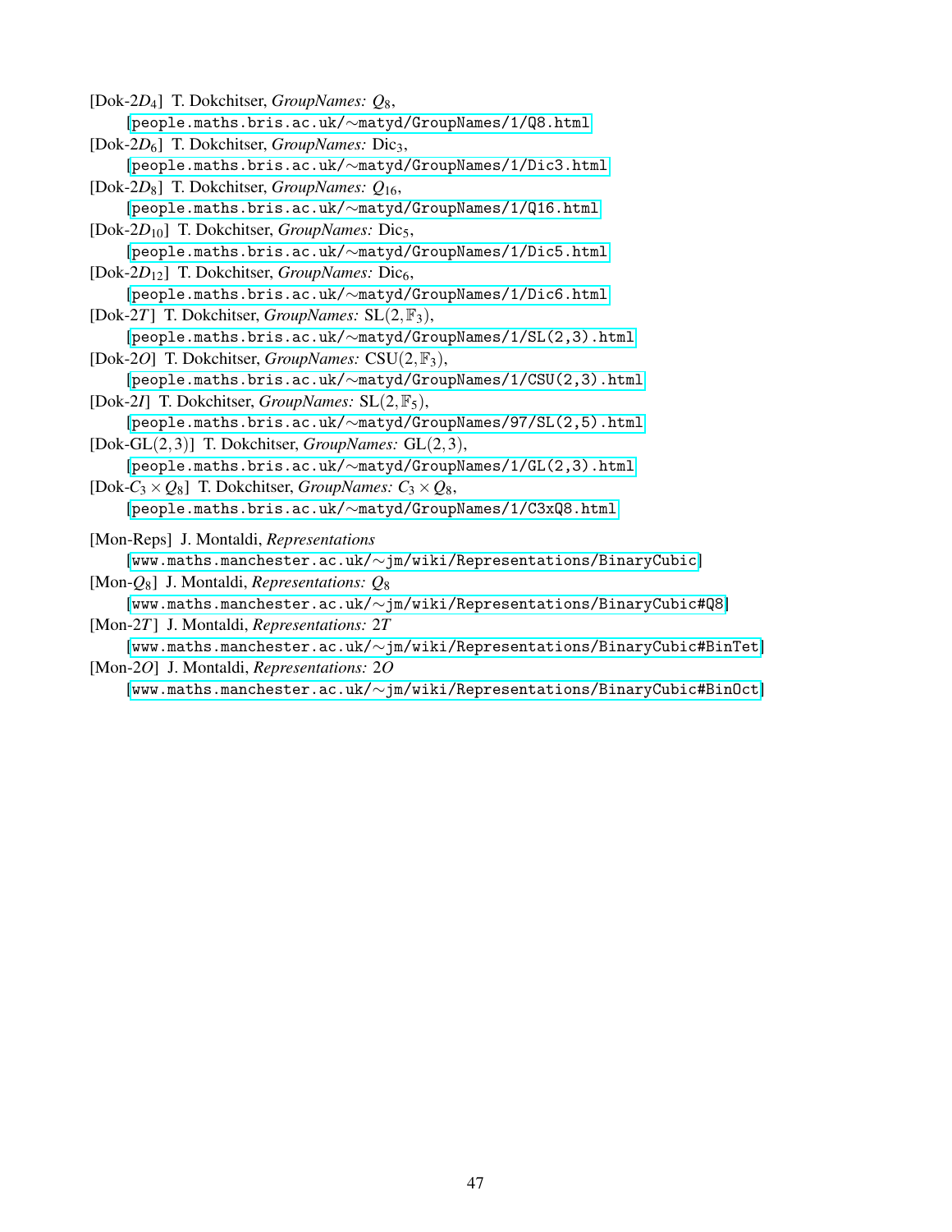[Dok-$2D_4$] T. Dokchitser, *GroupNames:* $Q_8$,
[people.maths.bris.ac.uk/∼matyd/GroupNames/1/Q8.html]

[Dok-$2D_6$] T. Dokchitser, *GroupNames:* $\mathrm{Dic}_3$,
[people.maths.bris.ac.uk/∼matyd/GroupNames/1/Dic3.html]

[Dok-$2D_8$] T. Dokchitser, *GroupNames:* $Q_{16}$,
[people.maths.bris.ac.uk/∼matyd/GroupNames/1/Q16.html]

[Dok-$2D_{10}$] T. Dokchitser, *GroupNames:* $\mathrm{Dic}_5$,
[people.maths.bris.ac.uk/∼matyd/GroupNames/1/Dic5.html]

[Dok-$2D_{12}$] T. Dokchitser, *GroupNames:* $\mathrm{Dic}_6$,
[people.maths.bris.ac.uk/∼matyd/GroupNames/1/Dic6.html]

[Dok-$2T$] T. Dokchitser, *GroupNames:* $\mathrm{SL}(2,\mathbb{F}_3)$,
[people.maths.bris.ac.uk/∼matyd/GroupNames/1/SL(2,3).html]

[Dok-$2O$] T. Dokchitser, *GroupNames:* $\mathrm{CSU}(2,\mathbb{F}_3)$,
[people.maths.bris.ac.uk/∼matyd/GroupNames/1/CSU(2,3).html]

[Dok-$2I$] T. Dokchitser, *GroupNames:* $\mathrm{SL}(2,\mathbb{F}_5)$,
[people.maths.bris.ac.uk/∼matyd/GroupNames/97/SL(2,5).html]

[Dok-$\mathrm{GL}(2,3)$] T. Dokchitser, *GroupNames:* $\mathrm{GL}(2,3)$,
[people.maths.bris.ac.uk/∼matyd/GroupNames/1/GL(2,3).html]

[Dok-$C_3 \times Q_8$] T. Dokchitser, *GroupNames:* $C_3 \times Q_8$,
[people.maths.bris.ac.uk/∼matyd/GroupNames/1/C3xQ8.html]

[Mon-Reps] J. Montaldi, *Representations*
[www.maths.manchester.ac.uk/∼jm/wiki/Representations/BinaryCubic]

[Mon-$Q_8$] J. Montaldi, *Representations:* $Q_8$
[www.maths.manchester.ac.uk/∼jm/wiki/Representations/BinaryCubic#Q8]

[Mon-$2T$] J. Montaldi, *Representations:* $2T$
[www.maths.manchester.ac.uk/∼jm/wiki/Representations/BinaryCubic#BinTet]

[Mon-$2O$] J. Montaldi, *Representations:* $2O$
[www.maths.manchester.ac.uk/∼jm/wiki/Representations/BinaryCubic#BinOct]